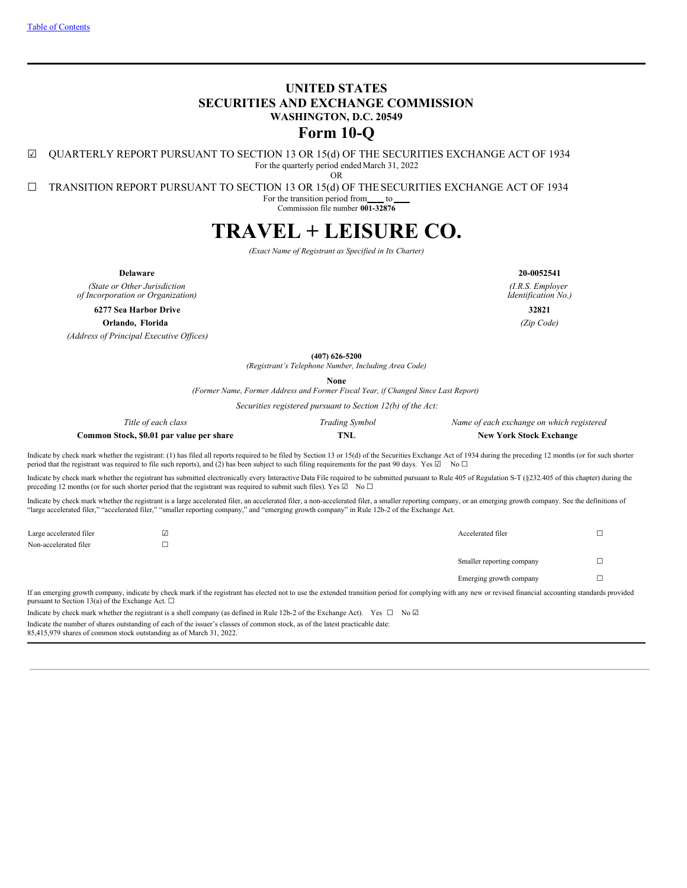# UNITED STATES
# SECURITIES AND EXCHANGE COMMISSION
## WASHINGTON, D.C. 20549
# Form 10-Q

☑ QUARTERLY REPORT PURSUANT TO SECTION 13 OR 15(d) OF THE SECURITIES EXCHANGE ACT OF 1934

For the quarterly period ended March 31, 2022

OR

☐ TRANSITION REPORT PURSUANT TO SECTION 13 OR 15(d) OF THE SECURITIES EXCHANGE ACT OF 1934

For the transition period from\_\_\_\_ to\_\_\_\_

Commission file number **001-32876**

# TRAVEL + LEISURE CO.

*(Exact Name of Registrant as Specified in Its Charter)*

| **Delaware** | **20-0052541** |
|---|---|
| *(State or Other Jurisdiction of Incorporation or Organization)* | *(I.R.S. Employer Identification No.)* |
| **6277 Sea Harbor Drive** | **32821** |
| **Orlando, Florida** | *(Zip Code)* |
| *(Address of Principal Executive Offices)* | |

**(407) 626-5200**

*(Registrant's Telephone Number, Including Area Code)*

**None**

*(Former Name, Former Address and Former Fiscal Year, if Changed Since Last Report)*

*Securities registered pursuant to Section 12(b) of the Act:*

| *Title of each class* | *Trading Symbol* | *Name of each exchange on which registered* |
|---|---|---|
| **Common Stock, $0.01 par value per share** | **TNL** | **New York Stock Exchange** |

Indicate by check mark whether the registrant: (1) has filed all reports required to be filed by Section 13 or 15(d) of the Securities Exchange Act of 1934 during the preceding 12 months (or for such shorter period that the registrant was required to file such reports), and (2) has been subject to such filing requirements for the past 90 days. Yes ☑ No ☐

Indicate by check mark whether the registrant has submitted electronically every Interactive Data File required to be submitted pursuant to Rule 405 of Regulation S-T (§232.405 of this chapter) during the preceding 12 months (or for such shorter period that the registrant was required to submit such files). Yes ☑ No ☐

Indicate by check mark whether the registrant is a large accelerated filer, an accelerated filer, a non-accelerated filer, a smaller reporting company, or an emerging growth company. See the definitions of "large accelerated filer," "accelerated filer," "smaller reporting company," and "emerging growth company" in Rule 12b-2 of the Exchange Act.

| | | | |
|---|---|---|---|
| Large accelerated filer | ☑ | Accelerated filer | ☐ |
| Non-accelerated filer | ☐ | | |
| | | Smaller reporting company | ☐ |
| | | Emerging growth company | ☐ |

If an emerging growth company, indicate by check mark if the registrant has elected not to use the extended transition period for complying with any new or revised financial accounting standards provided pursuant to Section 13(a) of the Exchange Act. ☐

Indicate by check mark whether the registrant is a shell company (as defined in Rule 12b-2 of the Exchange Act). Yes ☐ No ☑

Indicate the number of shares outstanding of each of the issuer's classes of common stock, as of the latest practicable date:
85,415,979 shares of common stock outstanding as of March 31, 2022.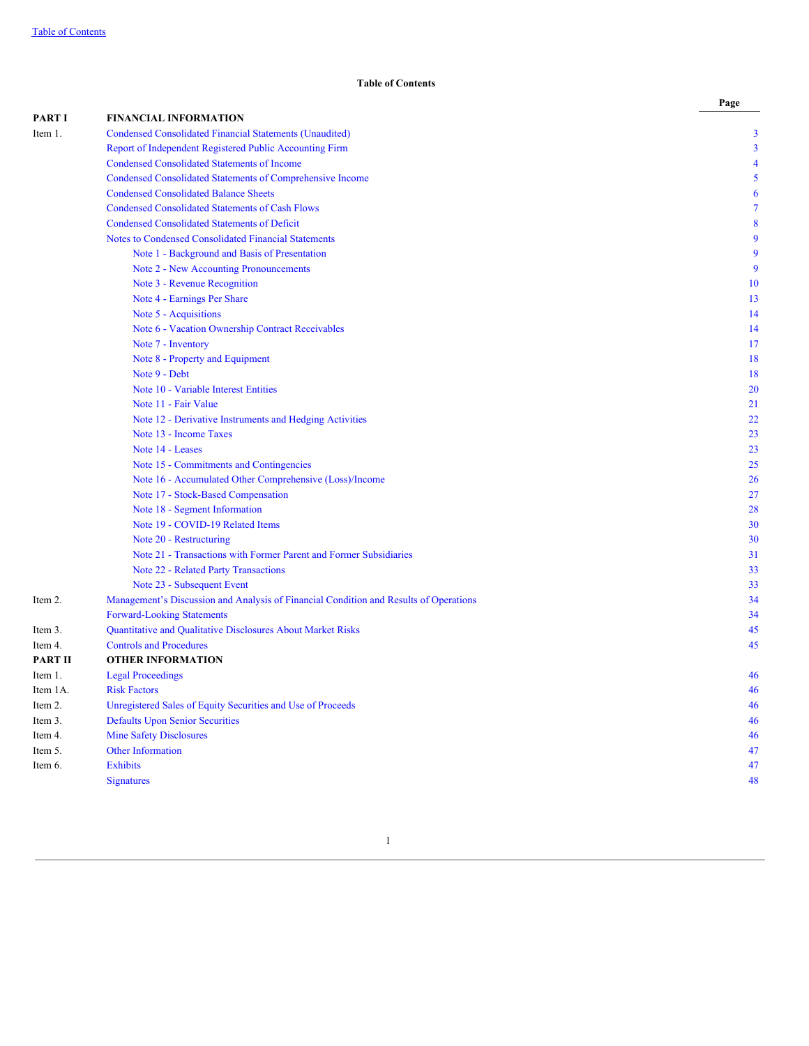## Table of Contents

| | | Page |
|---|---|---|
| **PART I** | **FINANCIAL INFORMATION** | |
| Item 1. | Condensed Consolidated Financial Statements (Unaudited) | 3 |
| | Report of Independent Registered Public Accounting Firm | 3 |
| | Condensed Consolidated Statements of Income | 4 |
| | Condensed Consolidated Statements of Comprehensive Income | 5 |
| | Condensed Consolidated Balance Sheets | 6 |
| | Condensed Consolidated Statements of Cash Flows | 7 |
| | Condensed Consolidated Statements of Deficit | 8 |
| | Notes to Condensed Consolidated Financial Statements | 9 |
| | Note 1 - Background and Basis of Presentation | 9 |
| | Note 2 - New Accounting Pronouncements | 9 |
| | Note 3 - Revenue Recognition | 10 |
| | Note 4 - Earnings Per Share | 13 |
| | Note 5 - Acquisitions | 14 |
| | Note 6 - Vacation Ownership Contract Receivables | 14 |
| | Note 7 - Inventory | 17 |
| | Note 8 - Property and Equipment | 18 |
| | Note 9 - Debt | 18 |
| | Note 10 - Variable Interest Entities | 20 |
| | Note 11 - Fair Value | 21 |
| | Note 12 - Derivative Instruments and Hedging Activities | 22 |
| | Note 13 - Income Taxes | 23 |
| | Note 14 - Leases | 23 |
| | Note 15 - Commitments and Contingencies | 25 |
| | Note 16 - Accumulated Other Comprehensive (Loss)/Income | 26 |
| | Note 17 - Stock-Based Compensation | 27 |
| | Note 18 - Segment Information | 28 |
| | Note 19 - COVID-19 Related Items | 30 |
| | Note 20 - Restructuring | 30 |
| | Note 21 - Transactions with Former Parent and Former Subsidiaries | 31 |
| | Note 22 - Related Party Transactions | 33 |
| | Note 23 - Subsequent Event | 33 |
| Item 2. | Management's Discussion and Analysis of Financial Condition and Results of Operations | 34 |
| | Forward-Looking Statements | 34 |
| Item 3. | Quantitative and Qualitative Disclosures About Market Risks | 45 |
| Item 4. | Controls and Procedures | 45 |
| **PART II** | **OTHER INFORMATION** | |
| Item 1. | Legal Proceedings | 46 |
| Item 1A. | Risk Factors | 46 |
| Item 2. | Unregistered Sales of Equity Securities and Use of Proceeds | 46 |
| Item 3. | Defaults Upon Senior Securities | 46 |
| Item 4. | Mine Safety Disclosures | 46 |
| Item 5. | Other Information | 47 |
| Item 6. | Exhibits | 47 |
| | Signatures | 48 |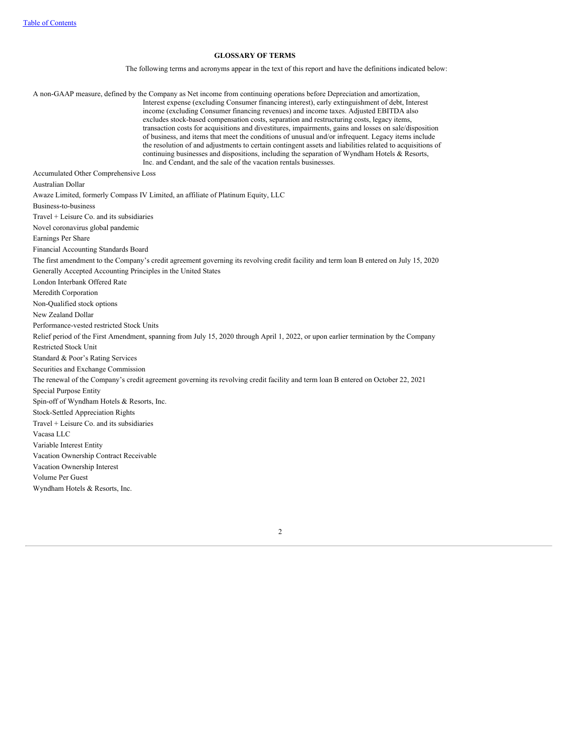**GLOSSARY OF TERMS**

The following terms and acronyms appear in the text of this report and have the definitions indicated below:

A non-GAAP measure, defined by the Company as Net income from continuing operations before Depreciation and amortization, Interest expense (excluding Consumer financing interest), early extinguishment of debt, Interest income (excluding Consumer financing revenues) and income taxes. Adjusted EBITDA also excludes stock-based compensation costs, separation and restructuring costs, legacy items, transaction costs for acquisitions and divestitures, impairments, gains and losses on sale/disposition of business, and items that meet the conditions of unusual and/or infrequent. Legacy items include the resolution of and adjustments to certain contingent assets and liabilities related to acquisitions of continuing businesses and dispositions, including the separation of Wyndham Hotels & Resorts, Inc. and Cendant, and the sale of the vacation rentals businesses.

Accumulated Other Comprehensive Loss

Australian Dollar

Awaze Limited, formerly Compass IV Limited, an affiliate of Platinum Equity, LLC

Business-to-business

Travel + Leisure Co. and its subsidiaries

Novel coronavirus global pandemic

Earnings Per Share

Financial Accounting Standards Board

The first amendment to the Company's credit agreement governing its revolving credit facility and term loan B entered on July 15, 2020

Generally Accepted Accounting Principles in the United States

London Interbank Offered Rate

Meredith Corporation

Non-Qualified stock options

New Zealand Dollar

Performance-vested restricted Stock Units

Relief period of the First Amendment, spanning from July 15, 2020 through April 1, 2022, or upon earlier termination by the Company

Restricted Stock Unit

Standard & Poor's Rating Services

Securities and Exchange Commission

The renewal of the Company's credit agreement governing its revolving credit facility and term loan B entered on October 22, 2021

Special Purpose Entity

Spin-off of Wyndham Hotels & Resorts, Inc.

Stock-Settled Appreciation Rights

Travel + Leisure Co. and its subsidiaries

Vacasa LLC

Variable Interest Entity

Vacation Ownership Contract Receivable

Vacation Ownership Interest

Volume Per Guest

Wyndham Hotels & Resorts, Inc.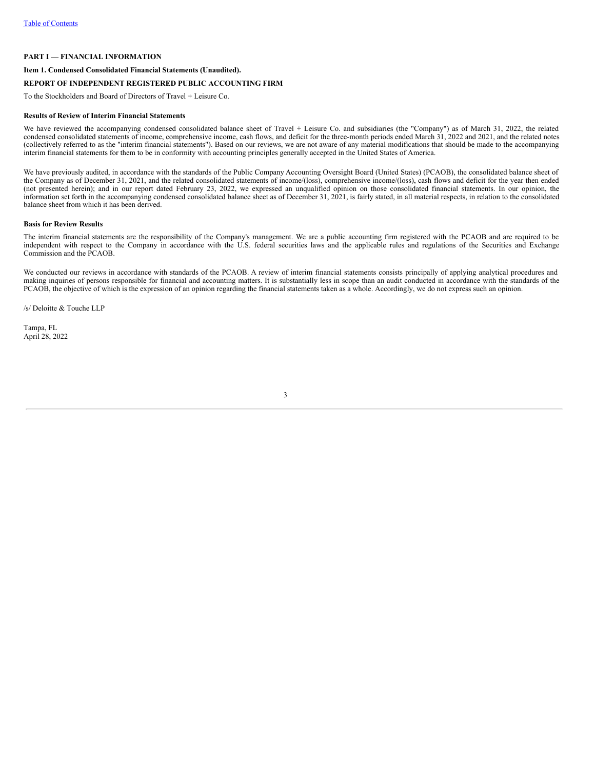[Table of Contents](#)

**PART I — FINANCIAL INFORMATION**

**Item 1. Condensed Consolidated Financial Statements (Unaudited).**

**REPORT OF INDEPENDENT REGISTERED PUBLIC ACCOUNTING FIRM**

To the Stockholders and Board of Directors of Travel + Leisure Co.

**Results of Review of Interim Financial Statements**

We have reviewed the accompanying condensed consolidated balance sheet of Travel + Leisure Co. and subsidiaries (the "Company") as of March 31, 2022, the related condensed consolidated statements of income, comprehensive income, cash flows, and deficit for the three-month periods ended March 31, 2022 and 2021, and the related notes (collectively referred to as the "interim financial statements"). Based on our reviews, we are not aware of any material modifications that should be made to the accompanying interim financial statements for them to be in conformity with accounting principles generally accepted in the United States of America.

We have previously audited, in accordance with the standards of the Public Company Accounting Oversight Board (United States) (PCAOB), the consolidated balance sheet of the Company as of December 31, 2021, and the related consolidated statements of income/(loss), comprehensive income/(loss), cash flows and deficit for the year then ended (not presented herein); and in our report dated February 23, 2022, we expressed an unqualified opinion on those consolidated financial statements. In our opinion, the information set forth in the accompanying condensed consolidated balance sheet as of December 31, 2021, is fairly stated, in all material respects, in relation to the consolidated balance sheet from which it has been derived.

**Basis for Review Results**

The interim financial statements are the responsibility of the Company's management. We are a public accounting firm registered with the PCAOB and are required to be independent with respect to the Company in accordance with the U.S. federal securities laws and the applicable rules and regulations of the Securities and Exchange Commission and the PCAOB.

We conducted our reviews in accordance with standards of the PCAOB. A review of interim financial statements consists principally of applying analytical procedures and making inquiries of persons responsible for financial and accounting matters. It is substantially less in scope than an audit conducted in accordance with the standards of the PCAOB, the objective of which is the expression of an opinion regarding the financial statements taken as a whole. Accordingly, we do not express such an opinion.

/s/ Deloitte & Touche LLP

Tampa, FL
April 28, 2022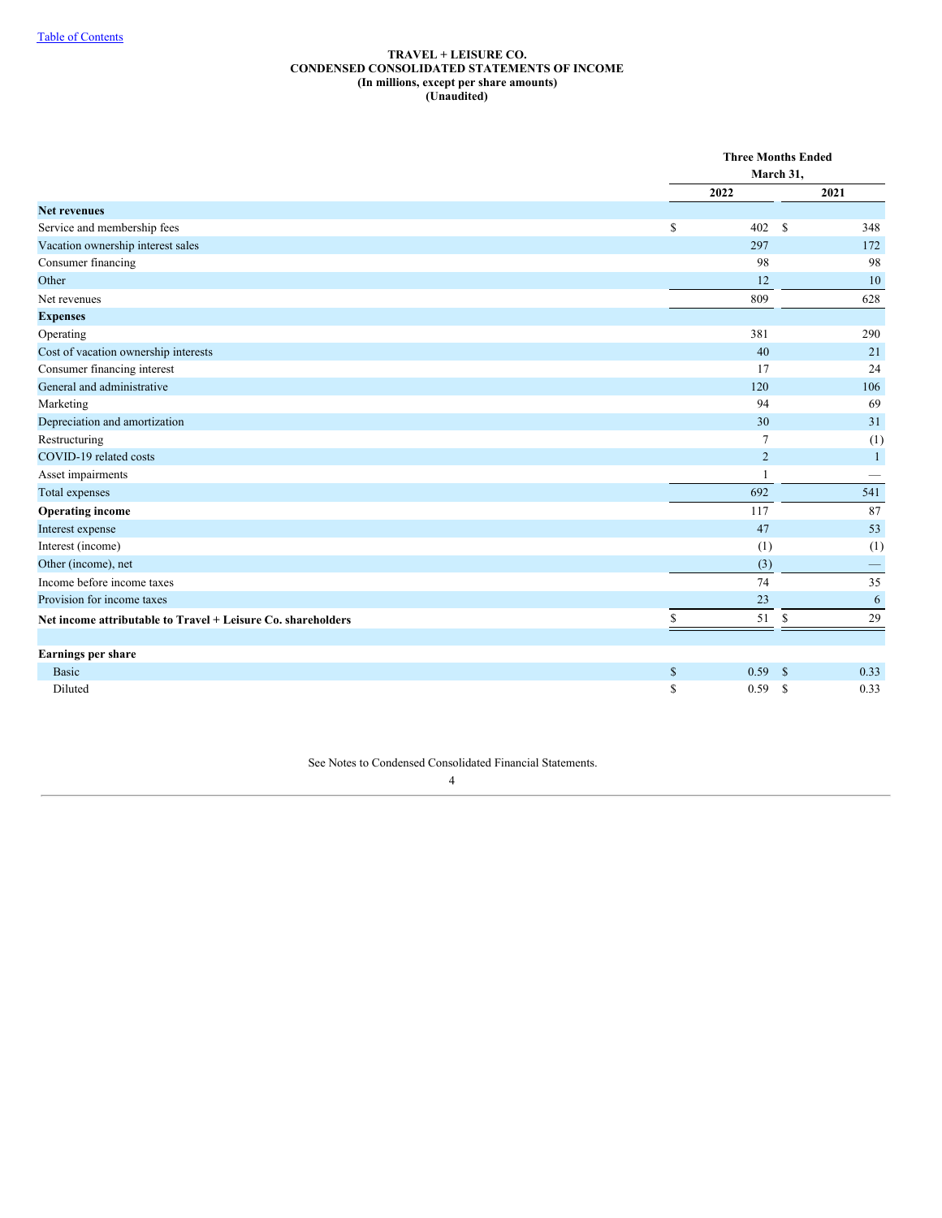**TRAVEL + LEISURE CO.**
**CONDENSED CONSOLIDATED STATEMENTS OF INCOME**
**(In millions, except per share amounts)**
**(Unaudited)**

| | Three Months Ended March 31, | |
|---|---|---|
| | 2022 | 2021 |
| **Net revenues** | | |
| Service and membership fees | $ 402 | $ 348 |
| Vacation ownership interest sales | 297 | 172 |
| Consumer financing | 98 | 98 |
| Other | 12 | 10 |
| Net revenues | 809 | 628 |
| **Expenses** | | |
| Operating | 381 | 290 |
| Cost of vacation ownership interests | 40 | 21 |
| Consumer financing interest | 17 | 24 |
| General and administrative | 120 | 106 |
| Marketing | 94 | 69 |
| Depreciation and amortization | 30 | 31 |
| Restructuring | 7 | (1) |
| COVID-19 related costs | 2 | 1 |
| Asset impairments | 1 | — |
| Total expenses | 692 | 541 |
| **Operating income** | 117 | 87 |
| Interest expense | 47 | 53 |
| Interest (income) | (1) | (1) |
| Other (income), net | (3) | — |
| Income before income taxes | 74 | 35 |
| Provision for income taxes | 23 | 6 |
| **Net income attributable to Travel + Leisure Co. shareholders** | $ 51 | $ 29 |
| | | |
| **Earnings per share** | | |
| Basic | $ 0.59 | $ 0.33 |
| Diluted | $ 0.59 | $ 0.33 |

See Notes to Condensed Consolidated Financial Statements.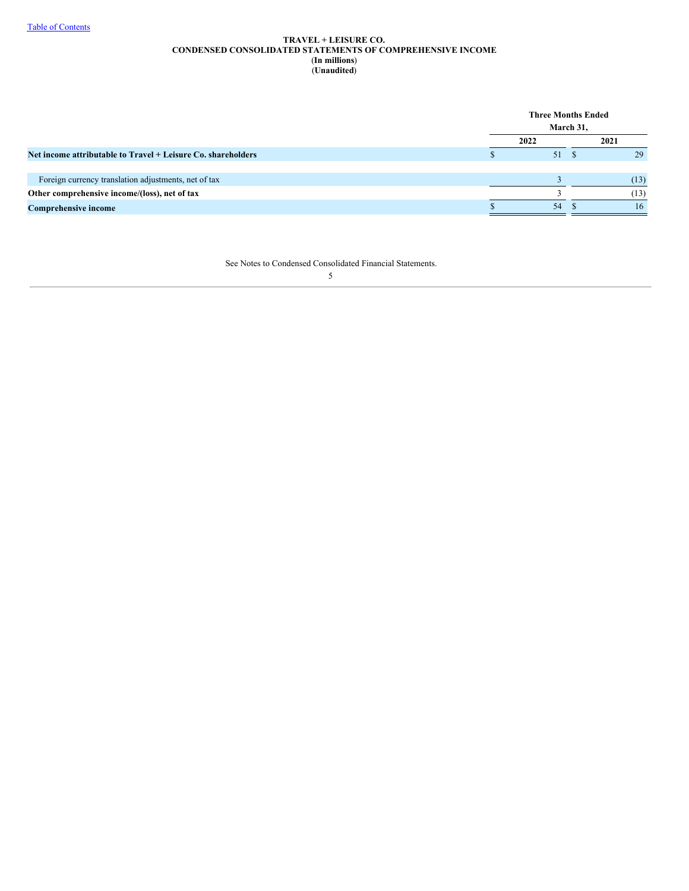Table of Contents

# TRAVEL + LEISURE CO.
## CONDENSED CONSOLIDATED STATEMENTS OF COMPREHENSIVE INCOME
**(In millions)**
**(Unaudited)**

| | Three Months Ended March 31, | |
|---|---|---|
| | 2022 | 2021 |
| **Net income attributable to Travel + Leisure Co. shareholders** | $ 51 | $ 29 |
| | | |
| Foreign currency translation adjustments, net of tax | 3 | (13) |
| **Other comprehensive income/(loss), net of tax** | 3 | (13) |
| **Comprehensive income** | $ 54 | $ 16 |

See Notes to Condensed Consolidated Financial Statements.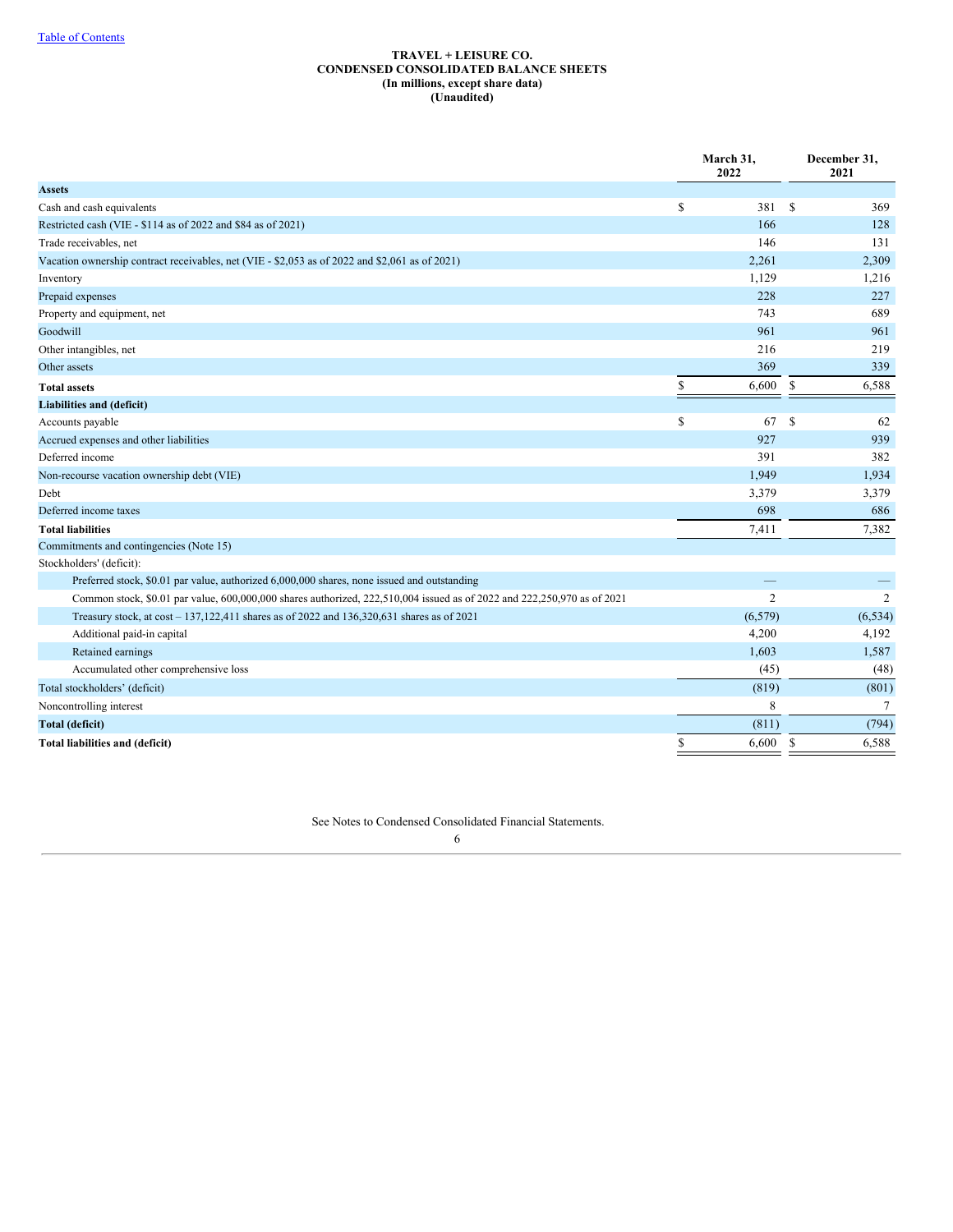Table of Contents

# TRAVEL + LEISURE CO.
## CONDENSED CONSOLIDATED BALANCE SHEETS
### (In millions, except share data)
### (Unaudited)

| | March 31, 2022 | December 31, 2021 |
|---|---|---|
| **Assets** | | |
| Cash and cash equivalents | $ 381 | $ 369 |
| Restricted cash (VIE - $114 as of 2022 and $84 as of 2021) | 166 | 128 |
| Trade receivables, net | 146 | 131 |
| Vacation ownership contract receivables, net (VIE - $2,053 as of 2022 and $2,061 as of 2021) | 2,261 | 2,309 |
| Inventory | 1,129 | 1,216 |
| Prepaid expenses | 228 | 227 |
| Property and equipment, net | 743 | 689 |
| Goodwill | 961 | 961 |
| Other intangibles, net | 216 | 219 |
| Other assets | 369 | 339 |
| **Total assets** | $ 6,600 | $ 6,588 |
| **Liabilities and (deficit)** | | |
| Accounts payable | $ 67 | $ 62 |
| Accrued expenses and other liabilities | 927 | 939 |
| Deferred income | 391 | 382 |
| Non-recourse vacation ownership debt (VIE) | 1,949 | 1,934 |
| Debt | 3,379 | 3,379 |
| Deferred income taxes | 698 | 686 |
| **Total liabilities** | 7,411 | 7,382 |
| Commitments and contingencies (Note 15) | | |
| Stockholders' (deficit): | | |
| Preferred stock, $0.01 par value, authorized 6,000,000 shares, none issued and outstanding | — | — |
| Common stock, $0.01 par value, 600,000,000 shares authorized, 222,510,004 issued as of 2022 and 222,250,970 as of 2021 | 2 | 2 |
| Treasury stock, at cost – 137,122,411 shares as of 2022 and 136,320,631 shares as of 2021 | (6,579) | (6,534) |
| Additional paid-in capital | 4,200 | 4,192 |
| Retained earnings | 1,603 | 1,587 |
| Accumulated other comprehensive loss | (45) | (48) |
| Total stockholders' (deficit) | (819) | (801) |
| Noncontrolling interest | 8 | 7 |
| **Total (deficit)** | (811) | (794) |
| **Total liabilities and (deficit)** | $ 6,600 | $ 6,588 |

See Notes to Condensed Consolidated Financial Statements.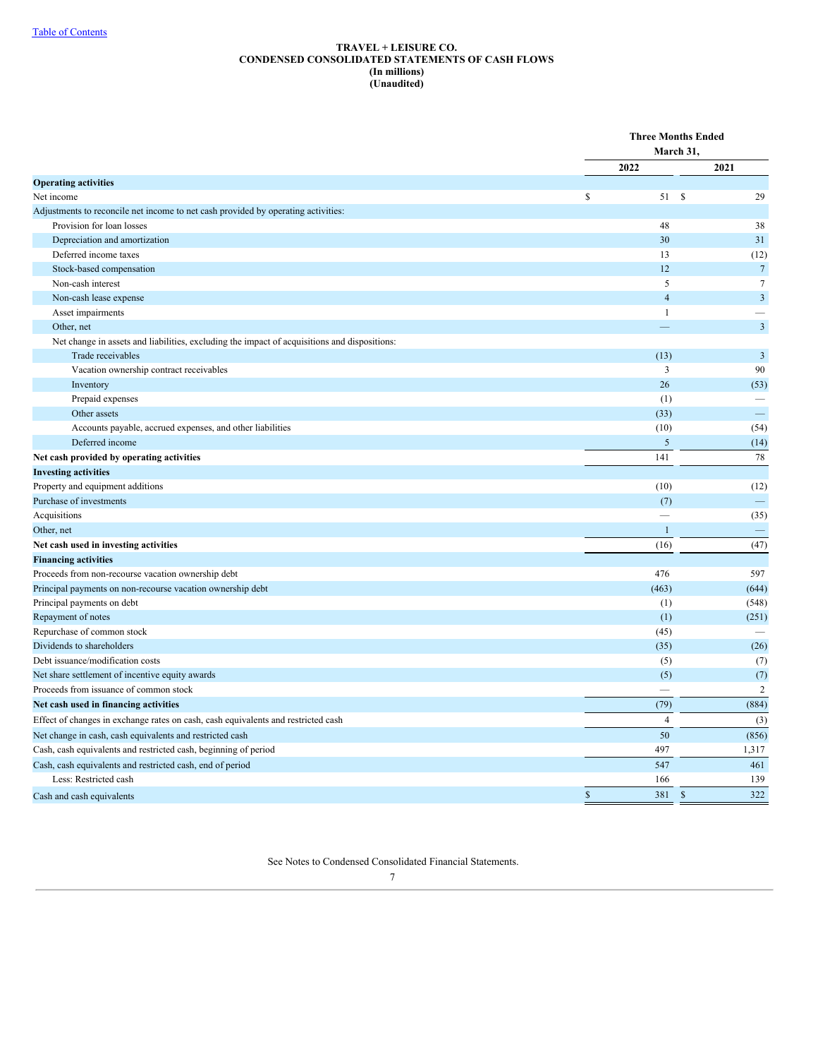[Table of Contents](#)

# TRAVEL + LEISURE CO.
## CONDENSED CONSOLIDATED STATEMENTS OF CASH FLOWS
**(In millions)**
**(Unaudited)**

| | Three Months Ended March 31, | |
|---|---|---|
| | 2022 | 2021 |
| **Operating activities** | | |
| Net income | $ 51 | $ 29 |
| Adjustments to reconcile net income to net cash provided by operating activities: | | |
| Provision for loan losses | 48 | 38 |
| Depreciation and amortization | 30 | 31 |
| Deferred income taxes | 13 | (12) |
| Stock-based compensation | 12 | 7 |
| Non-cash interest | 5 | 7 |
| Non-cash lease expense | 4 | 3 |
| Asset impairments | 1 | — |
| Other, net | — | 3 |
| Net change in assets and liabilities, excluding the impact of acquisitions and dispositions: | | |
| Trade receivables | (13) | 3 |
| Vacation ownership contract receivables | 3 | 90 |
| Inventory | 26 | (53) |
| Prepaid expenses | (1) | — |
| Other assets | (33) | — |
| Accounts payable, accrued expenses, and other liabilities | (10) | (54) |
| Deferred income | 5 | (14) |
| **Net cash provided by operating activities** | 141 | 78 |
| **Investing activities** | | |
| Property and equipment additions | (10) | (12) |
| Purchase of investments | (7) | — |
| Acquisitions | — | (35) |
| Other, net | 1 | — |
| **Net cash used in investing activities** | (16) | (47) |
| **Financing activities** | | |
| Proceeds from non-recourse vacation ownership debt | 476 | 597 |
| Principal payments on non-recourse vacation ownership debt | (463) | (644) |
| Principal payments on debt | (1) | (548) |
| Repayment of notes | (1) | (251) |
| Repurchase of common stock | (45) | — |
| Dividends to shareholders | (35) | (26) |
| Debt issuance/modification costs | (5) | (7) |
| Net share settlement of incentive equity awards | (5) | (7) |
| Proceeds from issuance of common stock | — | 2 |
| **Net cash used in financing activities** | (79) | (884) |
| Effect of changes in exchange rates on cash, cash equivalents and restricted cash | 4 | (3) |
| Net change in cash, cash equivalents and restricted cash | 50 | (856) |
| Cash, cash equivalents and restricted cash, beginning of period | 497 | 1,317 |
| Cash, cash equivalents and restricted cash, end of period | 547 | 461 |
| Less: Restricted cash | 166 | 139 |
| Cash and cash equivalents | $ 381 | $ 322 |

See Notes to Condensed Consolidated Financial Statements.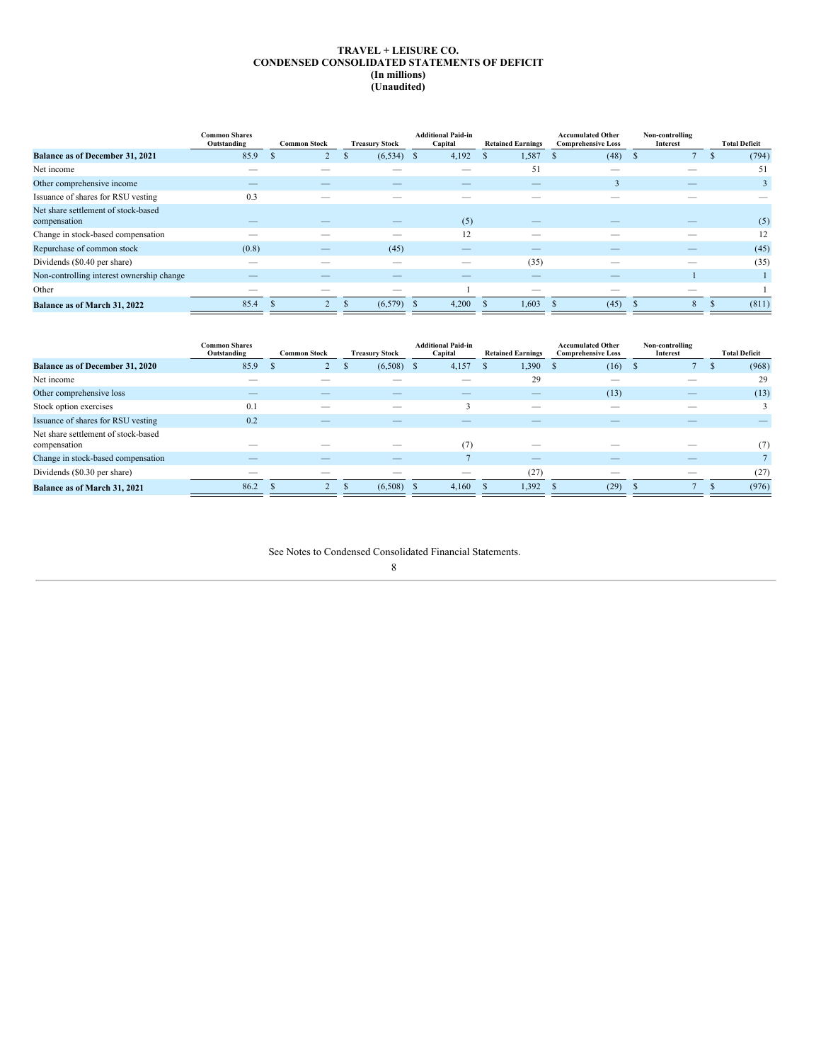# TRAVEL + LEISURE CO.
## CONDENSED CONSOLIDATED STATEMENTS OF DEFICIT
### (In millions)
### (Unaudited)

| | Common Shares Outstanding | Common Stock | Treasury Stock | Additional Paid-in Capital | Retained Earnings | Accumulated Other Comprehensive Loss | Non-controlling Interest | Total Deficit |
|---|---|---|---|---|---|---|---|---|
| **Balance as of December 31, 2021** | 85.9 | $ 2 | $ (6,534) | $ 4,192 | $ 1,587 | $ (48) | $ 7 | $ (794) |
| Net income | — | — | — | — | 51 | — | — | 51 |
| Other comprehensive income | — | — | — | — | — | 3 | — | 3 |
| Issuance of shares for RSU vesting | 0.3 | — | — | — | — | — | — | — |
| Net share settlement of stock-based compensation | — | — | — | (5) | — | — | — | (5) |
| Change in stock-based compensation | — | — | — | 12 | — | — | — | 12 |
| Repurchase of common stock | (0.8) | — | (45) | — | — | — | — | (45) |
| Dividends ($0.40 per share) | — | — | — | — | (35) | — | — | (35) |
| Non-controlling interest ownership change | — | — | — | — | — | — | 1 | 1 |
| Other | — | — | — | 1 | — | — | — | 1 |
| **Balance as of March 31, 2022** | 85.4 | $ 2 | $ (6,579) | $ 4,200 | $ 1,603 | $ (45) | $ 8 | $ (811) |

| | Common Shares Outstanding | Common Stock | Treasury Stock | Additional Paid-in Capital | Retained Earnings | Accumulated Other Comprehensive Loss | Non-controlling Interest | Total Deficit |
|---|---|---|---|---|---|---|---|---|
| **Balance as of December 31, 2020** | 85.9 | $ 2 | $ (6,508) | $ 4,157 | $ 1,390 | $ (16) | $ 7 | $ (968) |
| Net income | — | — | — | — | 29 | — | — | 29 |
| Other comprehensive loss | — | — | — | — | — | (13) | — | (13) |
| Stock option exercises | 0.1 | — | — | 3 | — | — | — | 3 |
| Issuance of shares for RSU vesting | 0.2 | — | — | — | — | — | — | — |
| Net share settlement of stock-based compensation | — | — | — | (7) | — | — | — | (7) |
| Change in stock-based compensation | — | — | — | 7 | — | — | — | 7 |
| Dividends ($0.30 per share) | — | — | — | — | (27) | — | — | (27) |
| **Balance as of March 31, 2021** | 86.2 | $ 2 | $ (6,508) | $ 4,160 | $ 1,392 | $ (29) | $ 7 | $ (976) |

See Notes to Condensed Consolidated Financial Statements.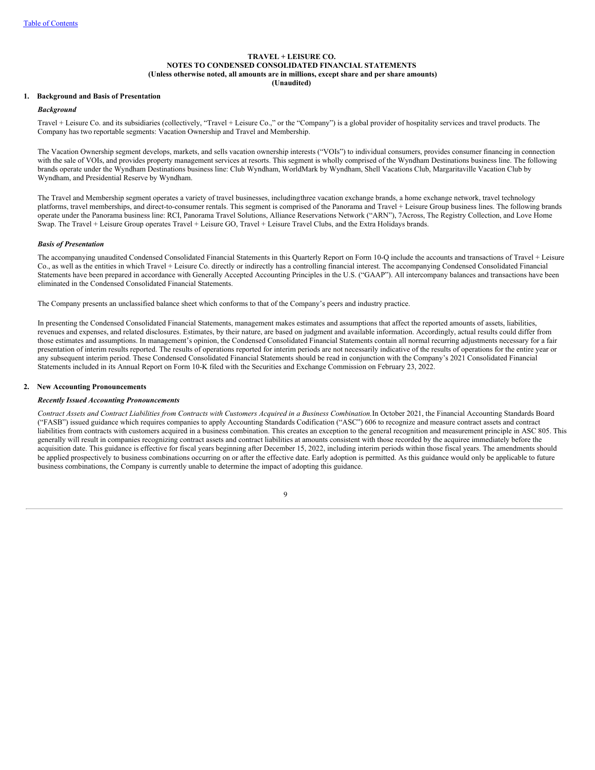**TRAVEL + LEISURE CO.**
**NOTES TO CONDENSED CONSOLIDATED FINANCIAL STATEMENTS**
**(Unless otherwise noted, all amounts are in millions, except share and per share amounts)**
**(Unaudited)**

## 1. Background and Basis of Presentation

### *Background*

Travel + Leisure Co. and its subsidiaries (collectively, "Travel + Leisure Co.," or the "Company") is a global provider of hospitality services and travel products. The Company has two reportable segments: Vacation Ownership and Travel and Membership.

The Vacation Ownership segment develops, markets, and sells vacation ownership interests ("VOIs") to individual consumers, provides consumer financing in connection with the sale of VOIs, and provides property management services at resorts. This segment is wholly comprised of the Wyndham Destinations business line. The following brands operate under the Wyndham Destinations business line: Club Wyndham, WorldMark by Wyndham, Shell Vacations Club, Margaritaville Vacation Club by Wyndham, and Presidential Reserve by Wyndham.

The Travel and Membership segment operates a variety of travel businesses, includingthree vacation exchange brands, a home exchange network, travel technology platforms, travel memberships, and direct-to-consumer rentals. This segment is comprised of the Panorama and Travel + Leisure Group business lines. The following brands operate under the Panorama business line: RCI, Panorama Travel Solutions, Alliance Reservations Network ("ARN"), 7Across, The Registry Collection, and Love Home Swap. The Travel + Leisure Group operates Travel + Leisure GO, Travel + Leisure Travel Clubs, and the Extra Holidays brands.

### *Basis of Presentation*

The accompanying unaudited Condensed Consolidated Financial Statements in this Quarterly Report on Form 10-Q include the accounts and transactions of Travel + Leisure Co., as well as the entities in which Travel + Leisure Co. directly or indirectly has a controlling financial interest. The accompanying Condensed Consolidated Financial Statements have been prepared in accordance with Generally Accepted Accounting Principles in the U.S. ("GAAP"). All intercompany balances and transactions have been eliminated in the Condensed Consolidated Financial Statements.

The Company presents an unclassified balance sheet which conforms to that of the Company's peers and industry practice.

In presenting the Condensed Consolidated Financial Statements, management makes estimates and assumptions that affect the reported amounts of assets, liabilities, revenues and expenses, and related disclosures. Estimates, by their nature, are based on judgment and available information. Accordingly, actual results could differ from those estimates and assumptions. In management's opinion, the Condensed Consolidated Financial Statements contain all normal recurring adjustments necessary for a fair presentation of interim results reported. The results of operations reported for interim periods are not necessarily indicative of the results of operations for the entire year or any subsequent interim period. These Condensed Consolidated Financial Statements should be read in conjunction with the Company's 2021 Consolidated Financial Statements included in its Annual Report on Form 10-K filed with the Securities and Exchange Commission on February 23, 2022.

## 2. New Accounting Pronouncements

### *Recently Issued Accounting Pronouncements*

*Contract Assets and Contract Liabilities from Contracts with Customers Acquired in a Business Combination.* In October 2021, the Financial Accounting Standards Board ("FASB") issued guidance which requires companies to apply Accounting Standards Codification ("ASC") 606 to recognize and measure contract assets and contract liabilities from contracts with customers acquired in a business combination. This creates an exception to the general recognition and measurement principle in ASC 805. This generally will result in companies recognizing contract assets and contract liabilities at amounts consistent with those recorded by the acquiree immediately before the acquisition date. This guidance is effective for fiscal years beginning after December 15, 2022, including interim periods within those fiscal years. The amendments should be applied prospectively to business combinations occurring on or after the effective date. Early adoption is permitted. As this guidance would only be applicable to future business combinations, the Company is currently unable to determine the impact of adopting this guidance.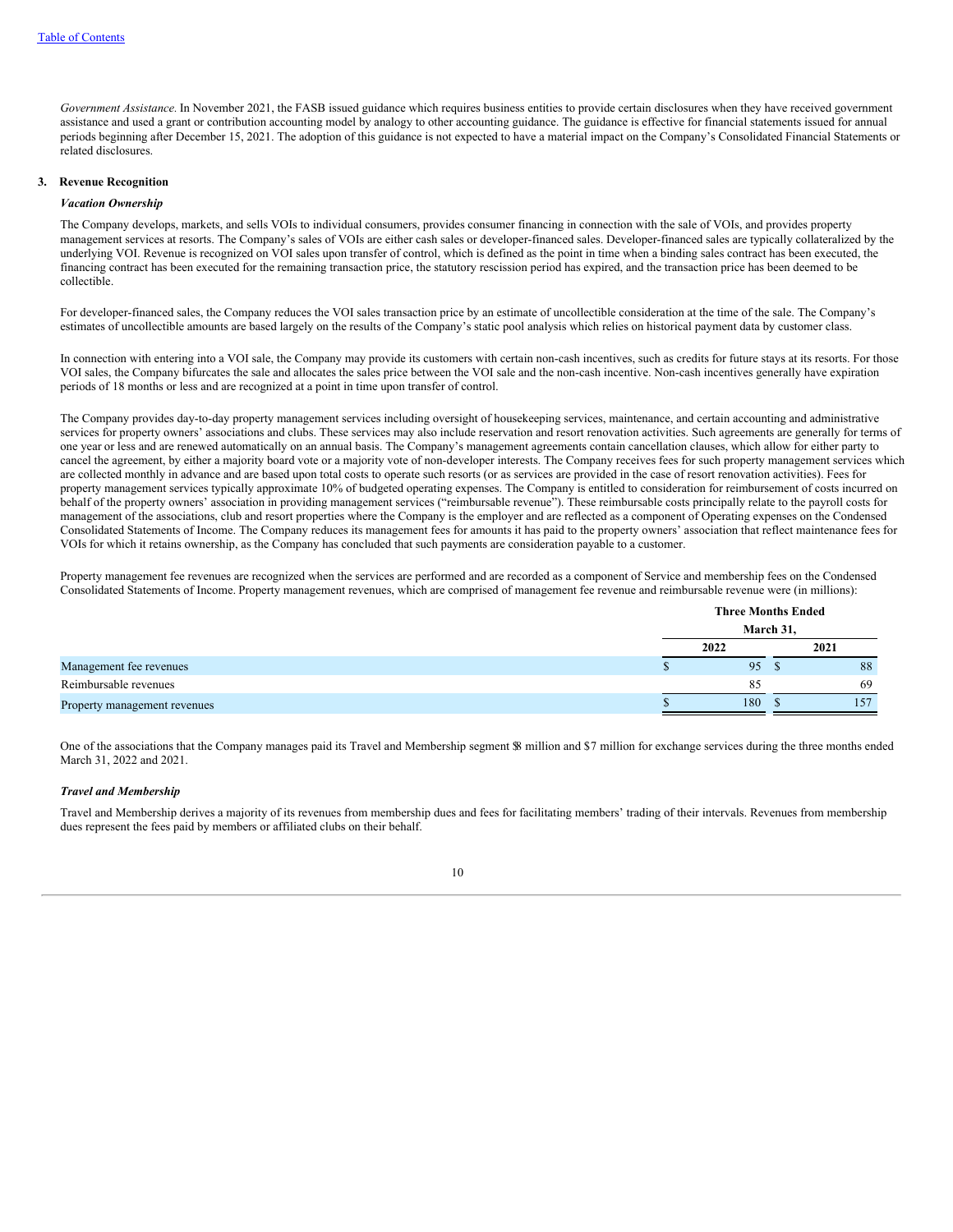*Government Assistance*. In November 2021, the FASB issued guidance which requires business entities to provide certain disclosures when they have received government assistance and used a grant or contribution accounting model by analogy to other accounting guidance. The guidance is effective for financial statements issued for annual periods beginning after December 15, 2021. The adoption of this guidance is not expected to have a material impact on the Company's Consolidated Financial Statements or related disclosures.

**3. Revenue Recognition**

***Vacation Ownership***

The Company develops, markets, and sells VOIs to individual consumers, provides consumer financing in connection with the sale of VOIs, and provides property management services at resorts. The Company's sales of VOIs are either cash sales or developer-financed sales. Developer-financed sales are typically collateralized by the underlying VOI. Revenue is recognized on VOI sales upon transfer of control, which is defined as the point in time when a binding sales contract has been executed, the financing contract has been executed for the remaining transaction price, the statutory rescission period has expired, and the transaction price has been deemed to be collectible.

For developer-financed sales, the Company reduces the VOI sales transaction price by an estimate of uncollectible consideration at the time of the sale. The Company's estimates of uncollectible amounts are based largely on the results of the Company's static pool analysis which relies on historical payment data by customer class.

In connection with entering into a VOI sale, the Company may provide its customers with certain non-cash incentives, such as credits for future stays at its resorts. For those VOI sales, the Company bifurcates the sale and allocates the sales price between the VOI sale and the non-cash incentive. Non-cash incentives generally have expiration periods of 18 months or less and are recognized at a point in time upon transfer of control.

The Company provides day-to-day property management services including oversight of housekeeping services, maintenance, and certain accounting and administrative services for property owners' associations and clubs. These services may also include reservation and resort renovation activities. Such agreements are generally for terms of one year or less and are renewed automatically on an annual basis. The Company's management agreements contain cancellation clauses, which allow for either party to cancel the agreement, by either a majority board vote or a majority vote of non-developer interests. The Company receives fees for such property management services which are collected monthly in advance and are based upon total costs to operate such resorts (or as services are provided in the case of resort renovation activities). Fees for property management services typically approximate 10% of budgeted operating expenses. The Company is entitled to consideration for reimbursement of costs incurred on behalf of the property owners' association in providing management services ("reimbursable revenue"). These reimbursable costs principally relate to the payroll costs for management of the associations, club and resort properties where the Company is the employer and are reflected as a component of Operating expenses on the Condensed Consolidated Statements of Income. The Company reduces its management fees for amounts it has paid to the property owners' association that reflect maintenance fees for VOIs for which it retains ownership, as the Company has concluded that such payments are consideration payable to a customer.

Property management fee revenues are recognized when the services are performed and are recorded as a component of Service and membership fees on the Condensed Consolidated Statements of Income. Property management revenues, which are comprised of management fee revenue and reimbursable revenue were (in millions):

| | Three Months Ended March 31, | |
|---|---|---|
| | 2022 | 2021 |
| Management fee revenues | $ 95 | $ 88 |
| Reimbursable revenues | 85 | 69 |
| Property management revenues | $ 180 | $ 157 |

One of the associations that the Company manages paid its Travel and Membership segment $8 million and $7 million for exchange services during the three months ended March 31, 2022 and 2021.

***Travel and Membership***

Travel and Membership derives a majority of its revenues from membership dues and fees for facilitating members' trading of their intervals. Revenues from membership dues represent the fees paid by members or affiliated clubs on their behalf.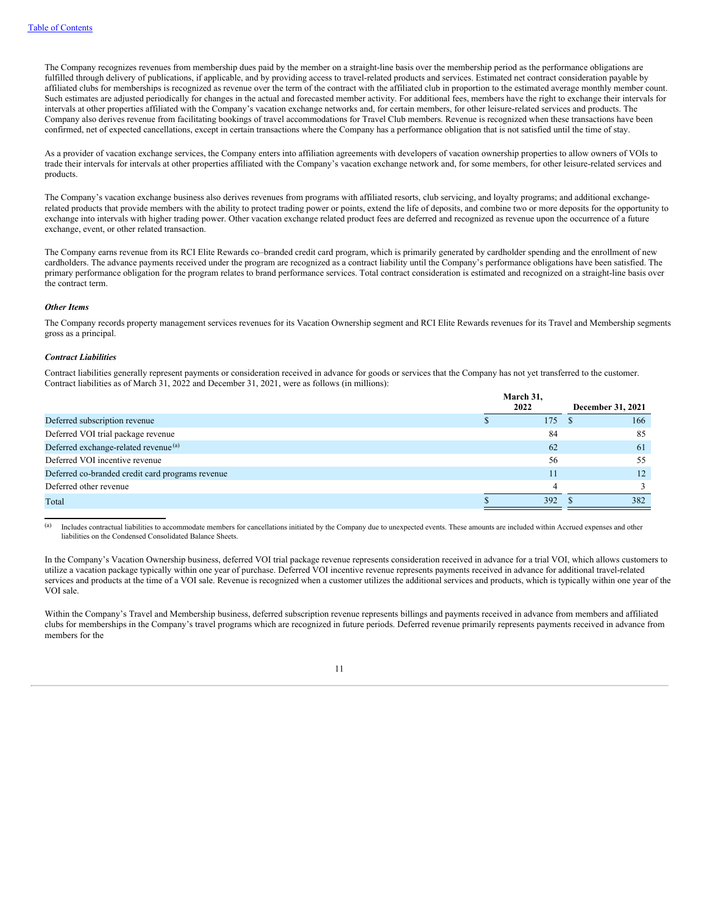The Company recognizes revenues from membership dues paid by the member on a straight-line basis over the membership period as the performance obligations are fulfilled through delivery of publications, if applicable, and by providing access to travel-related products and services. Estimated net contract consideration payable by affiliated clubs for memberships is recognized as revenue over the term of the contract with the affiliated club in proportion to the estimated average monthly member count. Such estimates are adjusted periodically for changes in the actual and forecasted member activity. For additional fees, members have the right to exchange their intervals for intervals at other properties affiliated with the Company's vacation exchange networks and, for certain members, for other leisure-related services and products. The Company also derives revenue from facilitating bookings of travel accommodations for Travel Club members. Revenue is recognized when these transactions have been confirmed, net of expected cancellations, except in certain transactions where the Company has a performance obligation that is not satisfied until the time of stay.

As a provider of vacation exchange services, the Company enters into affiliation agreements with developers of vacation ownership properties to allow owners of VOIs to trade their intervals for intervals at other properties affiliated with the Company's vacation exchange network and, for some members, for other leisure-related services and products.

The Company's vacation exchange business also derives revenues from programs with affiliated resorts, club servicing, and loyalty programs; and additional exchange-related products that provide members with the ability to protect trading power or points, extend the life of deposits, and combine two or more deposits for the opportunity to exchange into intervals with higher trading power. Other vacation exchange related product fees are deferred and recognized as revenue upon the occurrence of a future exchange, event, or other related transaction.

The Company earns revenue from its RCI Elite Rewards co–branded credit card program, which is primarily generated by cardholder spending and the enrollment of new cardholders. The advance payments received under the program are recognized as a contract liability until the Company's performance obligations have been satisfied. The primary performance obligation for the program relates to brand performance services. Total contract consideration is estimated and recognized on a straight-line basis over the contract term.

***Other Items***

The Company records property management services revenues for its Vacation Ownership segment and RCI Elite Rewards revenues for its Travel and Membership segments gross as a principal.

***Contract Liabilities***

Contract liabilities generally represent payments or consideration received in advance for goods or services that the Company has not yet transferred to the customer. Contract liabilities as of March 31, 2022 and December 31, 2021, were as follows (in millions):

| | March 31, 2022 | December 31, 2021 |
|---|---|---|
| Deferred subscription revenue | $ 175 | $ 166 |
| Deferred VOI trial package revenue | 84 | 85 |
| Deferred exchange-related revenue [(a)] | 62 | 61 |
| Deferred VOI incentive revenue | 56 | 55 |
| Deferred co-branded credit card programs revenue | 11 | 12 |
| Deferred other revenue | 4 | 3 |
| Total | $ 392 | $ 382 |

(a) Includes contractual liabilities to accommodate members for cancellations initiated by the Company due to unexpected events. These amounts are included within Accrued expenses and other liabilities on the Condensed Consolidated Balance Sheets.

In the Company's Vacation Ownership business, deferred VOI trial package revenue represents consideration received in advance for a trial VOI, which allows customers to utilize a vacation package typically within one year of purchase. Deferred VOI incentive revenue represents payments received in advance for additional travel-related services and products at the time of a VOI sale. Revenue is recognized when a customer utilizes the additional services and products, which is typically within one year of the VOI sale.

Within the Company's Travel and Membership business, deferred subscription revenue represents billings and payments received in advance from members and affiliated clubs for memberships in the Company's travel programs which are recognized in future periods. Deferred revenue primarily represents payments received in advance from members for the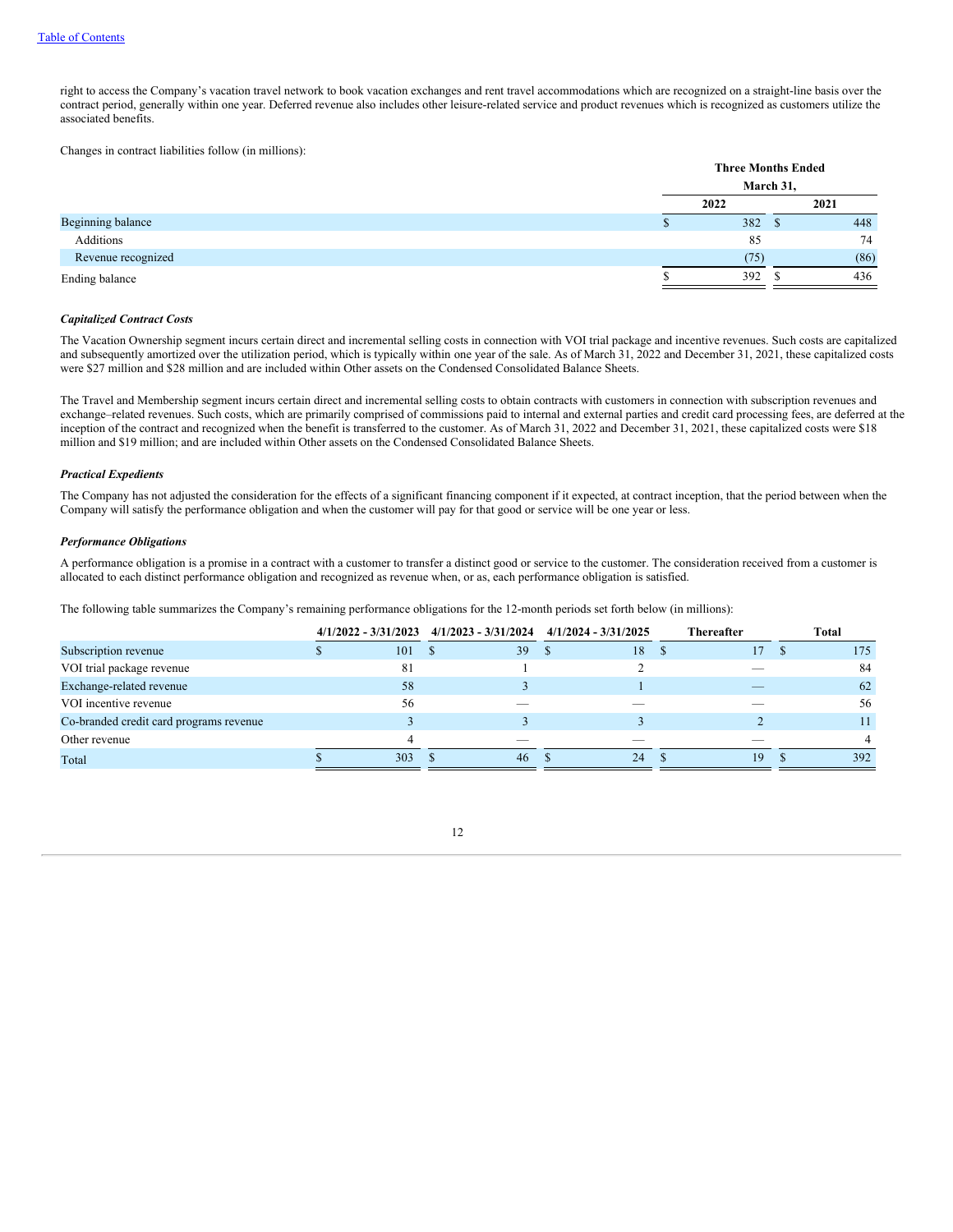right to access the Company's vacation travel network to book vacation exchanges and rent travel accommodations which are recognized on a straight-line basis over the contract period, generally within one year. Deferred revenue also includes other leisure-related service and product revenues which is recognized as customers utilize the associated benefits.

Changes in contract liabilities follow (in millions):

| | Three Months Ended March 31, | |
|---|---|---|
| | 2022 | 2021 |
| Beginning balance | $ 382 | $ 448 |
| Additions | 85 | 74 |
| Revenue recognized | (75) | (86) |
| Ending balance | $ 392 | $ 436 |

***Capitalized Contract Costs***

The Vacation Ownership segment incurs certain direct and incremental selling costs in connection with VOI trial package and incentive revenues. Such costs are capitalized and subsequently amortized over the utilization period, which is typically within one year of the sale. As of March 31, 2022 and December 31, 2021, these capitalized costs were $27 million and $28 million and are included within Other assets on the Condensed Consolidated Balance Sheets.

The Travel and Membership segment incurs certain direct and incremental selling costs to obtain contracts with customers in connection with subscription revenues and exchange–related revenues. Such costs, which are primarily comprised of commissions paid to internal and external parties and credit card processing fees, are deferred at the inception of the contract and recognized when the benefit is transferred to the customer. As of March 31, 2022 and December 31, 2021, these capitalized costs were $18 million and $19 million; and are included within Other assets on the Condensed Consolidated Balance Sheets.

***Practical Expedients***

The Company has not adjusted the consideration for the effects of a significant financing component if it expected, at contract inception, that the period between when the Company will satisfy the performance obligation and when the customer will pay for that good or service will be one year or less.

***Performance Obligations***

A performance obligation is a promise in a contract with a customer to transfer a distinct good or service to the customer. The consideration received from a customer is allocated to each distinct performance obligation and recognized as revenue when, or as, each performance obligation is satisfied.

The following table summarizes the Company's remaining performance obligations for the 12-month periods set forth below (in millions):

| | 4/1/2022 - 3/31/2023 | 4/1/2023 - 3/31/2024 | 4/1/2024 - 3/31/2025 | Thereafter | Total |
|---|---|---|---|---|---|
| Subscription revenue | $ 101 | $ 39 | $ 18 | $ 17 | $ 175 |
| VOI trial package revenue | 81 | 1 | 2 | — | 84 |
| Exchange-related revenue | 58 | 3 | 1 | — | 62 |
| VOI incentive revenue | 56 | — | — | — | 56 |
| Co-branded credit card programs revenue | 3 | 3 | 3 | 2 | 11 |
| Other revenue | 4 | — | — | — | 4 |
| Total | $ 303 | $ 46 | $ 24 | $ 19 | $ 392 |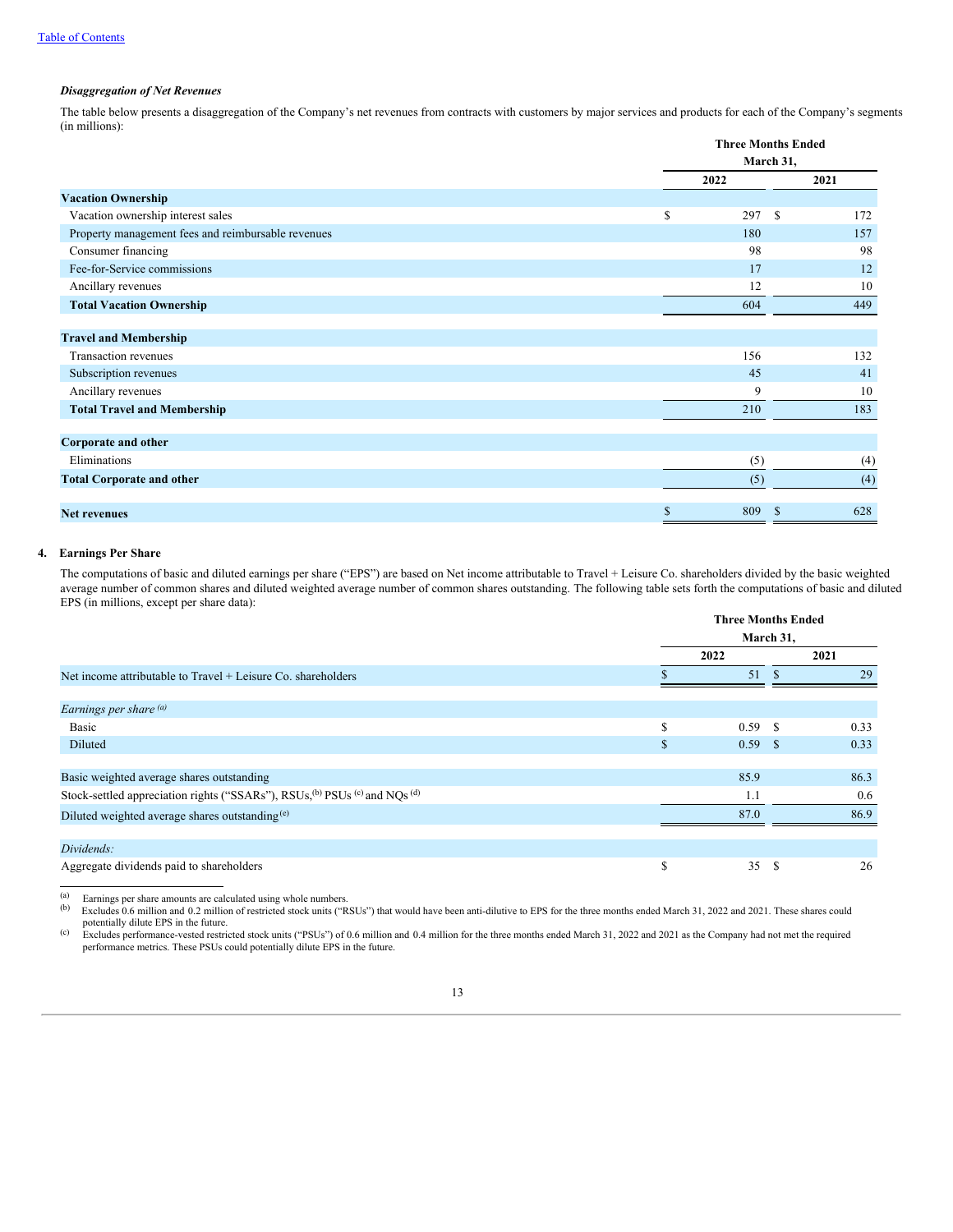*Disaggregation of Net Revenues*

The table below presents a disaggregation of the Company's net revenues from contracts with customers by major services and products for each of the Company's segments (in millions):

| | Three Months Ended March 31, | |
|---|---|---|
| | 2022 | 2021 |
| **Vacation Ownership** | | |
| Vacation ownership interest sales | $ 297 | $ 172 |
| Property management fees and reimbursable revenues | 180 | 157 |
| Consumer financing | 98 | 98 |
| Fee-for-Service commissions | 17 | 12 |
| Ancillary revenues | 12 | 10 |
| **Total Vacation Ownership** | 604 | 449 |
| | | |
| **Travel and Membership** | | |
| Transaction revenues | 156 | 132 |
| Subscription revenues | 45 | 41 |
| Ancillary revenues | 9 | 10 |
| **Total Travel and Membership** | 210 | 183 |
| | | |
| **Corporate and other** | | |
| Eliminations | (5) | (4) |
| **Total Corporate and other** | (5) | (4) |
| | | |
| **Net revenues** | $ 809 | $ 628 |

**4. Earnings Per Share**

The computations of basic and diluted earnings per share ("EPS") are based on Net income attributable to Travel + Leisure Co. shareholders divided by the basic weighted average number of common shares and diluted weighted average number of common shares outstanding. The following table sets forth the computations of basic and diluted EPS (in millions, except per share data):

| | Three Months Ended March 31, | |
|---|---|---|
| | 2022 | 2021 |
| Net income attributable to Travel + Leisure Co. shareholders | $ 51 | $ 29 |
| | | |
| *Earnings per share [(a)]* | | |
| Basic | $ 0.59 | $ 0.33 |
| Diluted | $ 0.59 | $ 0.33 |
| | | |
| Basic weighted average shares outstanding | 85.9 | 86.3 |
| Stock-settled appreciation rights ("SSARs"), RSUs,[(b)] PSUs [(c)] and NQs [(d)] | 1.1 | 0.6 |
| Diluted weighted average shares outstanding[(e)] | 87.0 | 86.9 |
| | | |
| *Dividends:* | | |
| Aggregate dividends paid to shareholders | $ 35 | $ 26 |

(a) Earnings per share amounts are calculated using whole numbers.

(b) Excludes 0.6 million and 0.2 million of restricted stock units ("RSUs") that would have been anti-dilutive to EPS for the three months ended March 31, 2022 and 2021. These shares could potentially dilute EPS in the future.

(c) Excludes performance-vested restricted stock units ("PSUs") of 0.6 million and 0.4 million for the three months ended March 31, 2022 and 2021 as the Company had not met the required performance metrics. These PSUs could potentially dilute EPS in the future.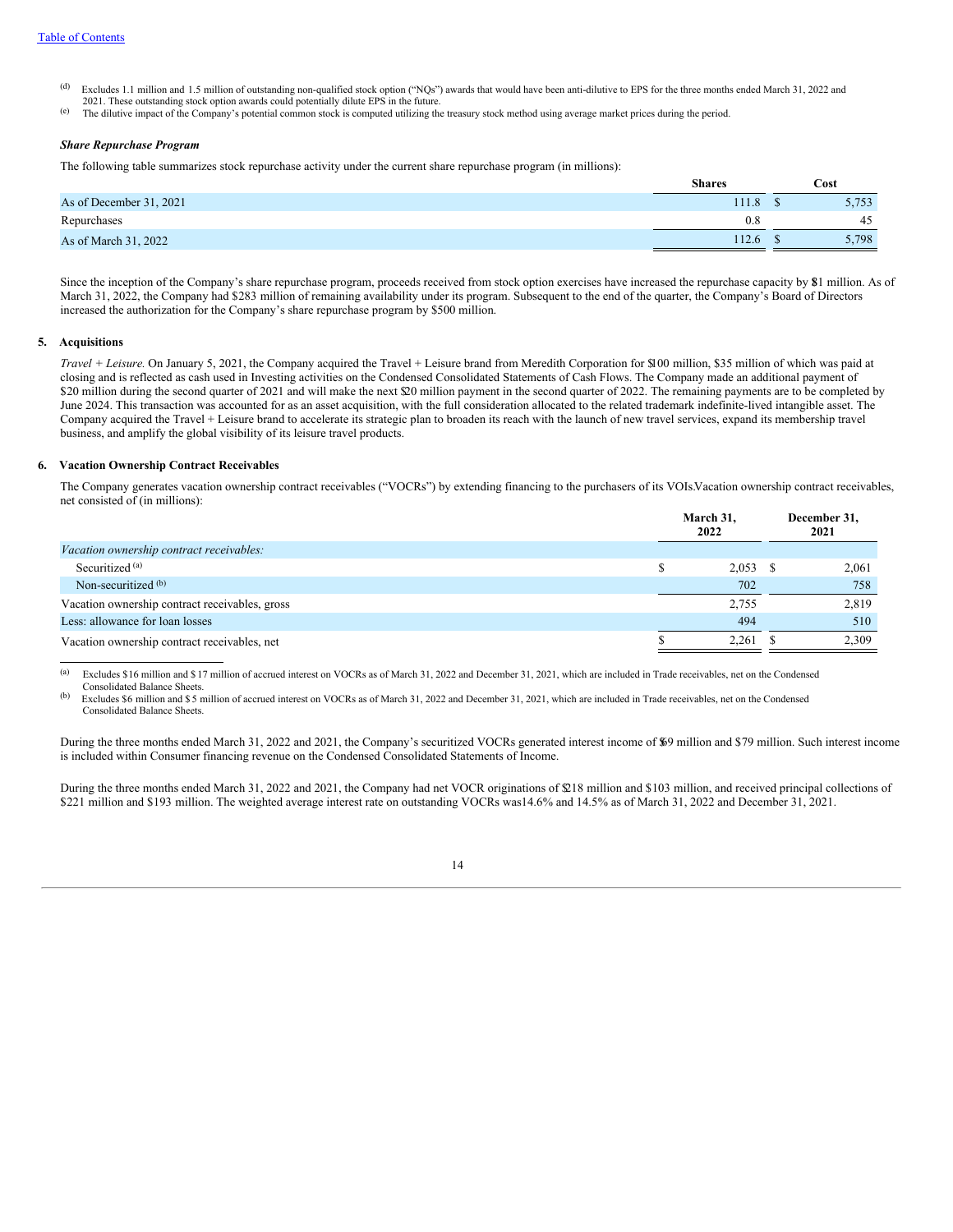(d) Excludes 1.1 million and 1.5 million of outstanding non-qualified stock option ("NQs") awards that would have been anti-dilutive to EPS for the three months ended March 31, 2022 and 2021. These outstanding stock option awards could potentially dilute EPS in the future.

(e) The dilutive impact of the Company's potential common stock is computed utilizing the treasury stock method using average market prices during the period.

***Share Repurchase Program***

The following table summarizes stock repurchase activity under the current share repurchase program (in millions):

| | Shares | Cost |
|---|---|---|
| As of December 31, 2021 | 111.8 | $ 5,753 |
| Repurchases | 0.8 | 45 |
| As of March 31, 2022 | 112.6 | $ 5,798 |

Since the inception of the Company's share repurchase program, proceeds received from stock option exercises have increased the repurchase capacity by $81 million. As of March 31, 2022, the Company had $283 million of remaining availability under its program. Subsequent to the end of the quarter, the Company's Board of Directors increased the authorization for the Company's share repurchase program by $500 million.

## 5. Acquisitions

*Travel + Leisure.* On January 5, 2021, the Company acquired the Travel + Leisure brand from Meredith Corporation for $100 million, $35 million of which was paid at closing and is reflected as cash used in Investing activities on the Condensed Consolidated Statements of Cash Flows. The Company made an additional payment of $20 million during the second quarter of 2021 and will make the next $20 million payment in the second quarter of 2022. The remaining payments are to be completed by June 2024. This transaction was accounted for as an asset acquisition, with the full consideration allocated to the related trademark indefinite-lived intangible asset. The Company acquired the Travel + Leisure brand to accelerate its strategic plan to broaden its reach with the launch of new travel services, expand its membership travel business, and amplify the global visibility of its leisure travel products.

## 6. Vacation Ownership Contract Receivables

The Company generates vacation ownership contract receivables ("VOCRs") by extending financing to the purchasers of its VOIs. Vacation ownership contract receivables, net consisted of (in millions):

| | March 31, 2022 | December 31, 2021 |
|---|---|---|
| *Vacation ownership contract receivables:* | | |
| Securitized [(a)] | $ 2,053 | $ 2,061 |
| Non-securitized [(b)] | 702 | 758 |
| Vacation ownership contract receivables, gross | 2,755 | 2,819 |
| Less: allowance for loan losses | 494 | 510 |
| Vacation ownership contract receivables, net | $ 2,261 | $ 2,309 |

(a) Excludes $16 million and $ 17 million of accrued interest on VOCRs as of March 31, 2022 and December 31, 2021, which are included in Trade receivables, net on the Condensed Consolidated Balance Sheets.

(b) Excludes $6 million and $ 5 million of accrued interest on VOCRs as of March 31, 2022 and December 31, 2021, which are included in Trade receivables, net on the Condensed Consolidated Balance Sheets.

During the three months ended March 31, 2022 and 2021, the Company's securitized VOCRs generated interest income of $69 million and $79 million. Such interest income is included within Consumer financing revenue on the Condensed Consolidated Statements of Income.

During the three months ended March 31, 2022 and 2021, the Company had net VOCR originations of $218 million and $103 million, and received principal collections of $221 million and $193 million. The weighted average interest rate on outstanding VOCRs was 14.6% and 14.5% as of March 31, 2022 and December 31, 2021.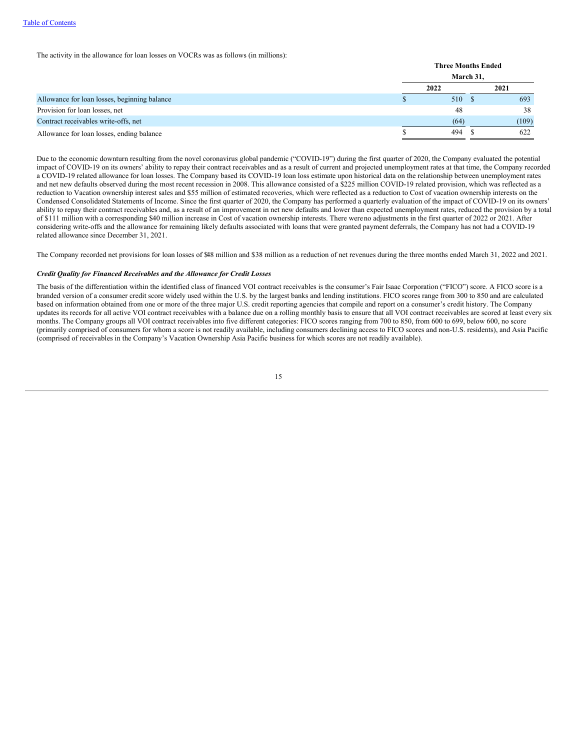[Table of Contents](#)

The activity in the allowance for loan losses on VOCRs was as follows (in millions):

| | Three Months Ended March 31, | |
|---|---|---|
| | 2022 | 2021 |
| Allowance for loan losses, beginning balance | $ 510 | $ 693 |
| Provision for loan losses, net | 48 | 38 |
| Contract receivables write-offs, net | (64) | (109) |
| Allowance for loan losses, ending balance | $ 494 | $ 622 |

Due to the economic downturn resulting from the novel coronavirus global pandemic ("COVID-19") during the first quarter of 2020, the Company evaluated the potential impact of COVID-19 on its owners' ability to repay their contract receivables and as a result of current and projected unemployment rates at that time, the Company recorded a COVID-19 related allowance for loan losses. The Company based its COVID-19 loan loss estimate upon historical data on the relationship between unemployment rates and net new defaults observed during the most recent recession in 2008. This allowance consisted of a $225 million COVID-19 related provision, which was reflected as a reduction to Vacation ownership interest sales and $55 million of estimated recoveries, which were reflected as a reduction to Cost of vacation ownership interests on the Condensed Consolidated Statements of Income. Since the first quarter of 2020, the Company has performed a quarterly evaluation of the impact of COVID-19 on its owners' ability to repay their contract receivables and, as a result of an improvement in net new defaults and lower than expected unemployment rates, reduced the provision by a total of $111 million with a corresponding $40 million increase in Cost of vacation ownership interests. There were no adjustments in the first quarter of 2022 or 2021. After considering write-offs and the allowance for remaining likely defaults associated with loans that were granted payment deferrals, the Company has not had a COVID-19 related allowance since December 31, 2021.

The Company recorded net provisions for loan losses of $48 million and $38 million as a reduction of net revenues during the three months ended March 31, 2022 and 2021.

***Credit Quality for Financed Receivables and the Allowance for Credit Losses***

The basis of the differentiation within the identified class of financed VOI contract receivables is the consumer's Fair Isaac Corporation ("FICO") score. A FICO score is a branded version of a consumer credit score widely used within the U.S. by the largest banks and lending institutions. FICO scores range from 300 to 850 and are calculated based on information obtained from one or more of the three major U.S. credit reporting agencies that compile and report on a consumer's credit history. The Company updates its records for all active VOI contract receivables with a balance due on a rolling monthly basis to ensure that all VOI contract receivables are scored at least every six months. The Company groups all VOI contract receivables into five different categories: FICO scores ranging from 700 to 850, from 600 to 699, below 600, no score (primarily comprised of consumers for whom a score is not readily available, including consumers declining access to FICO scores and non-U.S. residents), and Asia Pacific (comprised of receivables in the Company's Vacation Ownership Asia Pacific business for which scores are not readily available).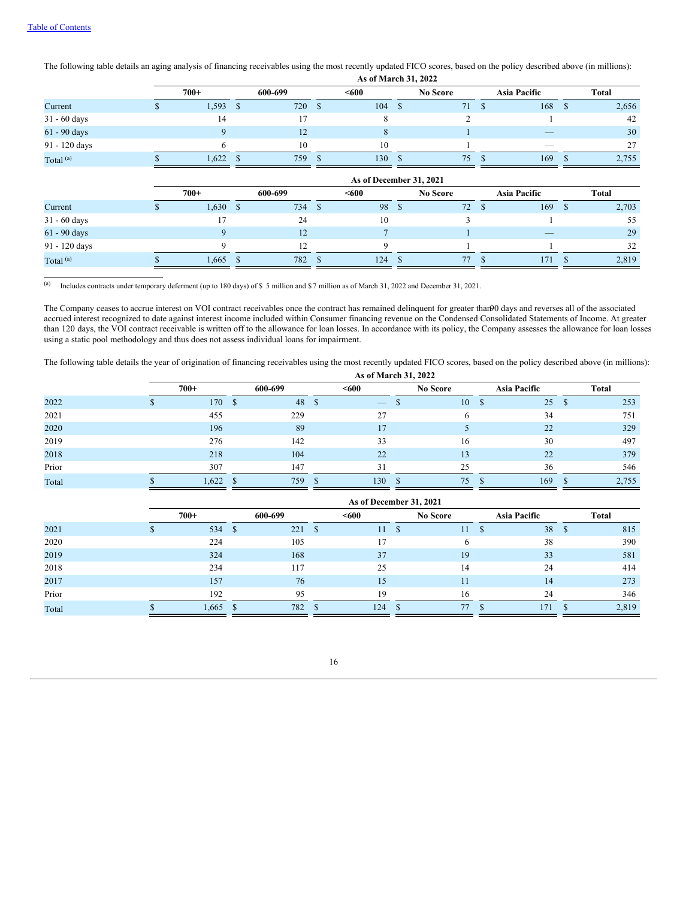The following table details an aging analysis of financing receivables using the most recently updated FICO scores, based on the policy described above (in millions):

| | As of March 31, 2022 | | | | | |
|---|---|---|---|---|---|---|
| | 700+ | 600-699 | <600 | No Score | Asia Pacific | Total |
| Current | $ 1,593 | $ 720 | $ 104 | $ 71 | $ 168 | $ 2,656 |
| 31 - 60 days | 14 | 17 | 8 | 2 | 1 | 42 |
| 61 - 90 days | 9 | 12 | 8 | 1 | — | 30 |
| 91 - 120 days | 6 | 10 | 10 | 1 | — | 27 |
| Total [(a)] | $ 1,622 | $ 759 | $ 130 | $ 75 | $ 169 | $ 2,755 |

| | As of December 31, 2021 | | | | | |
|---|---|---|---|---|---|---|
| | 700+ | 600-699 | <600 | No Score | Asia Pacific | Total |
| Current | $ 1,630 | $ 734 | $ 98 | $ 72 | $ 169 | $ 2,703 |
| 31 - 60 days | 17 | 24 | 10 | 3 | 1 | 55 |
| 61 - 90 days | 9 | 12 | 7 | 1 | — | 29 |
| 91 - 120 days | 9 | 12 | 9 | 1 | 1 | 32 |
| Total [(a)] | $ 1,665 | $ 782 | $ 124 | $ 77 | $ 171 | $ 2,819 |

(a) Includes contracts under temporary deferment (up to 180 days) of $ 5 million and $ 7 million as of March 31, 2022 and December 31, 2021.

The Company ceases to accrue interest on VOI contract receivables once the contract has remained delinquent for greater than 90 days and reverses all of the associated accrued interest recognized to date against interest income included within Consumer financing revenue on the Condensed Consolidated Statements of Income. At greater than 120 days, the VOI contract receivable is written off to the allowance for loan losses. In accordance with its policy, the Company assesses the allowance for loan losses using a static pool methodology and thus does not assess individual loans for impairment.

The following table details the year of origination of financing receivables using the most recently updated FICO scores, based on the policy described above (in millions):

| | As of March 31, 2022 | | | | | |
|---|---|---|---|---|---|---|
| | 700+ | 600-699 | <600 | No Score | Asia Pacific | Total |
| 2022 | $ 170 | $ 48 | $ — | $ 10 | $ 25 | $ 253 |
| 2021 | 455 | 229 | 27 | 6 | 34 | 751 |
| 2020 | 196 | 89 | 17 | 5 | 22 | 329 |
| 2019 | 276 | 142 | 33 | 16 | 30 | 497 |
| 2018 | 218 | 104 | 22 | 13 | 22 | 379 |
| Prior | 307 | 147 | 31 | 25 | 36 | 546 |
| Total | $ 1,622 | $ 759 | $ 130 | $ 75 | $ 169 | $ 2,755 |

| | As of December 31, 2021 | | | | | |
|---|---|---|---|---|---|---|
| | 700+ | 600-699 | <600 | No Score | Asia Pacific | Total |
| 2021 | $ 534 | $ 221 | $ 11 | $ 11 | $ 38 | $ 815 |
| 2020 | 224 | 105 | 17 | 6 | 38 | 390 |
| 2019 | 324 | 168 | 37 | 19 | 33 | 581 |
| 2018 | 234 | 117 | 25 | 14 | 24 | 414 |
| 2017 | 157 | 76 | 15 | 11 | 14 | 273 |
| Prior | 192 | 95 | 19 | 16 | 24 | 346 |
| Total | $ 1,665 | $ 782 | $ 124 | $ 77 | $ 171 | $ 2,819 |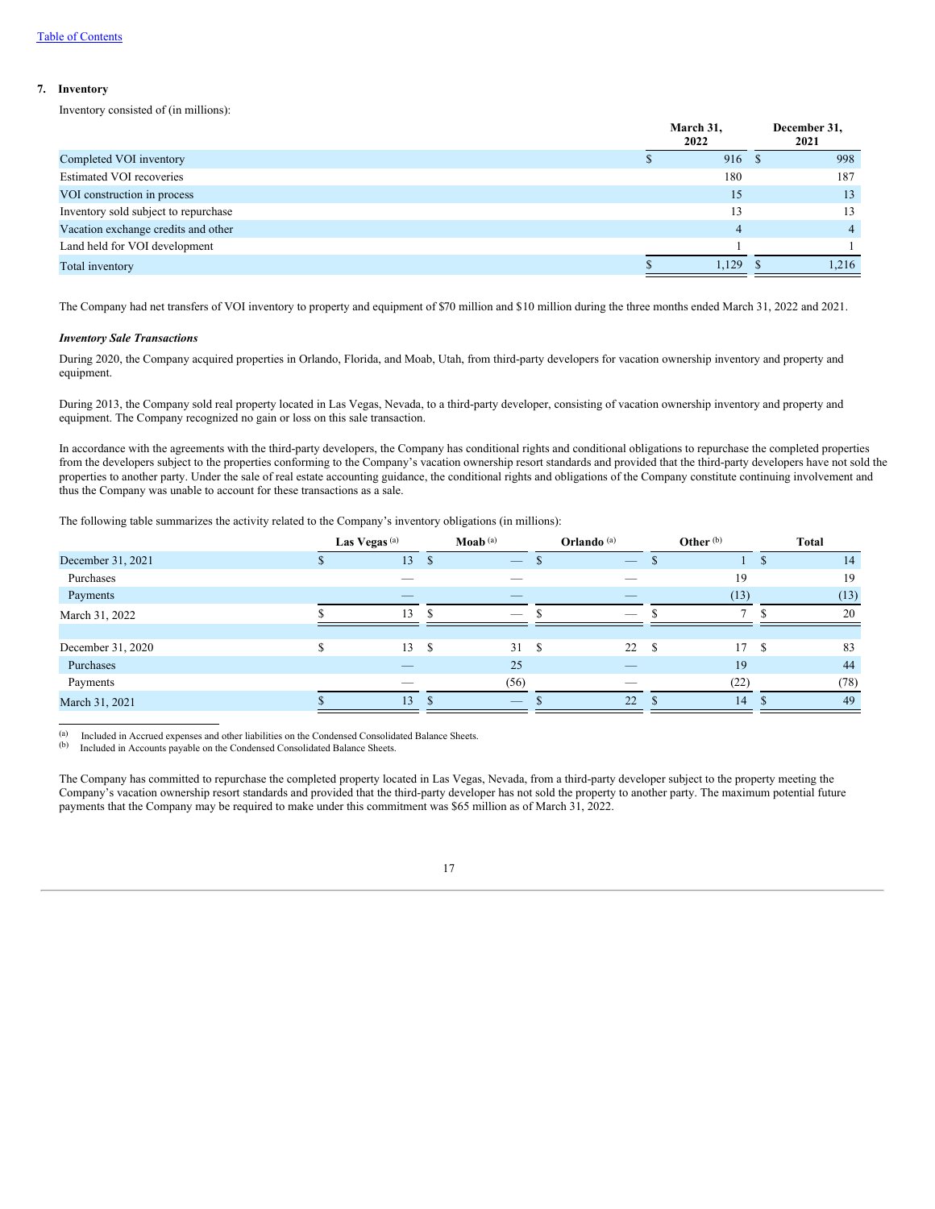## 7. Inventory

Inventory consisted of (in millions):

| | March 31, 2022 | December 31, 2021 |
|---|---|---|
| Completed VOI inventory | $ 916 | $ 998 |
| Estimated VOI recoveries | 180 | 187 |
| VOI construction in process | 15 | 13 |
| Inventory sold subject to repurchase | 13 | 13 |
| Vacation exchange credits and other | 4 | 4 |
| Land held for VOI development | 1 | 1 |
| Total inventory | $ 1,129 | $ 1,216 |

The Company had net transfers of VOI inventory to property and equipment of $70 million and $10 million during the three months ended March 31, 2022 and 2021.

***Inventory Sale Transactions***

During 2020, the Company acquired properties in Orlando, Florida, and Moab, Utah, from third-party developers for vacation ownership inventory and property and equipment.

During 2013, the Company sold real property located in Las Vegas, Nevada, to a third-party developer, consisting of vacation ownership inventory and property and equipment. The Company recognized no gain or loss on this sale transaction.

In accordance with the agreements with the third-party developers, the Company has conditional rights and conditional obligations to repurchase the completed properties from the developers subject to the properties conforming to the Company's vacation ownership resort standards and provided that the third-party developers have not sold the properties to another party. Under the sale of real estate accounting guidance, the conditional rights and obligations of the Company constitute continuing involvement and thus the Company was unable to account for these transactions as a sale.

The following table summarizes the activity related to the Company's inventory obligations (in millions):

| | Las Vegas [(a)] | Moab [(a)] | Orlando [(a)] | Other [(b)] | Total |
|---|---|---|---|---|---|
| December 31, 2021 | $ 13 | $ — | $ — | $ 1 | $ 14 |
| Purchases | — | — | — | 19 | 19 |
| Payments | — | — | — | (13) | (13) |
| March 31, 2022 | $ 13 | $ — | $ — | $ 7 | $ 20 |
| | | | | | |
| December 31, 2020 | $ 13 | $ 31 | $ 22 | $ 17 | $ 83 |
| Purchases | — | 25 | — | 19 | 44 |
| Payments | — | (56) | — | (22) | (78) |
| March 31, 2021 | $ 13 | $ — | $ 22 | $ 14 | $ 49 |

(a) Included in Accrued expenses and other liabilities on the Condensed Consolidated Balance Sheets.
(b) Included in Accounts payable on the Condensed Consolidated Balance Sheets.

The Company has committed to repurchase the completed property located in Las Vegas, Nevada, from a third-party developer subject to the property meeting the Company's vacation ownership resort standards and provided that the third-party developer has not sold the property to another party. The maximum potential future payments that the Company may be required to make under this commitment was $65 million as of March 31, 2022.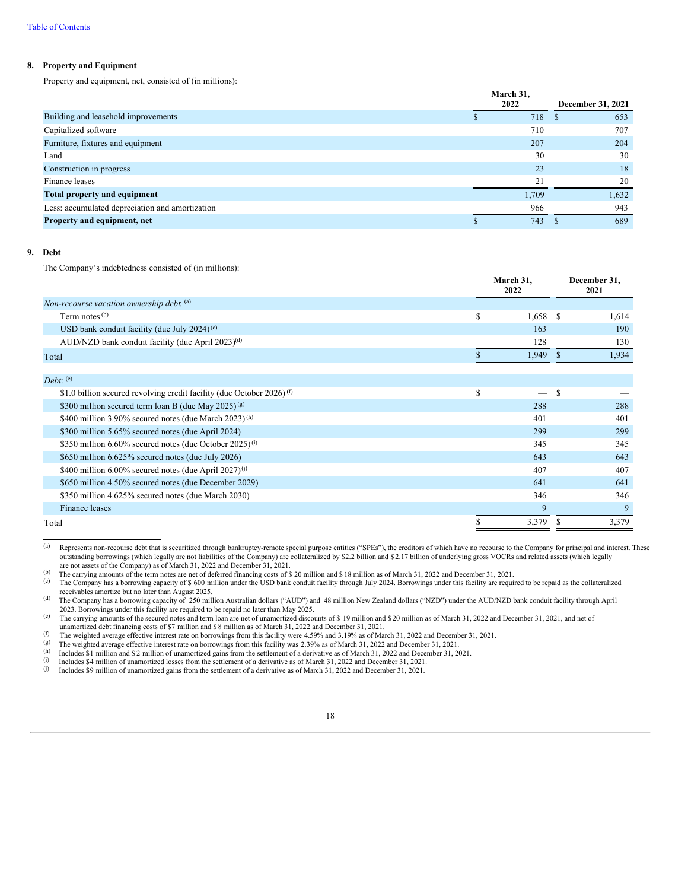### 8. Property and Equipment

Property and equipment, net, consisted of (in millions):

| | March 31, 2022 | December 31, 2021 |
|---|---|---|
| Building and leasehold improvements | $ 718 | $ 653 |
| Capitalized software | 710 | 707 |
| Furniture, fixtures and equipment | 207 | 204 |
| Land | 30 | 30 |
| Construction in progress | 23 | 18 |
| Finance leases | 21 | 20 |
| **Total property and equipment** | 1,709 | 1,632 |
| Less: accumulated depreciation and amortization | 966 | 943 |
| **Property and equipment, net** | $ 743 | $ 689 |

### 9. Debt

The Company's indebtedness consisted of (in millions):

| | March 31, 2022 | December 31, 2021 |
|---|---|---|
| *Non-recourse vacation ownership debt:* [(a)] | | |
| Term notes [(b)] | $ 1,658 | $ 1,614 |
| USD bank conduit facility (due July 2024) [(c)] | 163 | 190 |
| AUD/NZD bank conduit facility (due April 2023) [(d)] | 128 | 130 |
| Total | $ 1,949 | $ 1,934 |
| | | |
| *Debt:* [(e)] | | |
| $1.0 billion secured revolving credit facility (due October 2026) [(f)] | $ — | $ — |
| $300 million secured term loan B (due May 2025) [(g)] | 288 | 288 |
| $400 million 3.90% secured notes (due March 2023) [(h)] | 401 | 401 |
| $300 million 5.65% secured notes (due April 2024) | 299 | 299 |
| $350 million 6.60% secured notes (due October 2025) [(i)] | 345 | 345 |
| $650 million 6.625% secured notes (due July 2026) | 643 | 643 |
| $400 million 6.00% secured notes (due April 2027) [(j)] | 407 | 407 |
| $650 million 4.50% secured notes (due December 2029) | 641 | 641 |
| $350 million 4.625% secured notes (due March 2030) | 346 | 346 |
| Finance leases | 9 | 9 |
| Total | $ 3,379 | $ 3,379 |

(a) Represents non-recourse debt that is securitized through bankruptcy-remote special purpose entities ("SPEs"), the creditors of which have no recourse to the Company for principal and interest. These outstanding borrowings (which legally are not liabilities of the Company) are collateralized by $2.2 billion and $ 2.17 billion of underlying gross VOCRs and related assets (which legally are not assets of the Company) as of March 31, 2022 and December 31, 2021.

(b) The carrying amounts of the term notes are net of deferred financing costs of $ 20 million and $ 18 million as of March 31, 2022 and December 31, 2021.

(c) The Company has a borrowing capacity of $ 600 million under the USD bank conduit facility through July 2024. Borrowings under this facility are required to be repaid as the collateralized receivables amortize but no later than August 2025.

(d) The Company has a borrowing capacity of 250 million Australian dollars ("AUD") and 48 million New Zealand dollars ("NZD") under the AUD/NZD bank conduit facility through April 2023. Borrowings under this facility are required to be repaid no later than May 2025.

(e) The carrying amounts of the secured notes and term loan are net of unamortized discounts of $ 19 million and $ 20 million as of March 31, 2022 and December 31, 2021, and net of unamortized debt financing costs of $7 million and $ 8 million as of March 31, 2022 and December 31, 2021.

(f) The weighted average effective interest rate on borrowings from this facility were 4.59% and 3.19% as of March 31, 2022 and December 31, 2021.

(g) The weighted average effective interest rate on borrowings from this facility was 2.39% as of March 31, 2022 and December 31, 2021.

(h) Includes $1 million and $ 2 million of unamortized gains from the settlement of a derivative as of March 31, 2022 and December 31, 2021.

(i) Includes $4 million of unamortized losses from the settlement of a derivative as of March 31, 2022 and December 31, 2021.

(j) Includes $9 million of unamortized gains from the settlement of a derivative as of March 31, 2022 and December 31, 2021.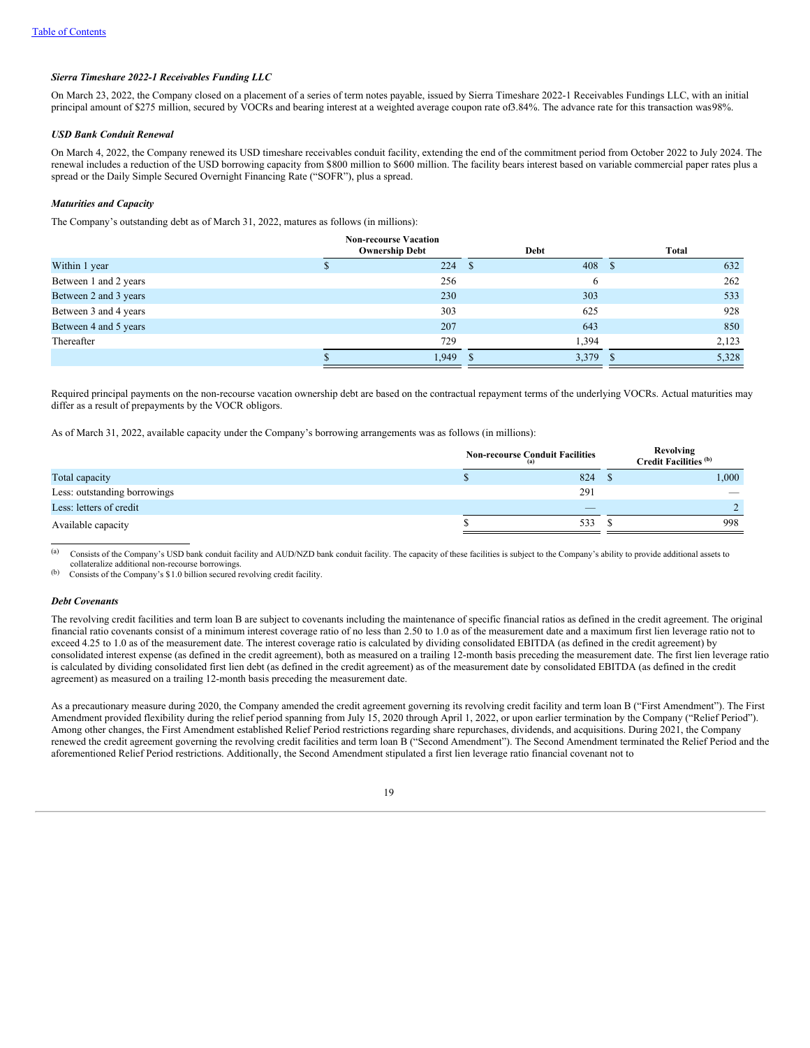*Sierra Timeshare 2022-1 Receivables Funding LLC*

On March 23, 2022, the Company closed on a placement of a series of term notes payable, issued by Sierra Timeshare 2022-1 Receivables Fundings LLC, with an initial principal amount of $275 million, secured by VOCRs and bearing interest at a weighted average coupon rate of3.84%. The advance rate for this transaction was98%.

*USD Bank Conduit Renewal*

On March 4, 2022, the Company renewed its USD timeshare receivables conduit facility, extending the end of the commitment period from October 2022 to July 2024. The renewal includes a reduction of the USD borrowing capacity from $800 million to $600 million. The facility bears interest based on variable commercial paper rates plus a spread or the Daily Simple Secured Overnight Financing Rate ("SOFR"), plus a spread.

*Maturities and Capacity*

The Company's outstanding debt as of March 31, 2022, matures as follows (in millions):

| | Non-recourse Vacation Ownership Debt | Debt | Total |
|---|---|---|---|
| Within 1 year | $ 224 | $ 408 | $ 632 |
| Between 1 and 2 years | 256 | 6 | 262 |
| Between 2 and 3 years | 230 | 303 | 533 |
| Between 3 and 4 years | 303 | 625 | 928 |
| Between 4 and 5 years | 207 | 643 | 850 |
| Thereafter | 729 | 1,394 | 2,123 |
| | $ 1,949 | $ 3,379 | $ 5,328 |

Required principal payments on the non-recourse vacation ownership debt are based on the contractual repayment terms of the underlying VOCRs. Actual maturities may differ as a result of prepayments by the VOCR obligors.

As of March 31, 2022, available capacity under the Company's borrowing arrangements was as follows (in millions):

| | Non-recourse Conduit Facilities [(a)] | Revolving Credit Facilities [(b)] |
|---|---|---|
| Total capacity | $ 824 | $ 1,000 |
| Less: outstanding borrowings | 291 | — |
| Less: letters of credit | — | 2 |
| Available capacity | $ 533 | $ 998 |

(a) Consists of the Company's USD bank conduit facility and AUD/NZD bank conduit facility. The capacity of these facilities is subject to the Company's ability to provide additional assets to collateralize additional non-recourse borrowings.
(b) Consists of the Company's $1.0 billion secured revolving credit facility.

*Debt Covenants*

The revolving credit facilities and term loan B are subject to covenants including the maintenance of specific financial ratios as defined in the credit agreement. The original financial ratio covenants consist of a minimum interest coverage ratio of no less than 2.50 to 1.0 as of the measurement date and a maximum first lien leverage ratio not to exceed 4.25 to 1.0 as of the measurement date. The interest coverage ratio is calculated by dividing consolidated EBITDA (as defined in the credit agreement) by consolidated interest expense (as defined in the credit agreement), both as measured on a trailing 12-month basis preceding the measurement date. The first lien leverage ratio is calculated by dividing consolidated first lien debt (as defined in the credit agreement) as of the measurement date by consolidated EBITDA (as defined in the credit agreement) as measured on a trailing 12-month basis preceding the measurement date.

As a precautionary measure during 2020, the Company amended the credit agreement governing its revolving credit facility and term loan B ("First Amendment"). The First Amendment provided flexibility during the relief period spanning from July 15, 2020 through April 1, 2022, or upon earlier termination by the Company ("Relief Period"). Among other changes, the First Amendment established Relief Period restrictions regarding share repurchases, dividends, and acquisitions. During 2021, the Company renewed the credit agreement governing the revolving credit facilities and term loan B ("Second Amendment"). The Second Amendment terminated the Relief Period and the aforementioned Relief Period restrictions. Additionally, the Second Amendment stipulated a first lien leverage ratio financial covenant not to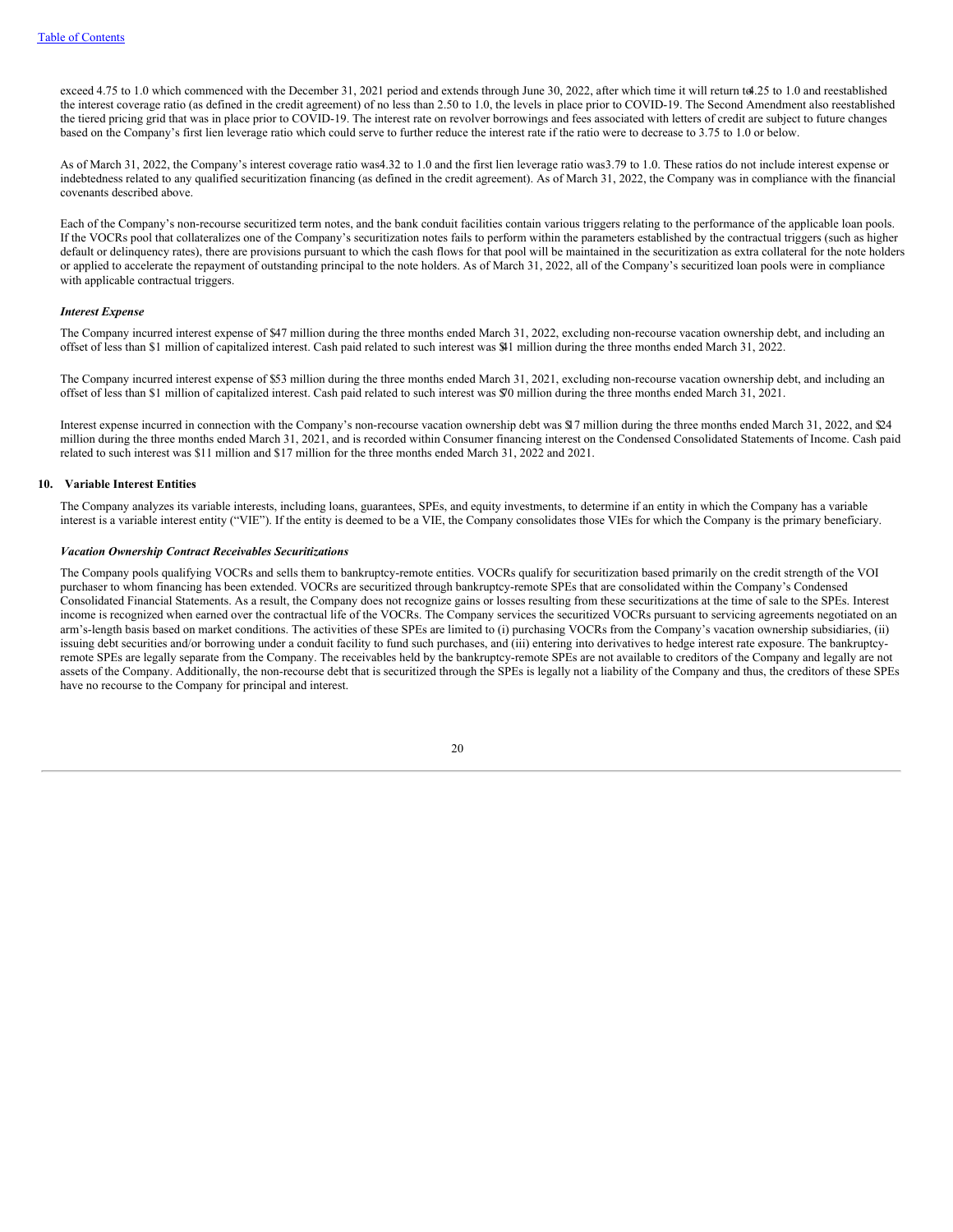exceed 4.75 to 1.0 which commenced with the December 31, 2021 period and extends through June 30, 2022, after which time it will return to 4.25 to 1.0 and reestablished the interest coverage ratio (as defined in the credit agreement) of no less than 2.50 to 1.0, the levels in place prior to COVID-19. The Second Amendment also reestablished the tiered pricing grid that was in place prior to COVID-19. The interest rate on revolver borrowings and fees associated with letters of credit are subject to future changes based on the Company's first lien leverage ratio which could serve to further reduce the interest rate if the ratio were to decrease to 3.75 to 1.0 or below.

As of March 31, 2022, the Company's interest coverage ratio was 4.32 to 1.0 and the first lien leverage ratio was 3.79 to 1.0. These ratios do not include interest expense or indebtedness related to any qualified securitization financing (as defined in the credit agreement). As of March 31, 2022, the Company was in compliance with the financial covenants described above.

Each of the Company's non-recourse securitized term notes, and the bank conduit facilities contain various triggers relating to the performance of the applicable loan pools. If the VOCRs pool that collateralizes one of the Company's securitization notes fails to perform within the parameters established by the contractual triggers (such as higher default or delinquency rates), there are provisions pursuant to which the cash flows for that pool will be maintained in the securitization as extra collateral for the note holders or applied to accelerate the repayment of outstanding principal to the note holders. As of March 31, 2022, all of the Company's securitized loan pools were in compliance with applicable contractual triggers.

### *Interest Expense*

The Company incurred interest expense of $47 million during the three months ended March 31, 2022, excluding non-recourse vacation ownership debt, and including an offset of less than $1 million of capitalized interest. Cash paid related to such interest was $41 million during the three months ended March 31, 2022.

The Company incurred interest expense of $53 million during the three months ended March 31, 2021, excluding non-recourse vacation ownership debt, and including an offset of less than $1 million of capitalized interest. Cash paid related to such interest was $70 million during the three months ended March 31, 2021.

Interest expense incurred in connection with the Company's non-recourse vacation ownership debt was $17 million during the three months ended March 31, 2022, and $24 million during the three months ended March 31, 2021, and is recorded within Consumer financing interest on the Condensed Consolidated Statements of Income. Cash paid related to such interest was $11 million and $17 million for the three months ended March 31, 2022 and 2021.

## 10. Variable Interest Entities

The Company analyzes its variable interests, including loans, guarantees, SPEs, and equity investments, to determine if an entity in which the Company has a variable interest is a variable interest entity ("VIE"). If the entity is deemed to be a VIE, the Company consolidates those VIEs for which the Company is the primary beneficiary.

### *Vacation Ownership Contract Receivables Securitizations*

The Company pools qualifying VOCRs and sells them to bankruptcy-remote entities. VOCRs qualify for securitization based primarily on the credit strength of the VOI purchaser to whom financing has been extended. VOCRs are securitized through bankruptcy-remote SPEs that are consolidated within the Company's Condensed Consolidated Financial Statements. As a result, the Company does not recognize gains or losses resulting from these securitizations at the time of sale to the SPEs. Interest income is recognized when earned over the contractual life of the VOCRs. The Company services the securitized VOCRs pursuant to servicing agreements negotiated on an arm's-length basis based on market conditions. The activities of these SPEs are limited to (i) purchasing VOCRs from the Company's vacation ownership subsidiaries, (ii) issuing debt securities and/or borrowing under a conduit facility to fund such purchases, and (iii) entering into derivatives to hedge interest rate exposure. The bankruptcy-remote SPEs are legally separate from the Company. The receivables held by the bankruptcy-remote SPEs are not available to creditors of the Company and legally are not assets of the Company. Additionally, the non-recourse debt that is securitized through the SPEs is legally not a liability of the Company and thus, the creditors of these SPEs have no recourse to the Company for principal and interest.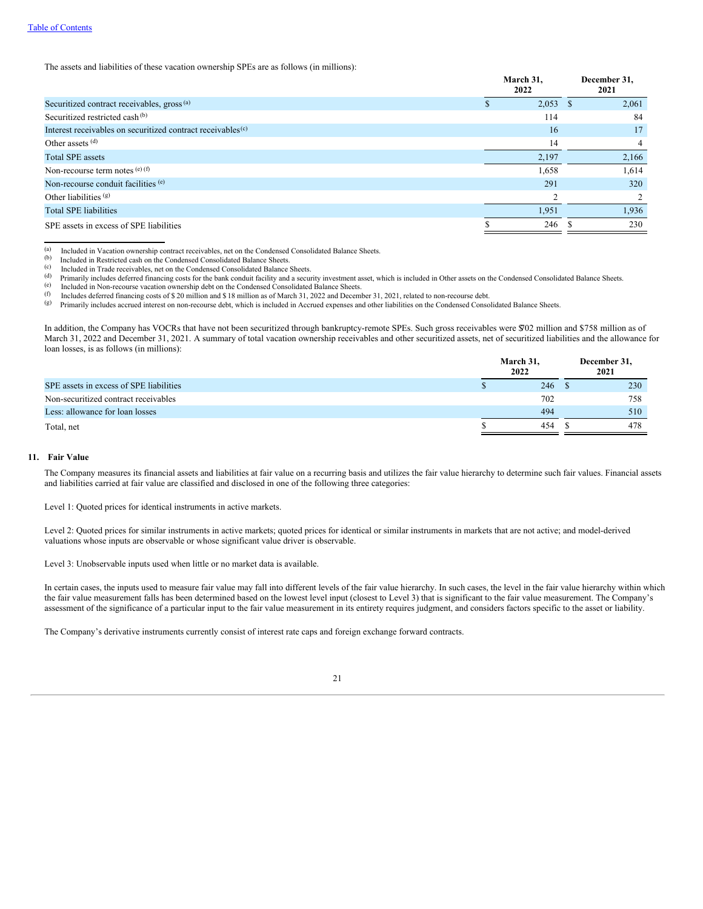The assets and liabilities of these vacation ownership SPEs are as follows (in millions):

| | March 31, 2022 | December 31, 2021 |
|---|---|---|
| Securitized contract receivables, gross [(a)] | $ 2,053 | $ 2,061 |
| Securitized restricted cash [(b)] | 114 | 84 |
| Interest receivables on securitized contract receivables [(c)] | 16 | 17 |
| Other assets [(d)] | 14 | 4 |
| Total SPE assets | 2,197 | 2,166 |
| Non-recourse term notes [(e)] [(f)] | 1,658 | 1,614 |
| Non-recourse conduit facilities [(e)] | 291 | 320 |
| Other liabilities [(g)] | 2 | 2 |
| Total SPE liabilities | 1,951 | 1,936 |
| SPE assets in excess of SPE liabilities | $ 246 | $ 230 |

(a) Included in Vacation ownership contract receivables, net on the Condensed Consolidated Balance Sheets.
(b) Included in Restricted cash on the Condensed Consolidated Balance Sheets.
(c) Included in Trade receivables, net on the Condensed Consolidated Balance Sheets.
(d) Primarily includes deferred financing costs for the bank conduit facility and a security investment asset, which is included in Other assets on the Condensed Consolidated Balance Sheets.
(e) Included in Non-recourse vacation ownership debt on the Condensed Consolidated Balance Sheets.
(f) Includes deferred financing costs of $ 20 million and $ 18 million as of March 31, 2022 and December 31, 2021, related to non-recourse debt.
(g) Primarily includes accrued interest on non-recourse debt, which is included in Accrued expenses and other liabilities on the Condensed Consolidated Balance Sheets.

In addition, the Company has VOCRs that have not been securitized through bankruptcy-remote SPEs. Such gross receivables were $702 million and $758 million as of March 31, 2022 and December 31, 2021. A summary of total vacation ownership receivables and other securitized assets, net of securitized liabilities and the allowance for loan losses, is as follows (in millions):

| | March 31, 2022 | December 31, 2021 |
|---|---|---|
| SPE assets in excess of SPE liabilities | $ 246 | $ 230 |
| Non-securitized contract receivables | 702 | 758 |
| Less: allowance for loan losses | 494 | 510 |
| Total, net | $ 454 | $ 478 |

## 11. Fair Value

The Company measures its financial assets and liabilities at fair value on a recurring basis and utilizes the fair value hierarchy to determine such fair values. Financial assets and liabilities carried at fair value are classified and disclosed in one of the following three categories:

Level 1: Quoted prices for identical instruments in active markets.

Level 2: Quoted prices for similar instruments in active markets; quoted prices for identical or similar instruments in markets that are not active; and model-derived valuations whose inputs are observable or whose significant value driver is observable.

Level 3: Unobservable inputs used when little or no market data is available.

In certain cases, the inputs used to measure fair value may fall into different levels of the fair value hierarchy. In such cases, the level in the fair value hierarchy within which the fair value measurement falls has been determined based on the lowest level input (closest to Level 3) that is significant to the fair value measurement. The Company's assessment of the significance of a particular input to the fair value measurement in its entirety requires judgment, and considers factors specific to the asset or liability.

The Company's derivative instruments currently consist of interest rate caps and foreign exchange forward contracts.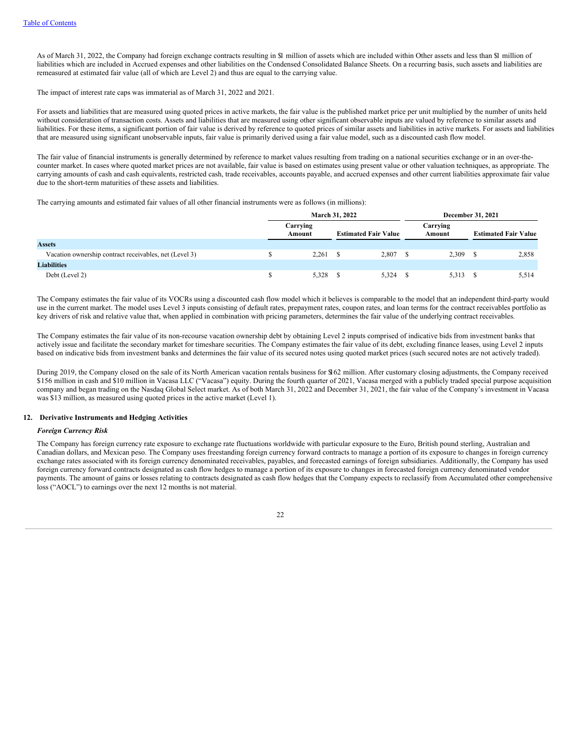As of March 31, 2022, the Company had foreign exchange contracts resulting in $1 million of assets which are included within Other assets and less than $1 million of liabilities which are included in Accrued expenses and other liabilities on the Condensed Consolidated Balance Sheets. On a recurring basis, such assets and liabilities are remeasured at estimated fair value (all of which are Level 2) and thus are equal to the carrying value.

The impact of interest rate caps was immaterial as of March 31, 2022 and 2021.

For assets and liabilities that are measured using quoted prices in active markets, the fair value is the published market price per unit multiplied by the number of units held without consideration of transaction costs. Assets and liabilities that are measured using other significant observable inputs are valued by reference to similar assets and liabilities. For these items, a significant portion of fair value is derived by reference to quoted prices of similar assets and liabilities in active markets. For assets and liabilities that are measured using significant unobservable inputs, fair value is primarily derived using a fair value model, such as a discounted cash flow model.

The fair value of financial instruments is generally determined by reference to market values resulting from trading on a national securities exchange or in an over-the-counter market. In cases where quoted market prices are not available, fair value is based on estimates using present value or other valuation techniques, as appropriate. The carrying amounts of cash and cash equivalents, restricted cash, trade receivables, accounts payable, and accrued expenses and other current liabilities approximate fair value due to the short-term maturities of these assets and liabilities.

The carrying amounts and estimated fair values of all other financial instruments were as follows (in millions):

| | March 31, 2022 | | December 31, 2021 | |
|---|---|---|---|---|
| | Carrying Amount | Estimated Fair Value | Carrying Amount | Estimated Fair Value |
| **Assets** | | | | |
| Vacation ownership contract receivables, net (Level 3) | $ 2,261 | $ 2,807 | $ 2,309 | $ 2,858 |
| **Liabilities** | | | | |
| Debt (Level 2) | $ 5,328 | $ 5,324 | $ 5,313 | $ 5,514 |

The Company estimates the fair value of its VOCRs using a discounted cash flow model which it believes is comparable to the model that an independent third-party would use in the current market. The model uses Level 3 inputs consisting of default rates, prepayment rates, coupon rates, and loan terms for the contract receivables portfolio as key drivers of risk and relative value that, when applied in combination with pricing parameters, determines the fair value of the underlying contract receivables.

The Company estimates the fair value of its non-recourse vacation ownership debt by obtaining Level 2 inputs comprised of indicative bids from investment banks that actively issue and facilitate the secondary market for timeshare securities. The Company estimates the fair value of its debt, excluding finance leases, using Level 2 inputs based on indicative bids from investment banks and determines the fair value of its secured notes using quoted market prices (such secured notes are not actively traded).

During 2019, the Company closed on the sale of its North American vacation rentals business for $162 million. After customary closing adjustments, the Company received $156 million in cash and $10 million in Vacasa LLC ("Vacasa") equity. During the fourth quarter of 2021, Vacasa merged with a publicly traded special purpose acquisition company and began trading on the Nasdaq Global Select market. As of both March 31, 2022 and December 31, 2021, the fair value of the Company's investment in Vacasa was $13 million, as measured using quoted prices in the active market (Level 1).

## 12. Derivative Instruments and Hedging Activities

### *Foreign Currency Risk*

The Company has foreign currency rate exposure to exchange rate fluctuations worldwide with particular exposure to the Euro, British pound sterling, Australian and Canadian dollars, and Mexican peso. The Company uses freestanding foreign currency forward contracts to manage a portion of its exposure to changes in foreign currency exchange rates associated with its foreign currency denominated receivables, payables, and forecasted earnings of foreign subsidiaries. Additionally, the Company has used foreign currency forward contracts designated as cash flow hedges to manage a portion of its exposure to changes in forecasted foreign currency denominated vendor payments. The amount of gains or losses relating to contracts designated as cash flow hedges that the Company expects to reclassify from Accumulated other comprehensive loss ("AOCL") to earnings over the next 12 months is not material.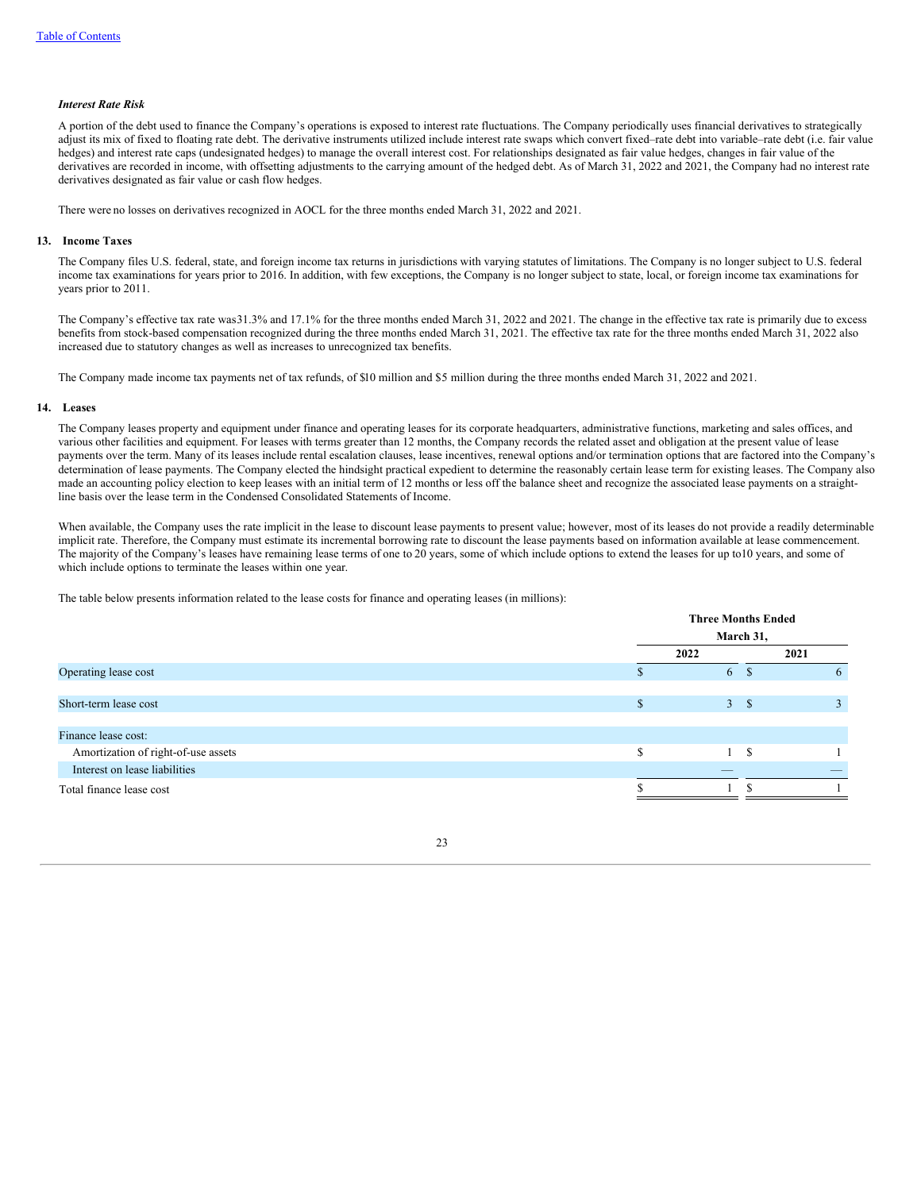***Interest Rate Risk***

A portion of the debt used to finance the Company's operations is exposed to interest rate fluctuations. The Company periodically uses financial derivatives to strategically adjust its mix of fixed to floating rate debt. The derivative instruments utilized include interest rate swaps which convert fixed–rate debt into variable–rate debt (i.e. fair value hedges) and interest rate caps (undesignated hedges) to manage the overall interest cost. For relationships designated as fair value hedges, changes in fair value of the derivatives are recorded in income, with offsetting adjustments to the carrying amount of the hedged debt. As of March 31, 2022 and 2021, the Company had no interest rate derivatives designated as fair value or cash flow hedges.

There were no losses on derivatives recognized in AOCL for the three months ended March 31, 2022 and 2021.

## 13. Income Taxes

The Company files U.S. federal, state, and foreign income tax returns in jurisdictions with varying statutes of limitations. The Company is no longer subject to U.S. federal income tax examinations for years prior to 2016. In addition, with few exceptions, the Company is no longer subject to state, local, or foreign income tax examinations for years prior to 2011.

The Company's effective tax rate was31.3% and 17.1% for the three months ended March 31, 2022 and 2021. The change in the effective tax rate is primarily due to excess benefits from stock-based compensation recognized during the three months ended March 31, 2021. The effective tax rate for the three months ended March 31, 2022 also increased due to statutory changes as well as increases to unrecognized tax benefits.

The Company made income tax payments net of tax refunds, of $10 million and $5 million during the three months ended March 31, 2022 and 2021.

## 14. Leases

The Company leases property and equipment under finance and operating leases for its corporate headquarters, administrative functions, marketing and sales offices, and various other facilities and equipment. For leases with terms greater than 12 months, the Company records the related asset and obligation at the present value of lease payments over the term. Many of its leases include rental escalation clauses, lease incentives, renewal options and/or termination options that are factored into the Company's determination of lease payments. The Company elected the hindsight practical expedient to determine the reasonably certain lease term for existing leases. The Company also made an accounting policy election to keep leases with an initial term of 12 months or less off the balance sheet and recognize the associated lease payments on a straight-line basis over the lease term in the Condensed Consolidated Statements of Income.

When available, the Company uses the rate implicit in the lease to discount lease payments to present value; however, most of its leases do not provide a readily determinable implicit rate. Therefore, the Company must estimate its incremental borrowing rate to discount the lease payments based on information available at lease commencement. The majority of the Company's leases have remaining lease terms of one to 20 years, some of which include options to extend the leases for up to10 years, and some of which include options to terminate the leases within one year.

The table below presents information related to the lease costs for finance and operating leases (in millions):

| | Three Months Ended March 31, | |
|---|---|---|
| | 2022 | 2021 |
| Operating lease cost | $ 6 | $ 6 |
| Short-term lease cost | $ 3 | $ 3 |
| Finance lease cost: | | |
| Amortization of right-of-use assets | $ 1 | $ 1 |
| Interest on lease liabilities | — | — |
| Total finance lease cost | $ 1 | $ 1 |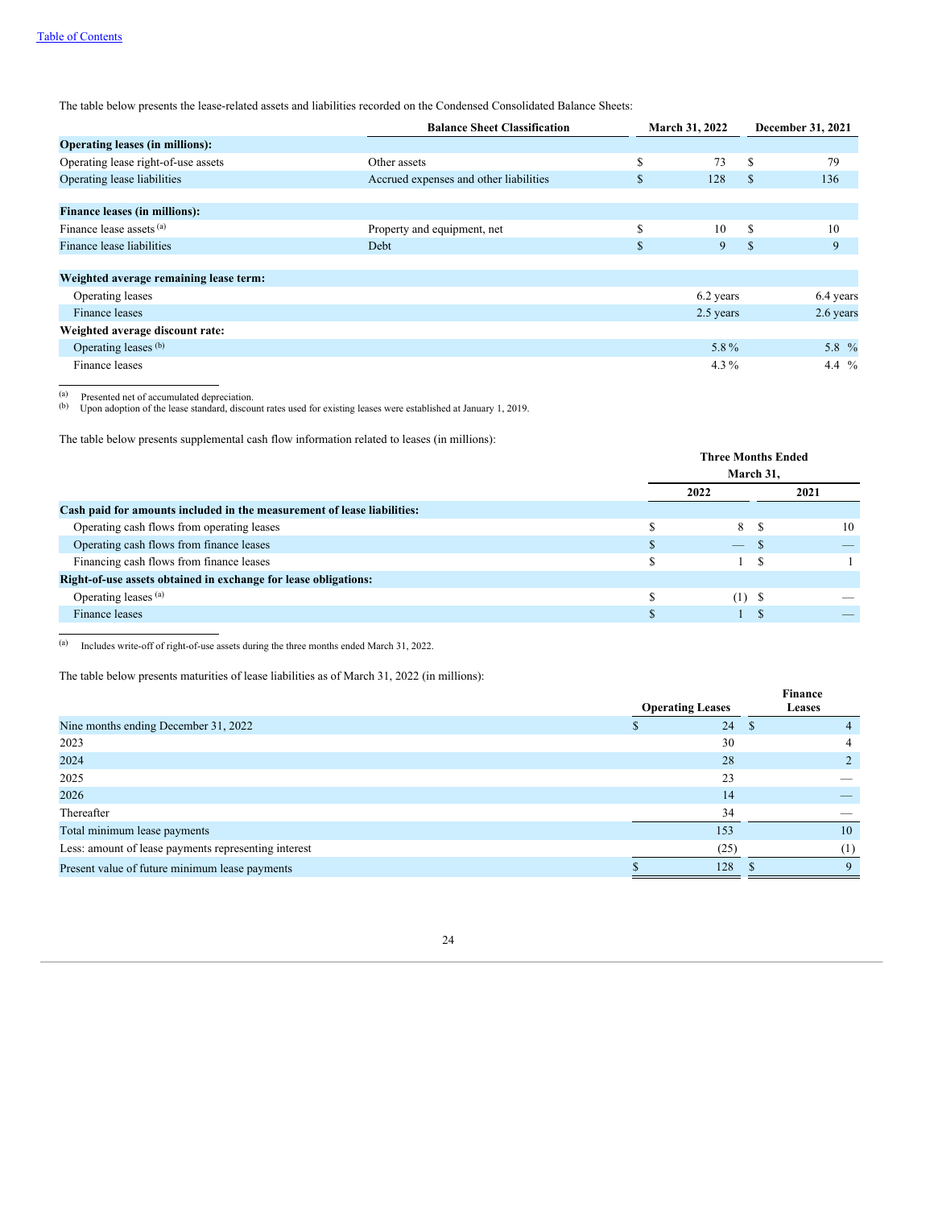The table below presents the lease-related assets and liabilities recorded on the Condensed Consolidated Balance Sheets:

| | Balance Sheet Classification | March 31, 2022 | December 31, 2021 |
|---|---|---|---|
| **Operating leases (in millions):** | | | |
| Operating lease right-of-use assets | Other assets | $ 73 | $ 79 |
| Operating lease liabilities | Accrued expenses and other liabilities | $ 128 | $ 136 |
| | | | |
| **Finance leases (in millions):** | | | |
| Finance lease assets [(a)] | Property and equipment, net | $ 10 | $ 10 |
| Finance lease liabilities | Debt | $ 9 | $ 9 |
| | | | |
| **Weighted average remaining lease term:** | | | |
| Operating leases | | 6.2 years | 6.4 years |
| Finance leases | | 2.5 years | 2.6 years |
| **Weighted average discount rate:** | | | |
| Operating leases [(b)] | | 5.8 % | 5.8 % |
| Finance leases | | 4.3 % | 4.4 % |

(a) Presented net of accumulated depreciation.
(b) Upon adoption of the lease standard, discount rates used for existing leases were established at January 1, 2019.

The table below presents supplemental cash flow information related to leases (in millions):

| | Three Months Ended March 31, | |
|---|---|---|
| | 2022 | 2021 |
| **Cash paid for amounts included in the measurement of lease liabilities:** | | |
| Operating cash flows from operating leases | $ 8 | $ 10 |
| Operating cash flows from finance leases | $ — | $ — |
| Financing cash flows from finance leases | $ 1 | $ 1 |
| **Right-of-use assets obtained in exchange for lease obligations:** | | |
| Operating leases [(a)] | $ (1) | $ — |
| Finance leases | $ 1 | $ — |

(a) Includes write-off of right-of-use assets during the three months ended March 31, 2022.

The table below presents maturities of lease liabilities as of March 31, 2022 (in millions):

| | Operating Leases | Finance Leases |
|---|---|---|
| Nine months ending December 31, 2022 | $ 24 | $ 4 |
| 2023 | 30 | 4 |
| 2024 | 28 | 2 |
| 2025 | 23 | — |
| 2026 | 14 | — |
| Thereafter | 34 | — |
| Total minimum lease payments | 153 | 10 |
| Less: amount of lease payments representing interest | (25) | (1) |
| Present value of future minimum lease payments | $ 128 | $ 9 |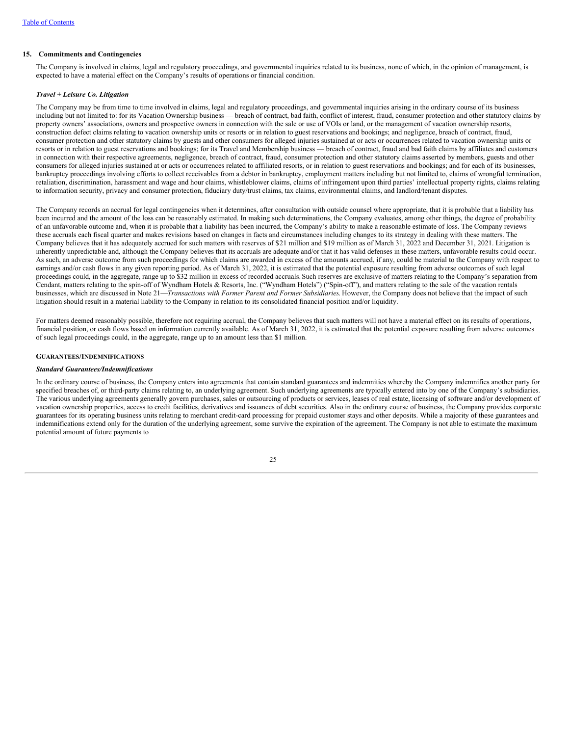## 15. Commitments and Contingencies

The Company is involved in claims, legal and regulatory proceedings, and governmental inquiries related to its business, none of which, in the opinion of management, is expected to have a material effect on the Company's results of operations or financial condition.

### *Travel + Leisure Co. Litigation*

The Company may be from time to time involved in claims, legal and regulatory proceedings, and governmental inquiries arising in the ordinary course of its business including but not limited to: for its Vacation Ownership business — breach of contract, bad faith, conflict of interest, fraud, consumer protection and other statutory claims by property owners' associations, owners and prospective owners in connection with the sale or use of VOIs or land, or the management of vacation ownership resorts, construction defect claims relating to vacation ownership units or resorts or in relation to guest reservations and bookings; and negligence, breach of contract, fraud, consumer protection and other statutory claims by guests and other consumers for alleged injuries sustained at or acts or occurrences related to vacation ownership units or resorts or in relation to guest reservations and bookings; for its Travel and Membership business — breach of contract, fraud and bad faith claims by affiliates and customers in connection with their respective agreements, negligence, breach of contract, fraud, consumer protection and other statutory claims asserted by members, guests and other consumers for alleged injuries sustained at or acts or occurrences related to affiliated resorts, or in relation to guest reservations and bookings; and for each of its businesses, bankruptcy proceedings involving efforts to collect receivables from a debtor in bankruptcy, employment matters including but not limited to, claims of wrongful termination, retaliation, discrimination, harassment and wage and hour claims, whistleblower claims, claims of infringement upon third parties' intellectual property rights, claims relating to information security, privacy and consumer protection, fiduciary duty/trust claims, tax claims, environmental claims, and landlord/tenant disputes.

The Company records an accrual for legal contingencies when it determines, after consultation with outside counsel where appropriate, that it is probable that a liability has been incurred and the amount of the loss can be reasonably estimated. In making such determinations, the Company evaluates, among other things, the degree of probability of an unfavorable outcome and, when it is probable that a liability has been incurred, the Company's ability to make a reasonable estimate of loss. The Company reviews these accruals each fiscal quarter and makes revisions based on changes in facts and circumstances including changes to its strategy in dealing with these matters. The Company believes that it has adequately accrued for such matters with reserves of $21 million and $19 million as of March 31, 2022 and December 31, 2021. Litigation is inherently unpredictable and, although the Company believes that its accruals are adequate and/or that it has valid defenses in these matters, unfavorable results could occur. As such, an adverse outcome from such proceedings for which claims are awarded in excess of the amounts accrued, if any, could be material to the Company with respect to earnings and/or cash flows in any given reporting period. As of March 31, 2022, it is estimated that the potential exposure resulting from adverse outcomes of such legal proceedings could, in the aggregate, range up to $32 million in excess of recorded accruals. Such reserves are exclusive of matters relating to the Company's separation from Cendant, matters relating to the spin-off of Wyndham Hotels & Resorts, Inc. ("Wyndham Hotels") ("Spin-off"), and matters relating to the sale of the vacation rentals businesses, which are discussed in Note 21—*Transactions with Former Parent and Former Subsidiaries*. However, the Company does not believe that the impact of such litigation should result in a material liability to the Company in relation to its consolidated financial position and/or liquidity.

For matters deemed reasonably possible, therefore not requiring accrual, the Company believes that such matters will not have a material effect on its results of operations, financial position, or cash flows based on information currently available. As of March 31, 2022, it is estimated that the potential exposure resulting from adverse outcomes of such legal proceedings could, in the aggregate, range up to an amount less than $1 million.

### GUARANTEES/INDEMNIFICATIONS

### *Standard Guarantees/Indemnifications*

In the ordinary course of business, the Company enters into agreements that contain standard guarantees and indemnities whereby the Company indemnifies another party for specified breaches of, or third-party claims relating to, an underlying agreement. Such underlying agreements are typically entered into by one of the Company's subsidiaries. The various underlying agreements generally govern purchases, sales or outsourcing of products or services, leases of real estate, licensing of software and/or development of vacation ownership properties, access to credit facilities, derivatives and issuances of debt securities. Also in the ordinary course of business, the Company provides corporate guarantees for its operating business units relating to merchant credit-card processing for prepaid customer stays and other deposits. While a majority of these guarantees and indemnifications extend only for the duration of the underlying agreement, some survive the expiration of the agreement. The Company is not able to estimate the maximum potential amount of future payments to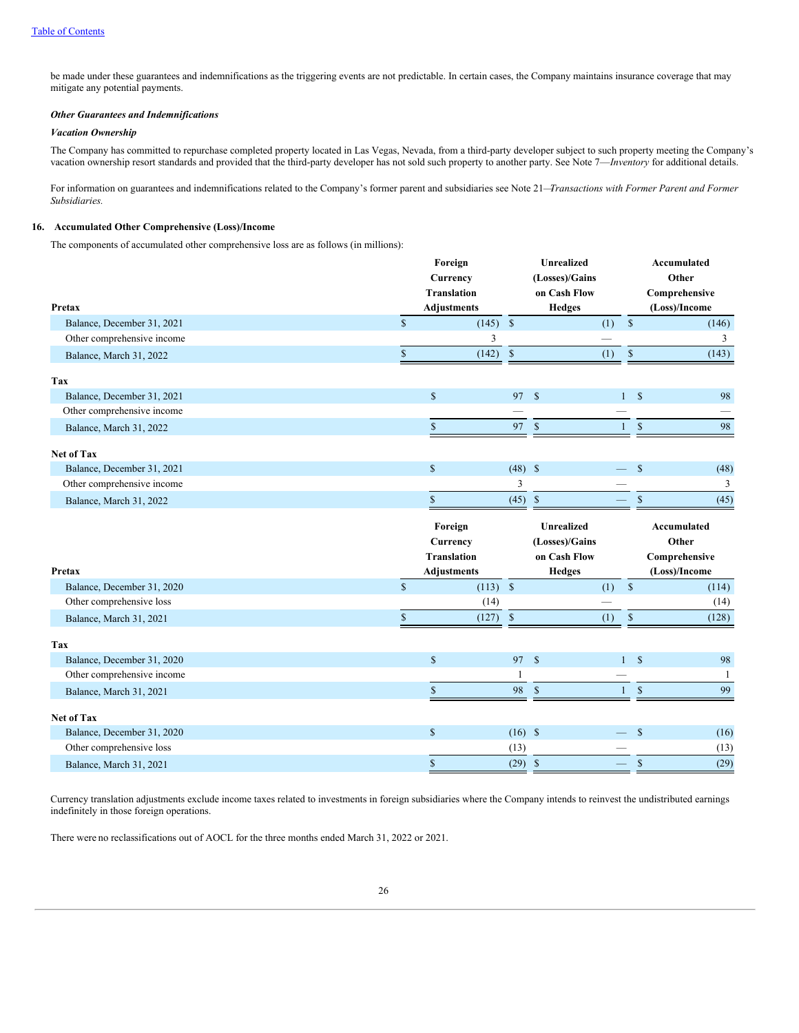be made under these guarantees and indemnifications as the triggering events are not predictable. In certain cases, the Company maintains insurance coverage that may mitigate any potential payments.

***Other Guarantees and Indemnifications***

***Vacation Ownership***

The Company has committed to repurchase completed property located in Las Vegas, Nevada, from a third-party developer subject to such property meeting the Company's vacation ownership resort standards and provided that the third-party developer has not sold such property to another party. See Note 7—*Inventory* for additional details.

For information on guarantees and indemnifications related to the Company's former parent and subsidiaries see Note 21—*Transactions with Former Parent and Former Subsidiaries.*

## 16. Accumulated Other Comprehensive (Loss)/Income

The components of accumulated other comprehensive loss are as follows (in millions):

| Pretax | Foreign Currency Translation Adjustments | Unrealized (Losses)/Gains on Cash Flow Hedges | Accumulated Other Comprehensive (Loss)/Income |
|---|---|---|---|
| Balance, December 31, 2021 | $ (145) | $ (1) | $ (146) |
| Other comprehensive income | 3 | — | 3 |
| Balance, March 31, 2022 | $ (142) | $ (1) | $ (143) |
| **Tax** | | | |
| Balance, December 31, 2021 | $ 97 | $ 1 | $ 98 |
| Other comprehensive income | — | — | — |
| Balance, March 31, 2022 | $ 97 | $ 1 | $ 98 |
| **Net of Tax** | | | |
| Balance, December 31, 2021 | $ (48) | $ — | $ (48) |
| Other comprehensive income | 3 | — | 3 |
| Balance, March 31, 2022 | $ (45) | $ — | $ (45) |

| Pretax | Foreign Currency Translation Adjustments | Unrealized (Losses)/Gains on Cash Flow Hedges | Accumulated Other Comprehensive (Loss)/Income |
|---|---|---|---|
| Balance, December 31, 2020 | $ (113) | $ (1) | $ (114) |
| Other comprehensive loss | (14) | — | (14) |
| Balance, March 31, 2021 | $ (127) | $ (1) | $ (128) |
| **Tax** | | | |
| Balance, December 31, 2020 | $ 97 | $ 1 | $ 98 |
| Other comprehensive income | 1 | — | 1 |
| Balance, March 31, 2021 | $ 98 | $ 1 | $ 99 |
| **Net of Tax** | | | |
| Balance, December 31, 2020 | $ (16) | $ — | $ (16) |
| Other comprehensive loss | (13) | — | (13) |
| Balance, March 31, 2021 | $ (29) | $ — | $ (29) |

Currency translation adjustments exclude income taxes related to investments in foreign subsidiaries where the Company intends to reinvest the undistributed earnings indefinitely in those foreign operations.

There were no reclassifications out of AOCL for the three months ended March 31, 2022 or 2021.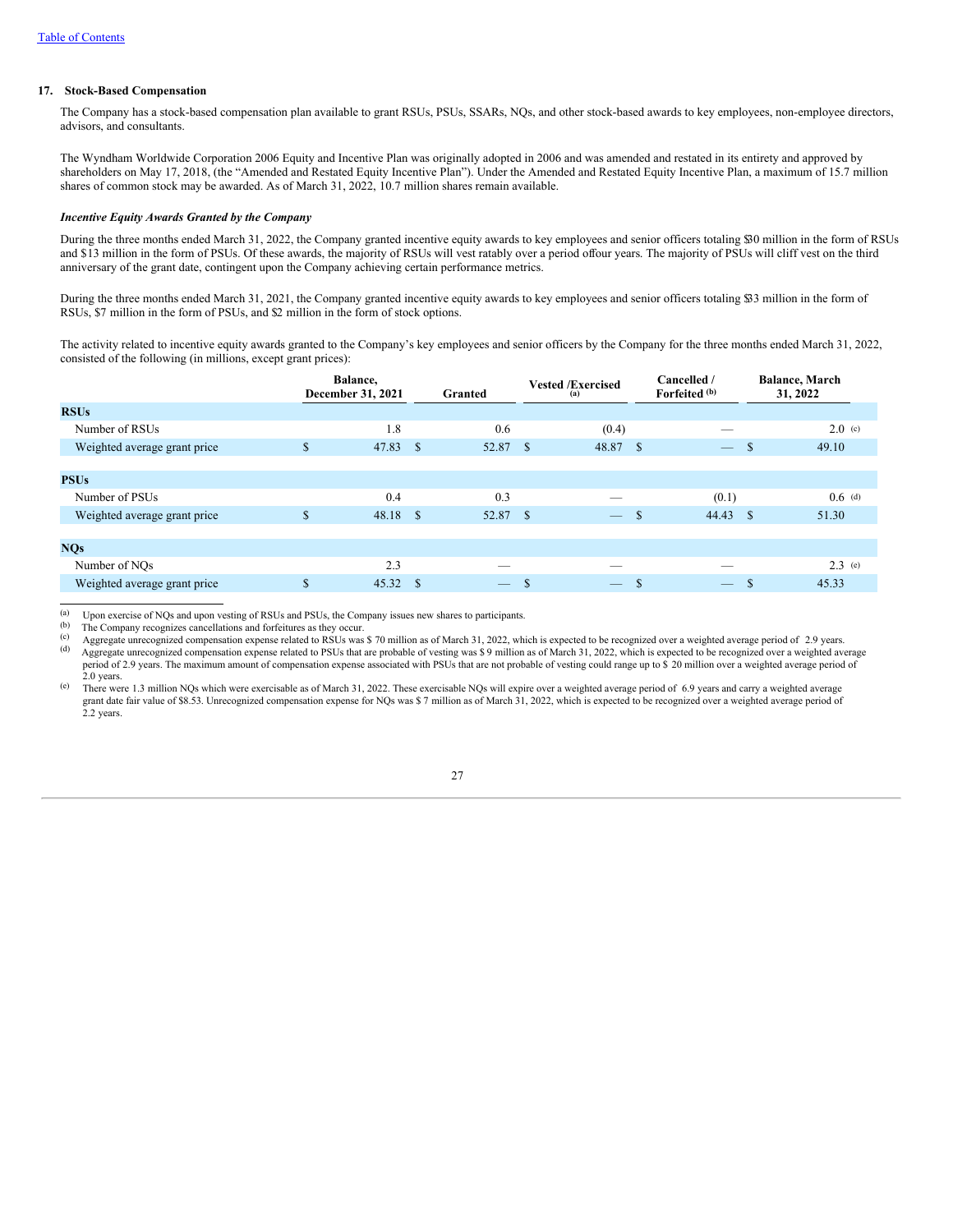[Table of Contents](#)

## 17. Stock-Based Compensation

The Company has a stock-based compensation plan available to grant RSUs, PSUs, SSARs, NQs, and other stock-based awards to key employees, non-employee directors, advisors, and consultants.

The Wyndham Worldwide Corporation 2006 Equity and Incentive Plan was originally adopted in 2006 and was amended and restated in its entirety and approved by shareholders on May 17, 2018, (the "Amended and Restated Equity Incentive Plan"). Under the Amended and Restated Equity Incentive Plan, a maximum of 15.7 million shares of common stock may be awarded. As of March 31, 2022, 10.7 million shares remain available.

### *Incentive Equity Awards Granted by the Company*

During the three months ended March 31, 2022, the Company granted incentive equity awards to key employees and senior officers totaling $30 million in the form of RSUs and $13 million in the form of PSUs. Of these awards, the majority of RSUs will vest ratably over a period of four years. The majority of PSUs will cliff vest on the third anniversary of the grant date, contingent upon the Company achieving certain performance metrics.

During the three months ended March 31, 2021, the Company granted incentive equity awards to key employees and senior officers totaling $33 million in the form of RSUs, $7 million in the form of PSUs, and $2 million in the form of stock options.

The activity related to incentive equity awards granted to the Company's key employees and senior officers by the Company for the three months ended March 31, 2022, consisted of the following (in millions, except grant prices):

| | Balance, December 31, 2021 | Granted | Vested /Exercised [(a)] | Cancelled / Forfeited [(b)] | Balance, March 31, 2022 |
|---|---|---|---|---|---|
| **RSUs** | | | | | |
| Number of RSUs | 1.8 | 0.6 | (0.4) | — | 2.0 [(c)] |
| Weighted average grant price | $ 47.83 | $ 52.87 | $ 48.87 | $ — | $ 49.10 |
| **PSUs** | | | | | |
| Number of PSUs | 0.4 | 0.3 | — | (0.1) | 0.6 [(d)] |
| Weighted average grant price | $ 48.18 | $ 52.87 | $ — | $ 44.43 | $ 51.30 |
| **NQs** | | | | | |
| Number of NQs | 2.3 | — | — | — | 2.3 [(e)] |
| Weighted average grant price | $ 45.32 | $ — | $ — | $ — | $ 45.33 |

(a) Upon exercise of NQs and upon vesting of RSUs and PSUs, the Company issues new shares to participants.

(b) The Company recognizes cancellations and forfeitures as they occur.

(c) Aggregate unrecognized compensation expense related to RSUs was $ 70 million as of March 31, 2022, which is expected to be recognized over a weighted average period of 2.9 years.

(d) Aggregate unrecognized compensation expense related to PSUs that are probable of vesting was $ 9 million as of March 31, 2022, which is expected to be recognized over a weighted average period of 2.9 years. The maximum amount of compensation expense associated with PSUs that are not probable of vesting could range up to $ 20 million over a weighted average period of 2.0 years.

(e) There were 1.3 million NQs which were exercisable as of March 31, 2022. These exercisable NQs will expire over a weighted average period of 6.9 years and carry a weighted average grant date fair value of $8.53. Unrecognized compensation expense for NQs was $ 7 million as of March 31, 2022, which is expected to be recognized over a weighted average period of 2.2 years.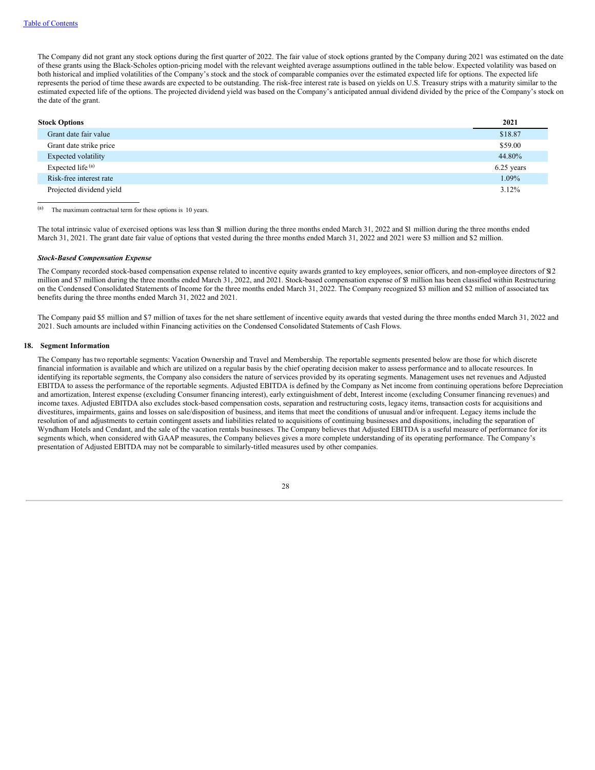The Company did not grant any stock options during the first quarter of 2022. The fair value of stock options granted by the Company during 2021 was estimated on the date of these grants using the Black-Scholes option-pricing model with the relevant weighted average assumptions outlined in the table below. Expected volatility was based on both historical and implied volatilities of the Company's stock and the stock of comparable companies over the estimated expected life for options. The expected life represents the period of time these awards are expected to be outstanding. The risk-free interest rate is based on yields on U.S. Treasury strips with a maturity similar to the estimated expected life of the options. The projected dividend yield was based on the Company's anticipated annual dividend divided by the price of the Company's stock on the date of the grant.

| Stock Options | 2021 |
|---|---|
| Grant date fair value | $18.87 |
| Grant date strike price | $59.00 |
| Expected volatility | 44.80% |
| Expected life [(a)] | 6.25 years |
| Risk-free interest rate | 1.09% |
| Projected dividend yield | 3.12% |

(a) The maximum contractual term for these options is 10 years.

The total intrinsic value of exercised options was less than $1 million during the three months ended March 31, 2022 and $1 million during the three months ended March 31, 2021. The grant date fair value of options that vested during the three months ended March 31, 2022 and 2021 were $3 million and $2 million.

***Stock-Based Compensation Expense***

The Company recorded stock-based compensation expense related to incentive equity awards granted to key employees, senior officers, and non-employee directors of $12 million and $7 million during the three months ended March 31, 2022, and 2021. Stock-based compensation expense of $3 million has been classified within Restructuring on the Condensed Consolidated Statements of Income for the three months ended March 31, 2022. The Company recognized $3 million and $2 million of associated tax benefits during the three months ended March 31, 2022 and 2021.

The Company paid $5 million and $7 million of taxes for the net share settlement of incentive equity awards that vested during the three months ended March 31, 2022 and 2021. Such amounts are included within Financing activities on the Condensed Consolidated Statements of Cash Flows.

## 18. Segment Information

The Company has two reportable segments: Vacation Ownership and Travel and Membership. The reportable segments presented below are those for which discrete financial information is available and which are utilized on a regular basis by the chief operating decision maker to assess performance and to allocate resources. In identifying its reportable segments, the Company also considers the nature of services provided by its operating segments. Management uses net revenues and Adjusted EBITDA to assess the performance of the reportable segments. Adjusted EBITDA is defined by the Company as Net income from continuing operations before Depreciation and amortization, Interest expense (excluding Consumer financing interest), early extinguishment of debt, Interest income (excluding Consumer financing revenues) and income taxes. Adjusted EBITDA also excludes stock-based compensation costs, separation and restructuring costs, legacy items, transaction costs for acquisitions and divestitures, impairments, gains and losses on sale/disposition of business, and items that meet the conditions of unusual and/or infrequent. Legacy items include the resolution of and adjustments to certain contingent assets and liabilities related to acquisitions of continuing businesses and dispositions, including the separation of Wyndham Hotels and Cendant, and the sale of the vacation rentals businesses. The Company believes that Adjusted EBITDA is a useful measure of performance for its segments which, when considered with GAAP measures, the Company believes gives a more complete understanding of its operating performance. The Company's presentation of Adjusted EBITDA may not be comparable to similarly-titled measures used by other companies.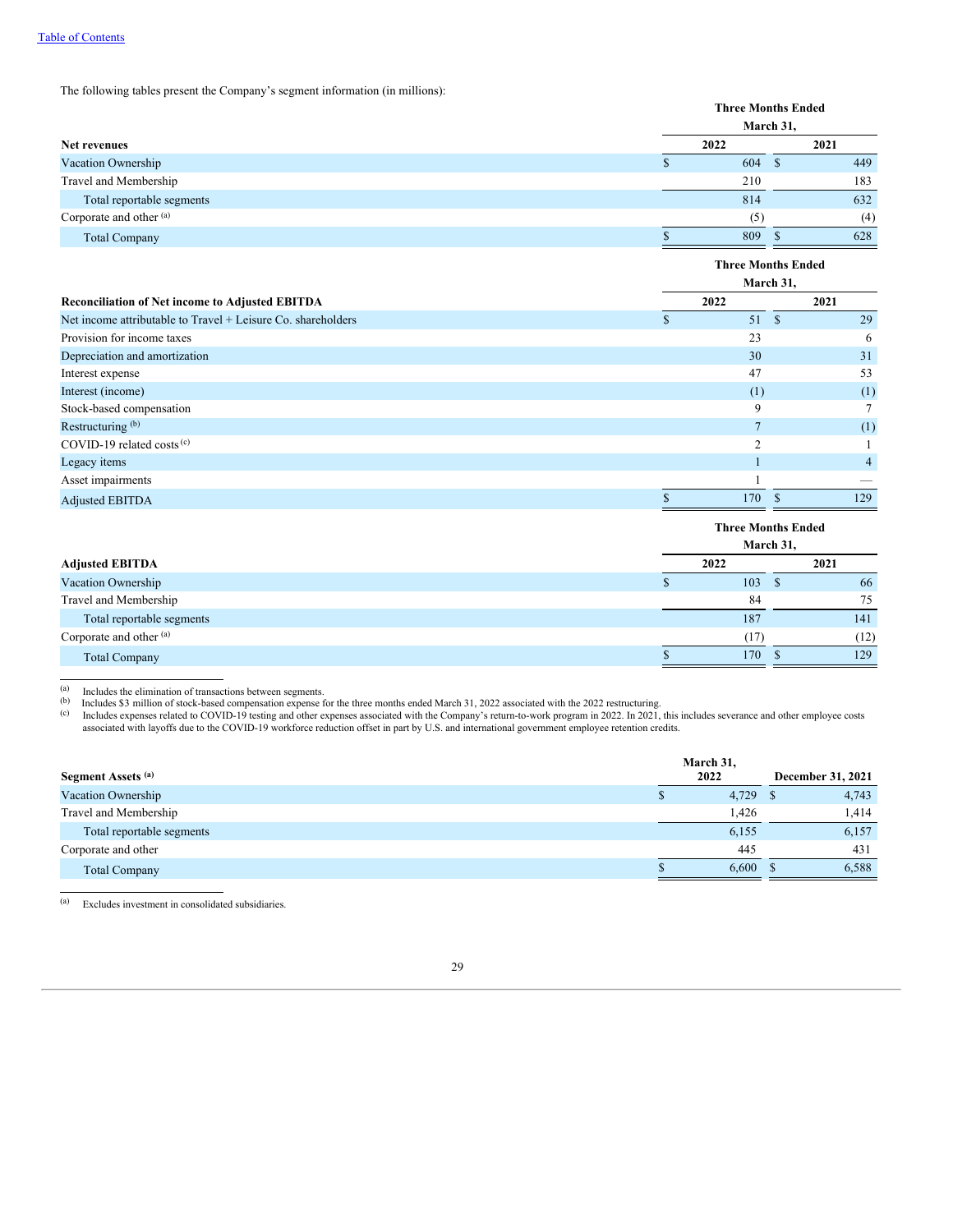The following tables present the Company's segment information (in millions):

| | Three Months Ended March 31, | |
|---|---|---|
| **Net revenues** | **2022** | **2021** |
| Vacation Ownership | $ 604 | $ 449 |
| Travel and Membership | 210 | 183 |
| Total reportable segments | 814 | 632 |
| Corporate and other [(a)] | (5) | (4) |
| Total Company | $ 809 | $ 628 |

| | Three Months Ended March 31, | |
|---|---|---|
| **Reconciliation of Net income to Adjusted EBITDA** | **2022** | **2021** |
| Net income attributable to Travel + Leisure Co. shareholders | $ 51 | $ 29 |
| Provision for income taxes | 23 | 6 |
| Depreciation and amortization | 30 | 31 |
| Interest expense | 47 | 53 |
| Interest (income) | (1) | (1) |
| Stock-based compensation | 9 | 7 |
| Restructuring [(b)] | 7 | (1) |
| COVID-19 related costs [(c)] | 2 | 1 |
| Legacy items | 1 | 4 |
| Asset impairments | 1 | — |
| Adjusted EBITDA | $ 170 | $ 129 |

| | Three Months Ended March 31, | |
|---|---|---|
| **Adjusted EBITDA** | **2022** | **2021** |
| Vacation Ownership | $ 103 | $ 66 |
| Travel and Membership | 84 | 75 |
| Total reportable segments | 187 | 141 |
| Corporate and other [(a)] | (17) | (12) |
| Total Company | $ 170 | $ 129 |

(a) Includes the elimination of transactions between segments.
(b) Includes $3 million of stock-based compensation expense for the three months ended March 31, 2022 associated with the 2022 restructuring.
(c) Includes expenses related to COVID-19 testing and other expenses associated with the Company's return-to-work program in 2022. In 2021, this includes severance and other employee costs associated with layoffs due to the COVID-19 workforce reduction offset in part by U.S. and international government employee retention credits.

| **Segment Assets [(a)]** | **March 31, 2022** | **December 31, 2021** |
|---|---|---|
| Vacation Ownership | $ 4,729 | $ 4,743 |
| Travel and Membership | 1,426 | 1,414 |
| Total reportable segments | 6,155 | 6,157 |
| Corporate and other | 445 | 431 |
| Total Company | $ 6,600 | $ 6,588 |

(a) Excludes investment in consolidated subsidiaries.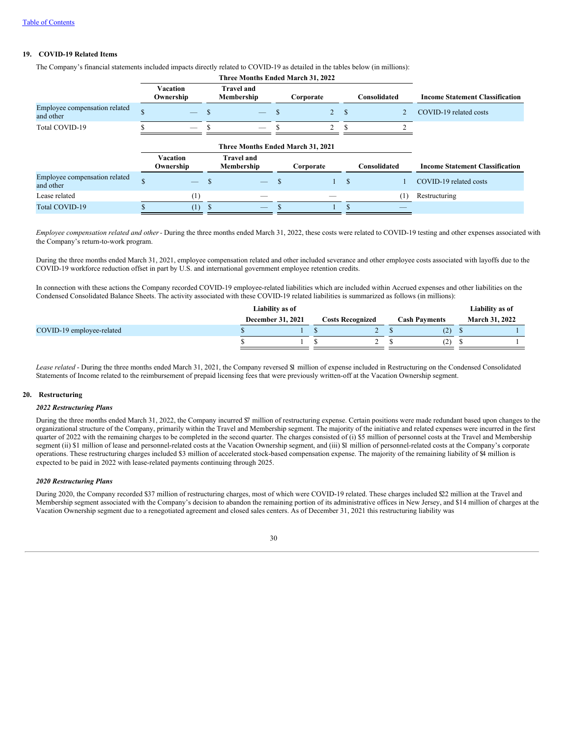[Table of Contents](#)

## 19. COVID-19 Related Items

The Company's financial statements included impacts directly related to COVID-19 as detailed in the tables below (in millions):

| | Three Months Ended March 31, 2022 | | | | |
|---|---|---|---|---|---|
| | Vacation Ownership | Travel and Membership | Corporate | Consolidated | Income Statement Classification |
| Employee compensation related and other | $ — | $ — | $ 2 | $ 2 | COVID-19 related costs |
| Total COVID-19 | $ — | $ — | $ 2 | $ 2 | |

| | Three Months Ended March 31, 2021 | | | | |
|---|---|---|---|---|---|
| | Vacation Ownership | Travel and Membership | Corporate | Consolidated | Income Statement Classification |
| Employee compensation related and other | $ — | $ — | $ 1 | $ 1 | COVID-19 related costs |
| Lease related | (1) | — | — | (1) | Restructuring |
| Total COVID-19 | $ (1) | $ — | $ 1 | $ — | |

*Employee compensation related and other* - During the three months ended March 31, 2022, these costs were related to COVID-19 testing and other expenses associated with the Company's return-to-work program.

During the three months ended March 31, 2021, employee compensation related and other included severance and other employee costs associated with layoffs due to the COVID-19 workforce reduction offset in part by U.S. and international government employee retention credits.

In connection with these actions the Company recorded COVID-19 employee-related liabilities which are included within Accrued expenses and other liabilities on the Condensed Consolidated Balance Sheets. The activity associated with these COVID-19 related liabilities is summarized as follows (in millions):

| | Liability as of December 31, 2021 | Costs Recognized | Cash Payments | Liability as of March 31, 2022 |
|---|---|---|---|---|
| COVID-19 employee-related | $ 1 | $ 2 | $ (2) | $ 1 |
| | $ 1 | $ 2 | $ (2) | $ 1 |

*Lease related* - During the three months ended March 31, 2021, the Company reversed $1 million of expense included in Restructuring on the Condensed Consolidated Statements of Income related to the reimbursement of prepaid licensing fees that were previously written-off at the Vacation Ownership segment.

## 20. Restructuring

### *2022 Restructuring Plans*

During the three months ended March 31, 2022, the Company incurred $7 million of restructuring expense. Certain positions were made redundant based upon changes to the organizational structure of the Company, primarily within the Travel and Membership segment. The majority of the initiative and related expenses were incurred in the first quarter of 2022 with the remaining charges to be completed in the second quarter. The charges consisted of (i) $5 million of personnel costs at the Travel and Membership segment (ii) $1 million of lease and personnel-related costs at the Vacation Ownership segment, and (iii) $1 million of personnel-related costs at the Company's corporate operations. These restructuring charges included $3 million of accelerated stock-based compensation expense. The majority of the remaining liability of $4 million is expected to be paid in 2022 with lease-related payments continuing through 2025.

### *2020 Restructuring Plans*

During 2020, the Company recorded $37 million of restructuring charges, most of which were COVID-19 related. These charges included $22 million at the Travel and Membership segment associated with the Company's decision to abandon the remaining portion of its administrative offices in New Jersey, and $14 million of charges at the Vacation Ownership segment due to a renegotiated agreement and closed sales centers. As of December 31, 2021 this restructuring liability was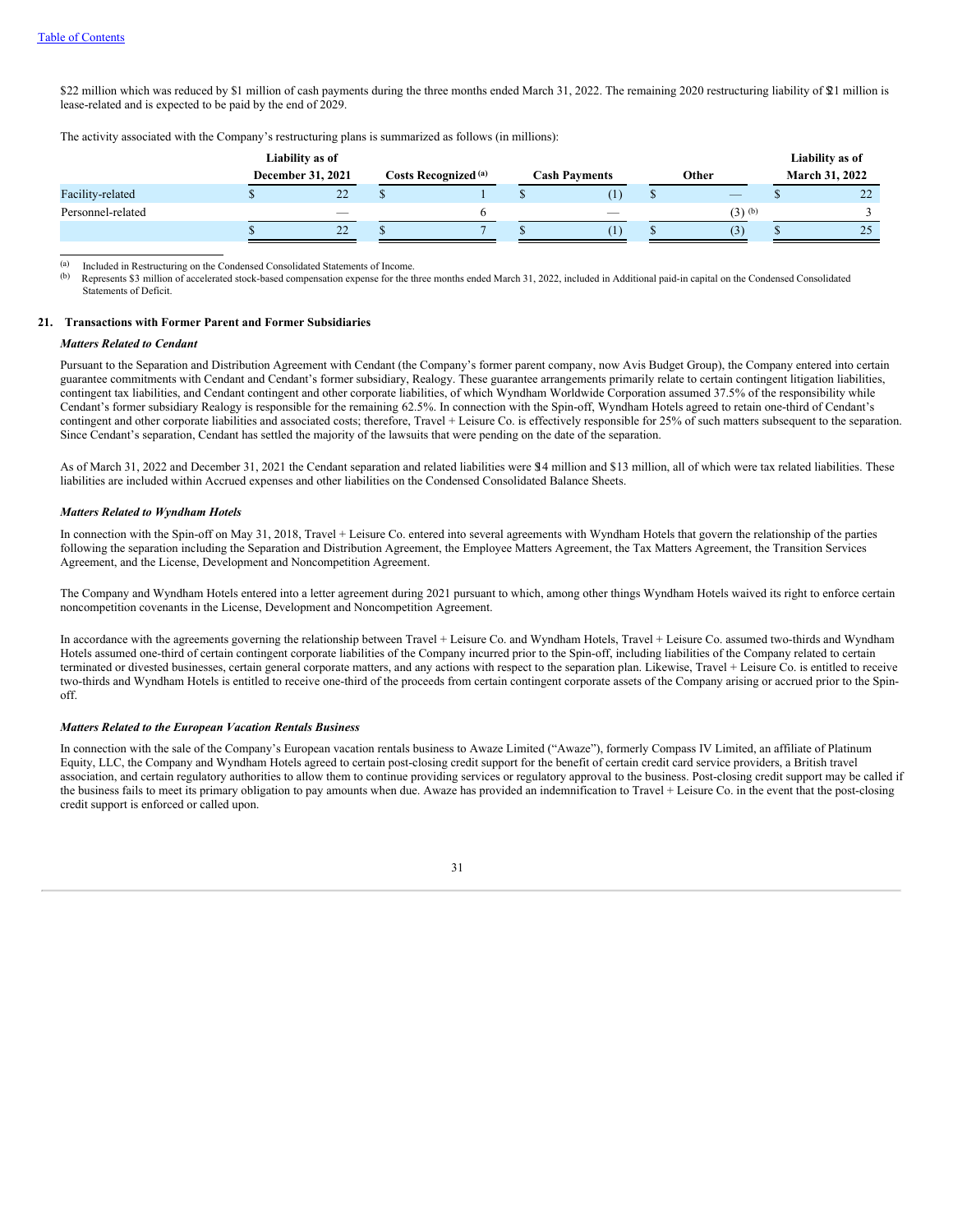$22 million which was reduced by $1 million of cash payments during the three months ended March 31, 2022. The remaining 2020 restructuring liability of $21 million is lease-related and is expected to be paid by the end of 2029.

The activity associated with the Company's restructuring plans is summarized as follows (in millions):

| | Liability as of December 31, 2021 | Costs Recognized [(a)] | Cash Payments | Other | Liability as of March 31, 2022 |
|---|---|---|---|---|---|
| Facility-related | $ 22 | $ 1 | $ (1) | $ — | $ 22 |
| Personnel-related | — | 6 | — | (3) [(b)] | 3 |
| | $ 22 | $ 7 | $ (1) | $ (3) | $ 25 |

(a) Included in Restructuring on the Condensed Consolidated Statements of Income.

(b) Represents $3 million of accelerated stock-based compensation expense for the three months ended March 31, 2022, included in Additional paid-in capital on the Condensed Consolidated Statements of Deficit.

## 21. Transactions with Former Parent and Former Subsidiaries

***Matters Related to Cendant***

Pursuant to the Separation and Distribution Agreement with Cendant (the Company's former parent company, now Avis Budget Group), the Company entered into certain guarantee commitments with Cendant and Cendant's former subsidiary, Realogy. These guarantee arrangements primarily relate to certain contingent litigation liabilities, contingent tax liabilities, and Cendant contingent and other corporate liabilities, of which Wyndham Worldwide Corporation assumed 37.5% of the responsibility while Cendant's former subsidiary Realogy is responsible for the remaining 62.5%. In connection with the Spin-off, Wyndham Hotels agreed to retain one-third of Cendant's contingent and other corporate liabilities and associated costs; therefore, Travel + Leisure Co. is effectively responsible for 25% of such matters subsequent to the separation. Since Cendant's separation, Cendant has settled the majority of the lawsuits that were pending on the date of the separation.

As of March 31, 2022 and December 31, 2021 the Cendant separation and related liabilities were $14 million and $13 million, all of which were tax related liabilities. These liabilities are included within Accrued expenses and other liabilities on the Condensed Consolidated Balance Sheets.

***Matters Related to Wyndham Hotels***

In connection with the Spin-off on May 31, 2018, Travel + Leisure Co. entered into several agreements with Wyndham Hotels that govern the relationship of the parties following the separation including the Separation and Distribution Agreement, the Employee Matters Agreement, the Tax Matters Agreement, the Transition Services Agreement, and the License, Development and Noncompetition Agreement.

The Company and Wyndham Hotels entered into a letter agreement during 2021 pursuant to which, among other things Wyndham Hotels waived its right to enforce certain noncompetition covenants in the License, Development and Noncompetition Agreement.

In accordance with the agreements governing the relationship between Travel + Leisure Co. and Wyndham Hotels, Travel + Leisure Co. assumed two-thirds and Wyndham Hotels assumed one-third of certain contingent corporate liabilities of the Company incurred prior to the Spin-off, including liabilities of the Company related to certain terminated or divested businesses, certain general corporate matters, and any actions with respect to the separation plan. Likewise, Travel + Leisure Co. is entitled to receive two-thirds and Wyndham Hotels is entitled to receive one-third of the proceeds from certain contingent corporate assets of the Company arising or accrued prior to the Spin-off.

***Matters Related to the European Vacation Rentals Business***

In connection with the sale of the Company's European vacation rentals business to Awaze Limited ("Awaze"), formerly Compass IV Limited, an affiliate of Platinum Equity, LLC, the Company and Wyndham Hotels agreed to certain post-closing credit support for the benefit of certain credit card service providers, a British travel association, and certain regulatory authorities to allow them to continue providing services or regulatory approval to the business. Post-closing credit support may be called if the business fails to meet its primary obligation to pay amounts when due. Awaze has provided an indemnification to Travel + Leisure Co. in the event that the post-closing credit support is enforced or called upon.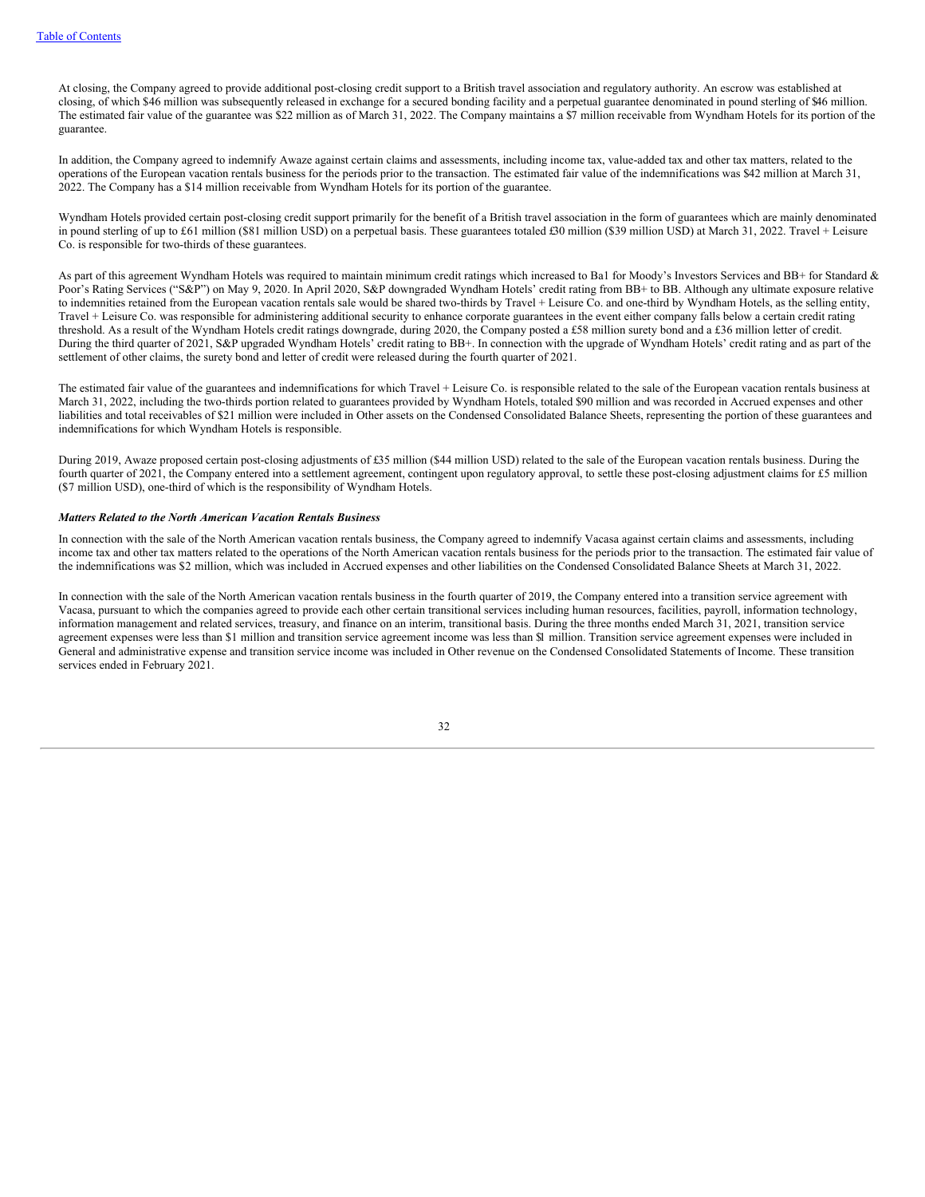At closing, the Company agreed to provide additional post-closing credit support to a British travel association and regulatory authority. An escrow was established at closing, of which $46 million was subsequently released in exchange for a secured bonding facility and a perpetual guarantee denominated in pound sterling of $46 million. The estimated fair value of the guarantee was $22 million as of March 31, 2022. The Company maintains a $7 million receivable from Wyndham Hotels for its portion of the guarantee.

In addition, the Company agreed to indemnify Awaze against certain claims and assessments, including income tax, value-added tax and other tax matters, related to the operations of the European vacation rentals business for the periods prior to the transaction. The estimated fair value of the indemnifications was $42 million at March 31, 2022. The Company has a $14 million receivable from Wyndham Hotels for its portion of the guarantee.

Wyndham Hotels provided certain post-closing credit support primarily for the benefit of a British travel association in the form of guarantees which are mainly denominated in pound sterling of up to £61 million ($81 million USD) on a perpetual basis. These guarantees totaled £30 million ($39 million USD) at March 31, 2022. Travel + Leisure Co. is responsible for two-thirds of these guarantees.

As part of this agreement Wyndham Hotels was required to maintain minimum credit ratings which increased to Ba1 for Moody's Investors Services and BB+ for Standard & Poor's Rating Services ("S&P") on May 9, 2020. In April 2020, S&P downgraded Wyndham Hotels' credit rating from BB+ to BB. Although any ultimate exposure relative to indemnities retained from the European vacation rentals sale would be shared two-thirds by Travel + Leisure Co. and one-third by Wyndham Hotels, as the selling entity, Travel + Leisure Co. was responsible for administering additional security to enhance corporate guarantees in the event either company falls below a certain credit rating threshold. As a result of the Wyndham Hotels credit ratings downgrade, during 2020, the Company posted a £58 million surety bond and a £36 million letter of credit. During the third quarter of 2021, S&P upgraded Wyndham Hotels' credit rating to BB+. In connection with the upgrade of Wyndham Hotels' credit rating and as part of the settlement of other claims, the surety bond and letter of credit were released during the fourth quarter of 2021.

The estimated fair value of the guarantees and indemnifications for which Travel + Leisure Co. is responsible related to the sale of the European vacation rentals business at March 31, 2022, including the two-thirds portion related to guarantees provided by Wyndham Hotels, totaled $90 million and was recorded in Accrued expenses and other liabilities and total receivables of $21 million were included in Other assets on the Condensed Consolidated Balance Sheets, representing the portion of these guarantees and indemnifications for which Wyndham Hotels is responsible.

During 2019, Awaze proposed certain post-closing adjustments of £35 million ($44 million USD) related to the sale of the European vacation rentals business. During the fourth quarter of 2021, the Company entered into a settlement agreement, contingent upon regulatory approval, to settle these post-closing adjustment claims for £5 million ($7 million USD), one-third of which is the responsibility of Wyndham Hotels.

***Matters Related to the North American Vacation Rentals Business***

In connection with the sale of the North American vacation rentals business, the Company agreed to indemnify Vacasa against certain claims and assessments, including income tax and other tax matters related to the operations of the North American vacation rentals business for the periods prior to the transaction. The estimated fair value of the indemnifications was $2 million, which was included in Accrued expenses and other liabilities on the Condensed Consolidated Balance Sheets at March 31, 2022.

In connection with the sale of the North American vacation rentals business in the fourth quarter of 2019, the Company entered into a transition service agreement with Vacasa, pursuant to which the companies agreed to provide each other certain transitional services including human resources, facilities, payroll, information technology, information management and related services, treasury, and finance on an interim, transitional basis. During the three months ended March 31, 2021, transition service agreement expenses were less than $1 million and transition service agreement income was less than $1 million. Transition service agreement expenses were included in General and administrative expense and transition service income was included in Other revenue on the Condensed Consolidated Statements of Income. These transition services ended in February 2021.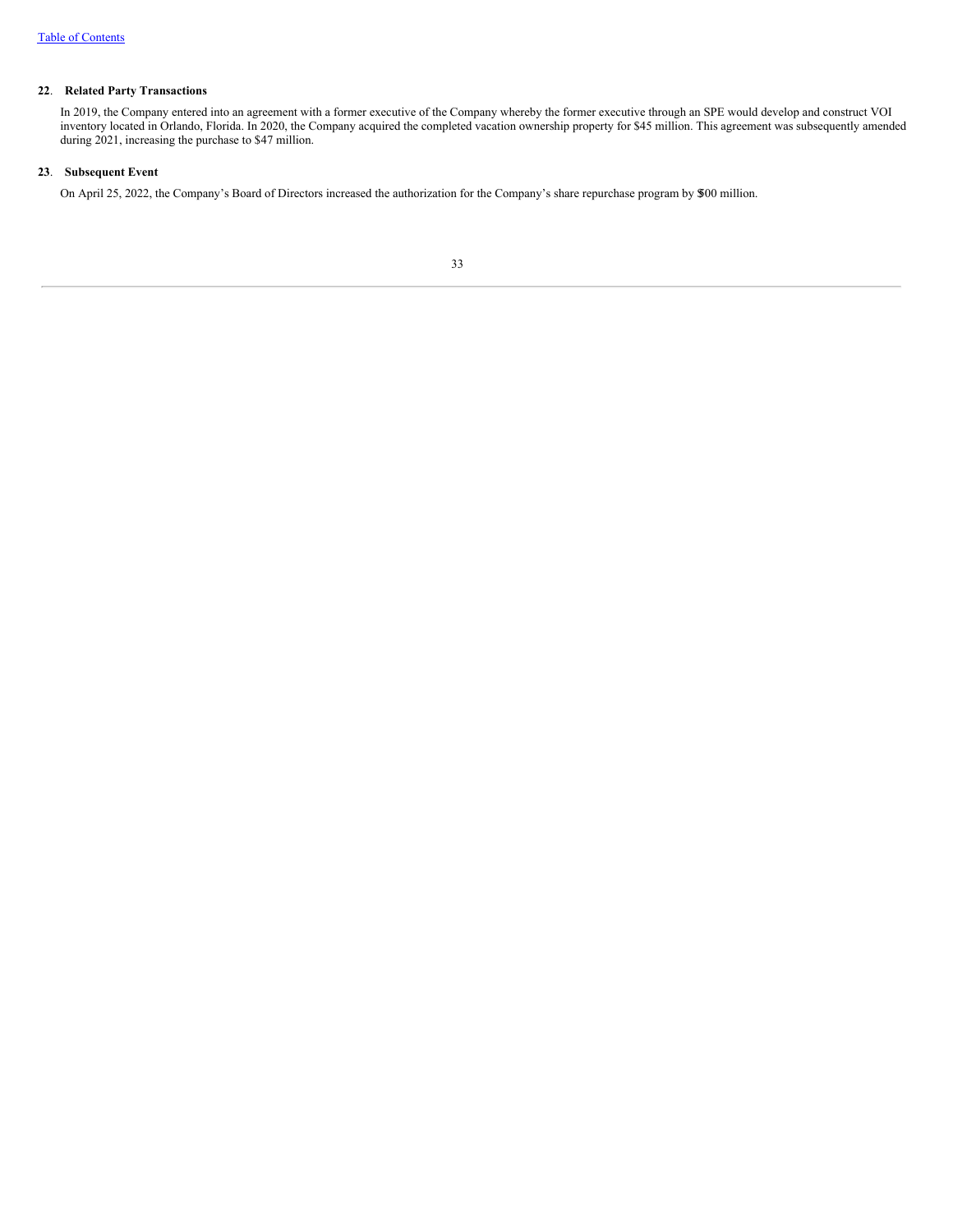## 22. Related Party Transactions

In 2019, the Company entered into an agreement with a former executive of the Company whereby the former executive through an SPE would develop and construct VOI inventory located in Orlando, Florida. In 2020, the Company acquired the completed vacation ownership property for $45 million. This agreement was subsequently amended during 2021, increasing the purchase to $47 million.

## 23. Subsequent Event

On April 25, 2022, the Company's Board of Directors increased the authorization for the Company's share repurchase program by $500 million.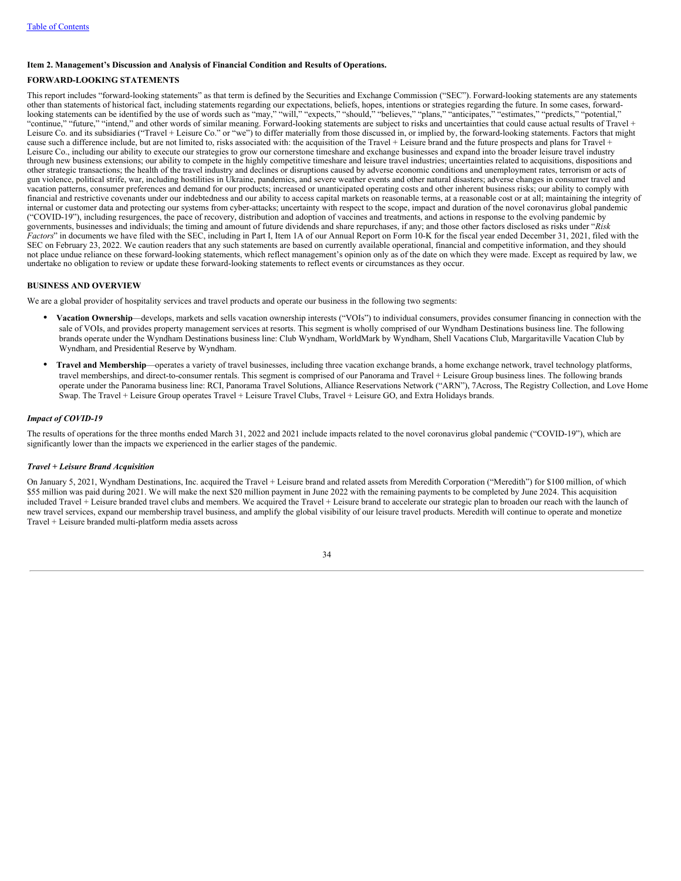[Table of Contents](#)

**Item 2. Management's Discussion and Analysis of Financial Condition and Results of Operations.**

**FORWARD-LOOKING STATEMENTS**

This report includes "forward-looking statements" as that term is defined by the Securities and Exchange Commission ("SEC"). Forward-looking statements are any statements other than statements of historical fact, including statements regarding our expectations, beliefs, hopes, intentions or strategies regarding the future. In some cases, forward-looking statements can be identified by the use of words such as "may," "will," "expects," "should," "believes," "plans," "anticipates," "estimates," "predicts," "potential," "continue," "future," "intend," and other words of similar meaning. Forward-looking statements are subject to risks and uncertainties that could cause actual results of Travel + Leisure Co. and its subsidiaries ("Travel + Leisure Co." or "we") to differ materially from those discussed in, or implied by, the forward-looking statements. Factors that might cause such a difference include, but are not limited to, risks associated with: the acquisition of the Travel + Leisure brand and the future prospects and plans for Travel + Leisure Co., including our ability to execute our strategies to grow our cornerstone timeshare and exchange businesses and expand into the broader leisure travel industry through new business extensions; our ability to compete in the highly competitive timeshare and leisure travel industries; uncertainties related to acquisitions, dispositions and other strategic transactions; the health of the travel industry and declines or disruptions caused by adverse economic conditions and unemployment rates, terrorism or acts of gun violence, political strife, war, including hostilities in Ukraine, pandemics, and severe weather events and other natural disasters; adverse changes in consumer travel and vacation patterns, consumer preferences and demand for our products; increased or unanticipated operating costs and other inherent business risks; our ability to comply with financial and restrictive covenants under our indebtedness and our ability to access capital markets on reasonable terms, at a reasonable cost or at all; maintaining the integrity of internal or customer data and protecting our systems from cyber-attacks; uncertainty with respect to the scope, impact and duration of the novel coronavirus global pandemic ("COVID-19"), including resurgences, the pace of recovery, distribution and adoption of vaccines and treatments, and actions in response to the evolving pandemic by governments, businesses and individuals; the timing and amount of future dividends and share repurchases, if any; and those other factors disclosed as risks under "*Risk Factors*" in documents we have filed with the SEC, including in Part I, Item 1A of our Annual Report on Form 10-K for the fiscal year ended December 31, 2021, filed with the SEC on February 23, 2022. We caution readers that any such statements are based on currently available operational, financial and competitive information, and they should not place undue reliance on these forward-looking statements, which reflect management's opinion only as of the date on which they were made. Except as required by law, we undertake no obligation to review or update these forward-looking statements to reflect events or circumstances as they occur.

**BUSINESS AND OVERVIEW**

We are a global provider of hospitality services and travel products and operate our business in the following two segments:

- **Vacation Ownership**—develops, markets and sells vacation ownership interests ("VOIs") to individual consumers, provides consumer financing in connection with the sale of VOIs, and provides property management services at resorts. This segment is wholly comprised of our Wyndham Destinations business line. The following brands operate under the Wyndham Destinations business line: Club Wyndham, WorldMark by Wyndham, Shell Vacations Club, Margaritaville Vacation Club by Wyndham, and Presidential Reserve by Wyndham.
- **Travel and Membership**—operates a variety of travel businesses, including three vacation exchange brands, a home exchange network, travel technology platforms, travel memberships, and direct-to-consumer rentals. This segment is comprised of our Panorama and Travel + Leisure Group business lines. The following brands operate under the Panorama business line: RCI, Panorama Travel Solutions, Alliance Reservations Network ("ARN"), 7Across, The Registry Collection, and Love Home Swap. The Travel + Leisure Group operates Travel + Leisure Travel Clubs, Travel + Leisure GO, and Extra Holidays brands.

***Impact of COVID-19***

The results of operations for the three months ended March 31, 2022 and 2021 include impacts related to the novel coronavirus global pandemic ("COVID-19"), which are significantly lower than the impacts we experienced in the earlier stages of the pandemic.

***Travel + Leisure Brand Acquisition***

On January 5, 2021, Wyndham Destinations, Inc. acquired the Travel + Leisure brand and related assets from Meredith Corporation ("Meredith") for $100 million, of which $55 million was paid during 2021. We will make the next $20 million payment in June 2022 with the remaining payments to be completed by June 2024. This acquisition included Travel + Leisure branded travel clubs and members. We acquired the Travel + Leisure brand to accelerate our strategic plan to broaden our reach with the launch of new travel services, expand our membership travel business, and amplify the global visibility of our leisure travel products. Meredith will continue to operate and monetize Travel + Leisure branded multi-platform media assets across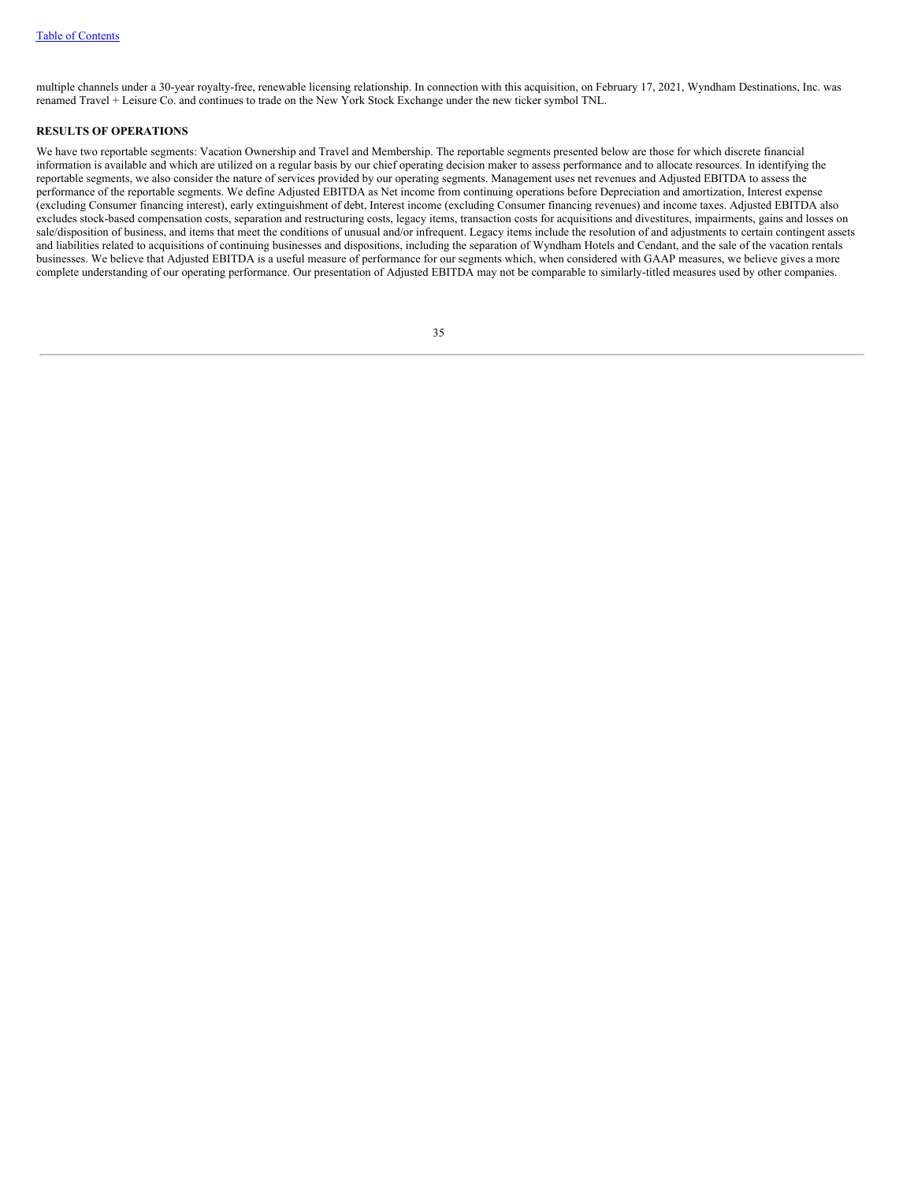multiple channels under a 30-year royalty-free, renewable licensing relationship. In connection with this acquisition, on February 17, 2021, Wyndham Destinations, Inc. was renamed Travel + Leisure Co. and continues to trade on the New York Stock Exchange under the new ticker symbol TNL.

**RESULTS OF OPERATIONS**

We have two reportable segments: Vacation Ownership and Travel and Membership. The reportable segments presented below are those for which discrete financial information is available and which are utilized on a regular basis by our chief operating decision maker to assess performance and to allocate resources. In identifying the reportable segments, we also consider the nature of services provided by our operating segments. Management uses net revenues and Adjusted EBITDA to assess the performance of the reportable segments. We define Adjusted EBITDA as Net income from continuing operations before Depreciation and amortization, Interest expense (excluding Consumer financing interest), early extinguishment of debt, Interest income (excluding Consumer financing revenues) and income taxes. Adjusted EBITDA also excludes stock-based compensation costs, separation and restructuring costs, legacy items, transaction costs for acquisitions and divestitures, impairments, gains and losses on sale/disposition of business, and items that meet the conditions of unusual and/or infrequent. Legacy items include the resolution of and adjustments to certain contingent assets and liabilities related to acquisitions of continuing businesses and dispositions, including the separation of Wyndham Hotels and Cendant, and the sale of the vacation rentals businesses. We believe that Adjusted EBITDA is a useful measure of performance for our segments which, when considered with GAAP measures, we believe gives a more complete understanding of our operating performance. Our presentation of Adjusted EBITDA may not be comparable to similarly-titled measures used by other companies.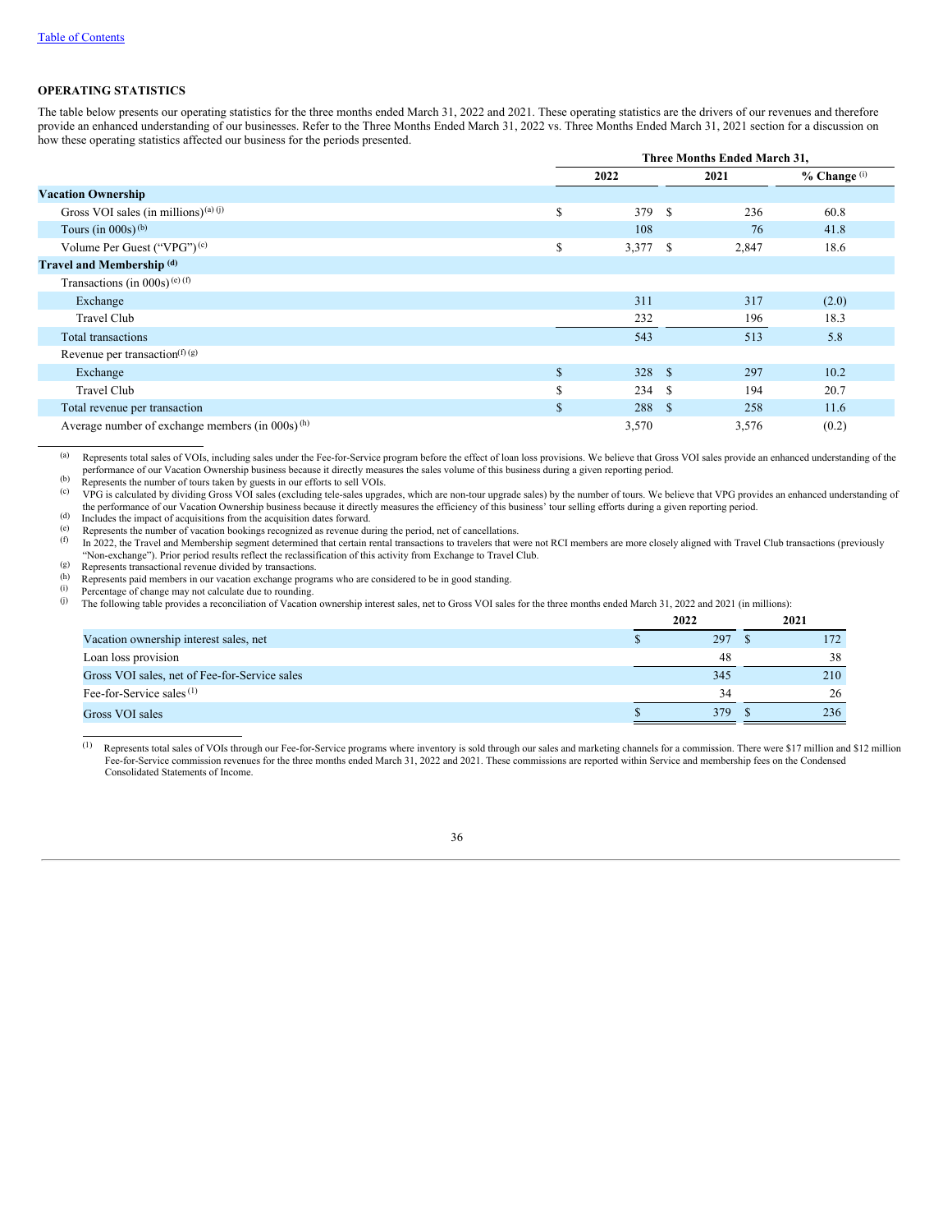[Table of Contents](#)

**OPERATING STATISTICS**

The table below presents our operating statistics for the three months ended March 31, 2022 and 2021. These operating statistics are the drivers of our revenues and therefore provide an enhanced understanding of our businesses. Refer to the Three Months Ended March 31, 2022 vs. Three Months Ended March 31, 2021 section for a discussion on how these operating statistics affected our business for the periods presented.

| | Three Months Ended March 31, | | |
|---|---|---|---|
| | 2022 | 2021 | % Change [(i)] |
| **Vacation Ownership** | | | |
| Gross VOI sales (in millions) [(a) (j)] | $ 379 | $ 236 | 60.8 |
| Tours (in 000s) [(b)] | 108 | 76 | 41.8 |
| Volume Per Guest ("VPG") [(c)] | $ 3,377 | $ 2,847 | 18.6 |
| **Travel and Membership [(d)]** | | | |
| Transactions (in 000s) [(e) (f)] | | | |
| Exchange | 311 | 317 | (2.0) |
| Travel Club | 232 | 196 | 18.3 |
| Total transactions | 543 | 513 | 5.8 |
| Revenue per transaction [(f) (g)] | | | |
| Exchange | $ 328 | $ 297 | 10.2 |
| Travel Club | $ 234 | $ 194 | 20.7 |
| Total revenue per transaction | $ 288 | $ 258 | 11.6 |
| Average number of exchange members (in 000s) [(h)] | 3,570 | 3,576 | (0.2) |

(a) Represents total sales of VOIs, including sales under the Fee-for-Service program before the effect of loan loss provisions. We believe that Gross VOI sales provide an enhanced understanding of the performance of our Vacation Ownership business because it directly measures the sales volume of this business during a given reporting period.

(b) Represents the number of tours taken by guests in our efforts to sell VOIs.

(c) VPG is calculated by dividing Gross VOI sales (excluding tele-sales upgrades, which are non-tour upgrade sales) by the number of tours. We believe that VPG provides an enhanced understanding of the performance of our Vacation Ownership business because it directly measures the efficiency of this business' tour selling efforts during a given reporting period.

(d) Includes the impact of acquisitions from the acquisition dates forward.

(e) Represents the number of vacation bookings recognized as revenue during the period, net of cancellations.

(f) In 2022, the Travel and Membership segment determined that certain rental transactions to travelers that were not RCI members are more closely aligned with Travel Club transactions (previously "Non-exchange"). Prior period results reflect the reclassification of this activity from Exchange to Travel Club.

(g) Represents transactional revenue divided by transactions.

(h) Represents paid members in our vacation exchange programs who are considered to be in good standing.

(i) Percentage of change may not calculate due to rounding.

(j) The following table provides a reconciliation of Vacation ownership interest sales, net to Gross VOI sales for the three months ended March 31, 2022 and 2021 (in millions):

| | 2022 | 2021 |
|---|---|---|
| Vacation ownership interest sales, net | $ 297 | $ 172 |
| Loan loss provision | 48 | 38 |
| Gross VOI sales, net of Fee-for-Service sales | 345 | 210 |
| Fee-for-Service sales [(1)] | 34 | 26 |
| Gross VOI sales | $ 379 | $ 236 |

(1) Represents total sales of VOIs through our Fee-for-Service programs where inventory is sold through our sales and marketing channels for a commission. There were $17 million and $12 million Fee-for-Service commission revenues for the three months ended March 31, 2022 and 2021. These commissions are reported within Service and membership fees on the Condensed Consolidated Statements of Income.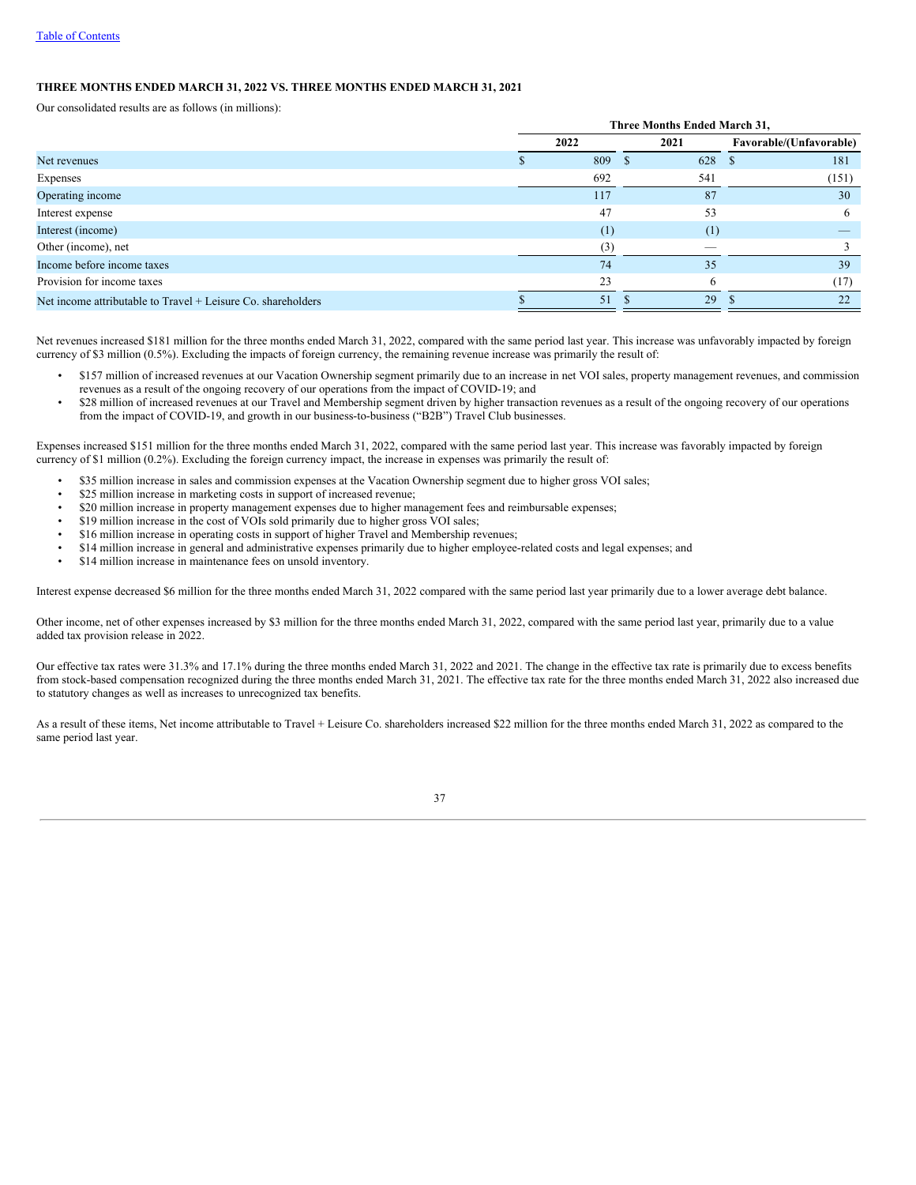[Table of Contents](#)

### THREE MONTHS ENDED MARCH 31, 2022 VS. THREE MONTHS ENDED MARCH 31, 2021

Our consolidated results are as follows (in millions):

| | Three Months Ended March 31, | | |
|---|---|---|---|
| | 2022 | 2021 | Favorable/(Unfavorable) |
| Net revenues | $ 809 | $ 628 | $ 181 |
| Expenses | 692 | 541 | (151) |
| Operating income | 117 | 87 | 30 |
| Interest expense | 47 | 53 | 6 |
| Interest (income) | (1) | (1) | — |
| Other (income), net | (3) | — | 3 |
| Income before income taxes | 74 | 35 | 39 |
| Provision for income taxes | 23 | 6 | (17) |
| Net income attributable to Travel + Leisure Co. shareholders | $ 51 | $ 29 | $ 22 |

Net revenues increased $181 million for the three months ended March 31, 2022, compared with the same period last year. This increase was unfavorably impacted by foreign currency of $3 million (0.5%). Excluding the impacts of foreign currency, the remaining revenue increase was primarily the result of:

- $157 million of increased revenues at our Vacation Ownership segment primarily due to an increase in net VOI sales, property management revenues, and commission revenues as a result of the ongoing recovery of our operations from the impact of COVID-19; and
- $28 million of increased revenues at our Travel and Membership segment driven by higher transaction revenues as a result of the ongoing recovery of our operations from the impact of COVID-19, and growth in our business-to-business ("B2B") Travel Club businesses.

Expenses increased $151 million for the three months ended March 31, 2022, compared with the same period last year. This increase was favorably impacted by foreign currency of $1 million (0.2%). Excluding the foreign currency impact, the increase in expenses was primarily the result of:

- $35 million increase in sales and commission expenses at the Vacation Ownership segment due to higher gross VOI sales;
- $25 million increase in marketing costs in support of increased revenue;
- $20 million increase in property management expenses due to higher management fees and reimbursable expenses;
- $19 million increase in the cost of VOIs sold primarily due to higher gross VOI sales;
- $16 million increase in operating costs in support of higher Travel and Membership revenues;
- $14 million increase in general and administrative expenses primarily due to higher employee-related costs and legal expenses; and
- $14 million increase in maintenance fees on unsold inventory.

Interest expense decreased $6 million for the three months ended March 31, 2022 compared with the same period last year primarily due to a lower average debt balance.

Other income, net of other expenses increased by $3 million for the three months ended March 31, 2022, compared with the same period last year, primarily due to a value added tax provision release in 2022.

Our effective tax rates were 31.3% and 17.1% during the three months ended March 31, 2022 and 2021. The change in the effective tax rate is primarily due to excess benefits from stock-based compensation recognized during the three months ended March 31, 2021. The effective tax rate for the three months ended March 31, 2022 also increased due to statutory changes as well as increases to unrecognized tax benefits.

As a result of these items, Net income attributable to Travel + Leisure Co. shareholders increased $22 million for the three months ended March 31, 2022 as compared to the same period last year.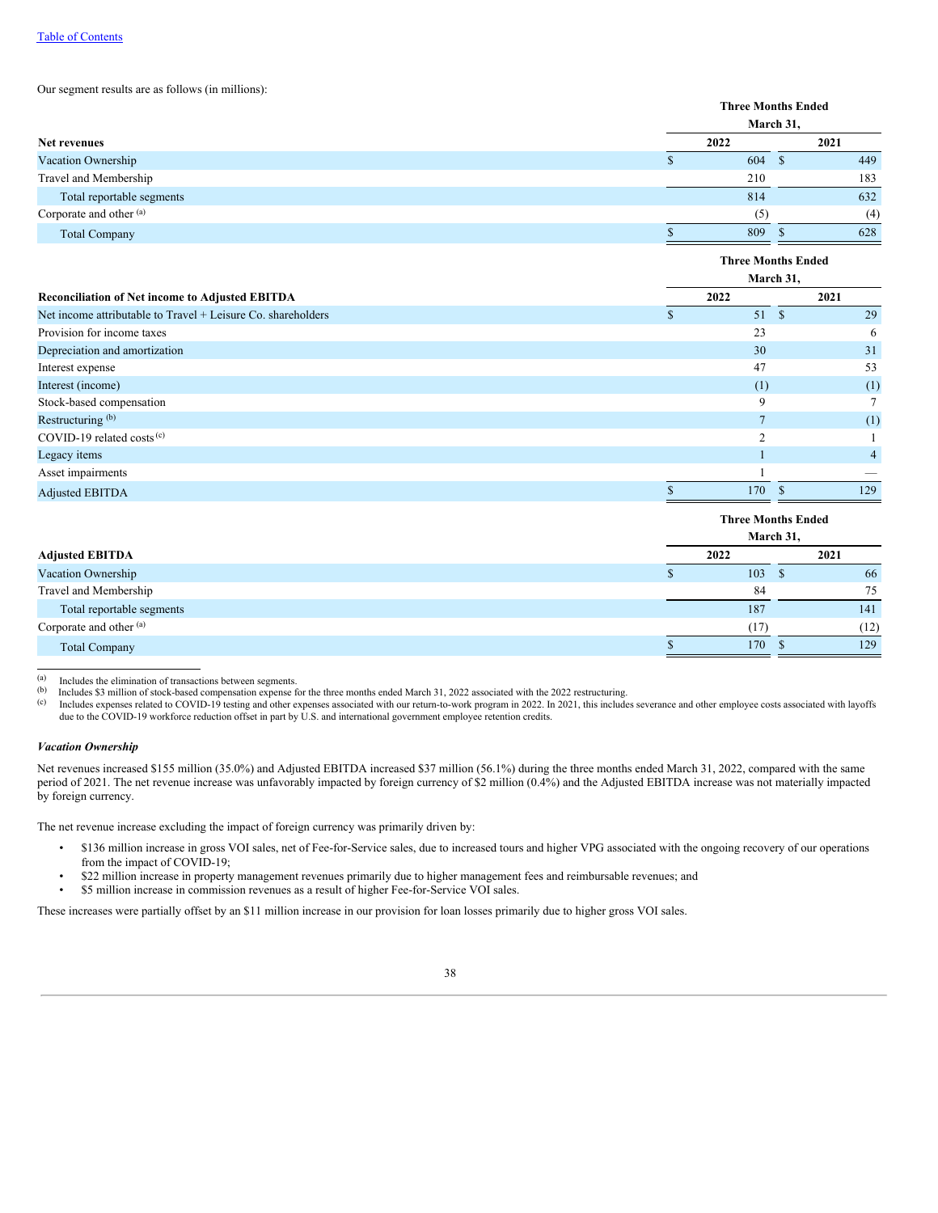Our segment results are as follows (in millions):

| | Three Months Ended March 31, | |
|---|---|---|
| **Net revenues** | **2022** | **2021** |
| Vacation Ownership | $ 604 | $ 449 |
| Travel and Membership | 210 | 183 |
| Total reportable segments | 814 | 632 |
| Corporate and other [(a)] | (5) | (4) |
| Total Company | $ 809 | $ 628 |

| | Three Months Ended March 31, | |
|---|---|---|
| **Reconciliation of Net income to Adjusted EBITDA** | **2022** | **2021** |
| Net income attributable to Travel + Leisure Co. shareholders | $ 51 | $ 29 |
| Provision for income taxes | 23 | 6 |
| Depreciation and amortization | 30 | 31 |
| Interest expense | 47 | 53 |
| Interest (income) | (1) | (1) |
| Stock-based compensation | 9 | 7 |
| Restructuring [(b)] | 7 | (1) |
| COVID-19 related costs [(c)] | 2 | 1 |
| Legacy items | 1 | 4 |
| Asset impairments | 1 | — |
| Adjusted EBITDA | $ 170 | $ 129 |

| | Three Months Ended March 31, | |
|---|---|---|
| **Adjusted EBITDA** | **2022** | **2021** |
| Vacation Ownership | $ 103 | $ 66 |
| Travel and Membership | 84 | 75 |
| Total reportable segments | 187 | 141 |
| Corporate and other [(a)] | (17) | (12) |
| Total Company | $ 170 | $ 129 |

(a) Includes the elimination of transactions between segments.
(b) Includes $3 million of stock-based compensation expense for the three months ended March 31, 2022 associated with the 2022 restructuring.
(c) Includes expenses related to COVID-19 testing and other expenses associated with our return-to-work program in 2022. In 2021, this includes severance and other employee costs associated with layoffs due to the COVID-19 workforce reduction offset in part by U.S. and international government employee retention credits.

***Vacation Ownership***

Net revenues increased $155 million (35.0%) and Adjusted EBITDA increased $37 million (56.1%) during the three months ended March 31, 2022, compared with the same period of 2021. The net revenue increase was unfavorably impacted by foreign currency of $2 million (0.4%) and the Adjusted EBITDA increase was not materially impacted by foreign currency.

The net revenue increase excluding the impact of foreign currency was primarily driven by:

- $136 million increase in gross VOI sales, net of Fee-for-Service sales, due to increased tours and higher VPG associated with the ongoing recovery of our operations from the impact of COVID-19;
- $22 million increase in property management revenues primarily due to higher management fees and reimbursable revenues; and
- $5 million increase in commission revenues as a result of higher Fee-for-Service VOI sales.

These increases were partially offset by an $11 million increase in our provision for loan losses primarily due to higher gross VOI sales.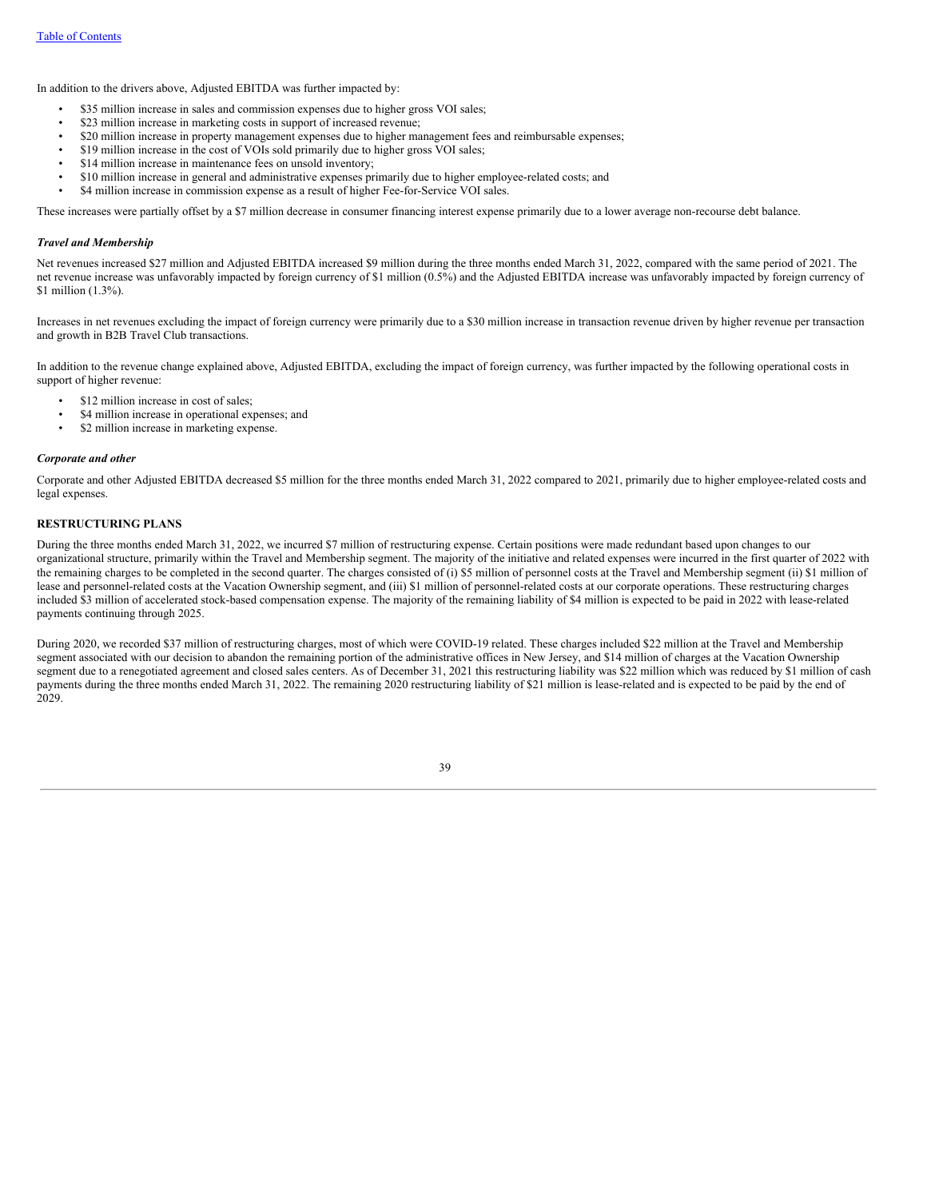In addition to the drivers above, Adjusted EBITDA was further impacted by:

- $35 million increase in sales and commission expenses due to higher gross VOI sales;
- $23 million increase in marketing costs in support of increased revenue;
- $20 million increase in property management expenses due to higher management fees and reimbursable expenses;
- $19 million increase in the cost of VOIs sold primarily due to higher gross VOI sales;
- $14 million increase in maintenance fees on unsold inventory;
- $10 million increase in general and administrative expenses primarily due to higher employee-related costs; and
- $4 million increase in commission expense as a result of higher Fee-for-Service VOI sales.

These increases were partially offset by a $7 million decrease in consumer financing interest expense primarily due to a lower average non-recourse debt balance.

***Travel and Membership***

Net revenues increased $27 million and Adjusted EBITDA increased $9 million during the three months ended March 31, 2022, compared with the same period of 2021. The net revenue increase was unfavorably impacted by foreign currency of $1 million (0.5%) and the Adjusted EBITDA increase was unfavorably impacted by foreign currency of $1 million (1.3%).

Increases in net revenues excluding the impact of foreign currency were primarily due to a $30 million increase in transaction revenue driven by higher revenue per transaction and growth in B2B Travel Club transactions.

In addition to the revenue change explained above, Adjusted EBITDA, excluding the impact of foreign currency, was further impacted by the following operational costs in support of higher revenue:

- $12 million increase in cost of sales;
- $4 million increase in operational expenses; and
- $2 million increase in marketing expense.

***Corporate and other***

Corporate and other Adjusted EBITDA decreased $5 million for the three months ended March 31, 2022 compared to 2021, primarily due to higher employee-related costs and legal expenses.

**RESTRUCTURING PLANS**

During the three months ended March 31, 2022, we incurred $7 million of restructuring expense. Certain positions were made redundant based upon changes to our organizational structure, primarily within the Travel and Membership segment. The majority of the initiative and related expenses were incurred in the first quarter of 2022 with the remaining charges to be completed in the second quarter. The charges consisted of (i) $5 million of personnel costs at the Travel and Membership segment (ii) $1 million of lease and personnel-related costs at the Vacation Ownership segment, and (iii) $1 million of personnel-related costs at our corporate operations. These restructuring charges included $3 million of accelerated stock-based compensation expense. The majority of the remaining liability of $4 million is expected to be paid in 2022 with lease-related payments continuing through 2025.

During 2020, we recorded $37 million of restructuring charges, most of which were COVID-19 related. These charges included $22 million at the Travel and Membership segment associated with our decision to abandon the remaining portion of the administrative offices in New Jersey, and $14 million of charges at the Vacation Ownership segment due to a renegotiated agreement and closed sales centers. As of December 31, 2021 this restructuring liability was $22 million which was reduced by $1 million of cash payments during the three months ended March 31, 2022. The remaining 2020 restructuring liability of $21 million is lease-related and is expected to be paid by the end of 2029.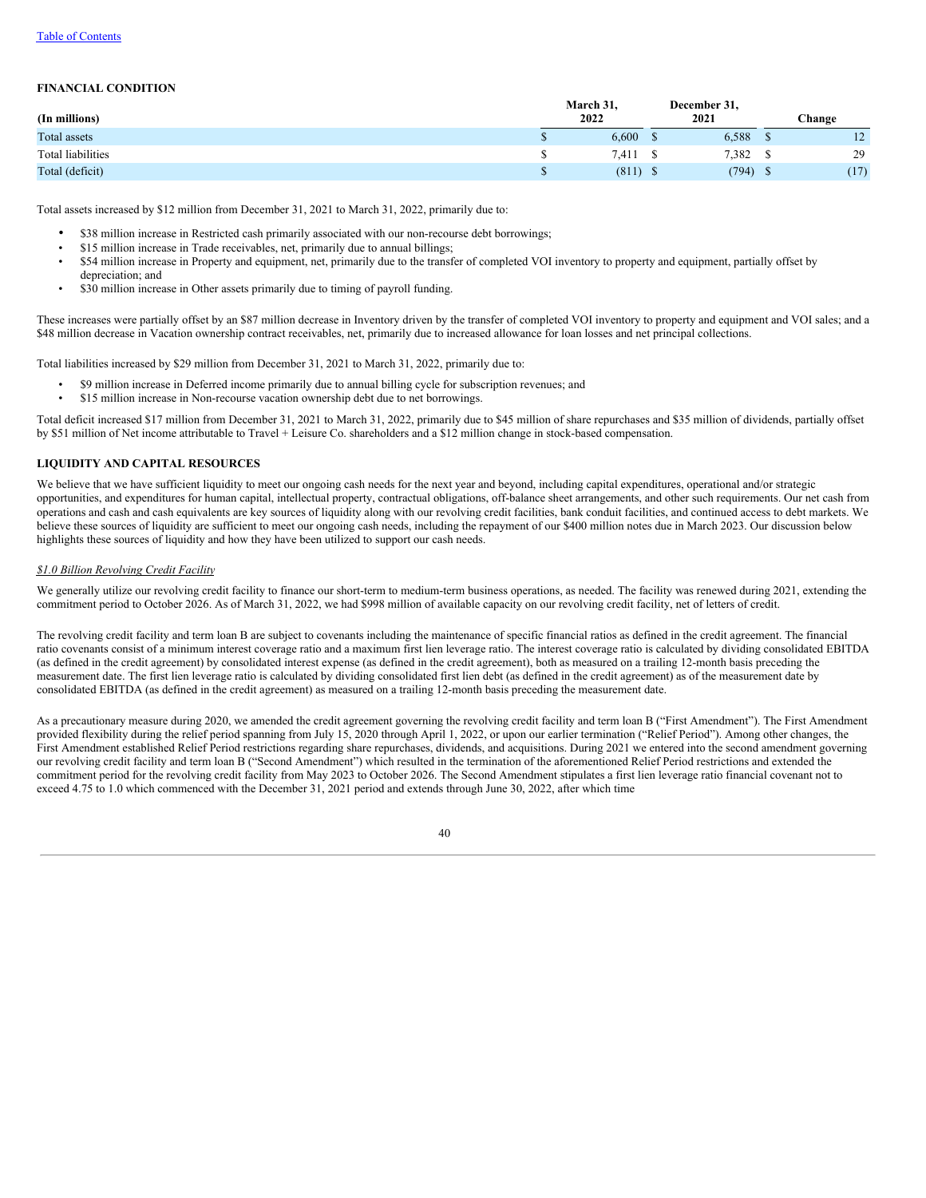## FINANCIAL CONDITION

| (In millions) | March 31, 2022 | December 31, 2021 | Change |
|---|---|---|---|
| Total assets | $ 6,600 | $ 6,588 | $ 12 |
| Total liabilities | $ 7,411 | $ 7,382 | $ 29 |
| Total (deficit) | $ (811) | $ (794) | $ (17) |

Total assets increased by $12 million from December 31, 2021 to March 31, 2022, primarily due to:

- $38 million increase in Restricted cash primarily associated with our non-recourse debt borrowings;
- $15 million increase in Trade receivables, net, primarily due to annual billings;
- $54 million increase in Property and equipment, net, primarily due to the transfer of completed VOI inventory to property and equipment, partially offset by depreciation; and
- $30 million increase in Other assets primarily due to timing of payroll funding.

These increases were partially offset by an $87 million decrease in Inventory driven by the transfer of completed VOI inventory to property and equipment and VOI sales; and a $48 million decrease in Vacation ownership contract receivables, net, primarily due to increased allowance for loan losses and net principal collections.

Total liabilities increased by $29 million from December 31, 2021 to March 31, 2022, primarily due to:

- $9 million increase in Deferred income primarily due to annual billing cycle for subscription revenues; and
- $15 million increase in Non-recourse vacation ownership debt due to net borrowings.

Total deficit increased $17 million from December 31, 2021 to March 31, 2022, primarily due to $45 million of share repurchases and $35 million of dividends, partially offset by $51 million of Net income attributable to Travel + Leisure Co. shareholders and a $12 million change in stock-based compensation.

## LIQUIDITY AND CAPITAL RESOURCES

We believe that we have sufficient liquidity to meet our ongoing cash needs for the next year and beyond, including capital expenditures, operational and/or strategic opportunities, and expenditures for human capital, intellectual property, contractual obligations, off-balance sheet arrangements, and other such requirements. Our net cash from operations and cash and cash equivalents are key sources of liquidity along with our revolving credit facilities, bank conduit facilities, and continued access to debt markets. We believe these sources of liquidity are sufficient to meet our ongoing cash needs, including the repayment of our $400 million notes due in March 2023. Our discussion below highlights these sources of liquidity and how they have been utilized to support our cash needs.

*$1.0 Billion Revolving Credit Facility*

We generally utilize our revolving credit facility to finance our short-term to medium-term business operations, as needed. The facility was renewed during 2021, extending the commitment period to October 2026. As of March 31, 2022, we had $998 million of available capacity on our revolving credit facility, net of letters of credit.

The revolving credit facility and term loan B are subject to covenants including the maintenance of specific financial ratios as defined in the credit agreement. The financial ratio covenants consist of a minimum interest coverage ratio and a maximum first lien leverage ratio. The interest coverage ratio is calculated by dividing consolidated EBITDA (as defined in the credit agreement) by consolidated interest expense (as defined in the credit agreement), both as measured on a trailing 12-month basis preceding the measurement date. The first lien leverage ratio is calculated by dividing consolidated first lien debt (as defined in the credit agreement) as of the measurement date by consolidated EBITDA (as defined in the credit agreement) as measured on a trailing 12-month basis preceding the measurement date.

As a precautionary measure during 2020, we amended the credit agreement governing the revolving credit facility and term loan B ("First Amendment"). The First Amendment provided flexibility during the relief period spanning from July 15, 2020 through April 1, 2022, or upon our earlier termination ("Relief Period"). Among other changes, the First Amendment established Relief Period restrictions regarding share repurchases, dividends, and acquisitions. During 2021 we entered into the second amendment governing our revolving credit facility and term loan B ("Second Amendment") which resulted in the termination of the aforementioned Relief Period restrictions and extended the commitment period for the revolving credit facility from May 2023 to October 2026. The Second Amendment stipulates a first lien leverage ratio financial covenant not to exceed 4.75 to 1.0 which commenced with the December 31, 2021 period and extends through June 30, 2022, after which time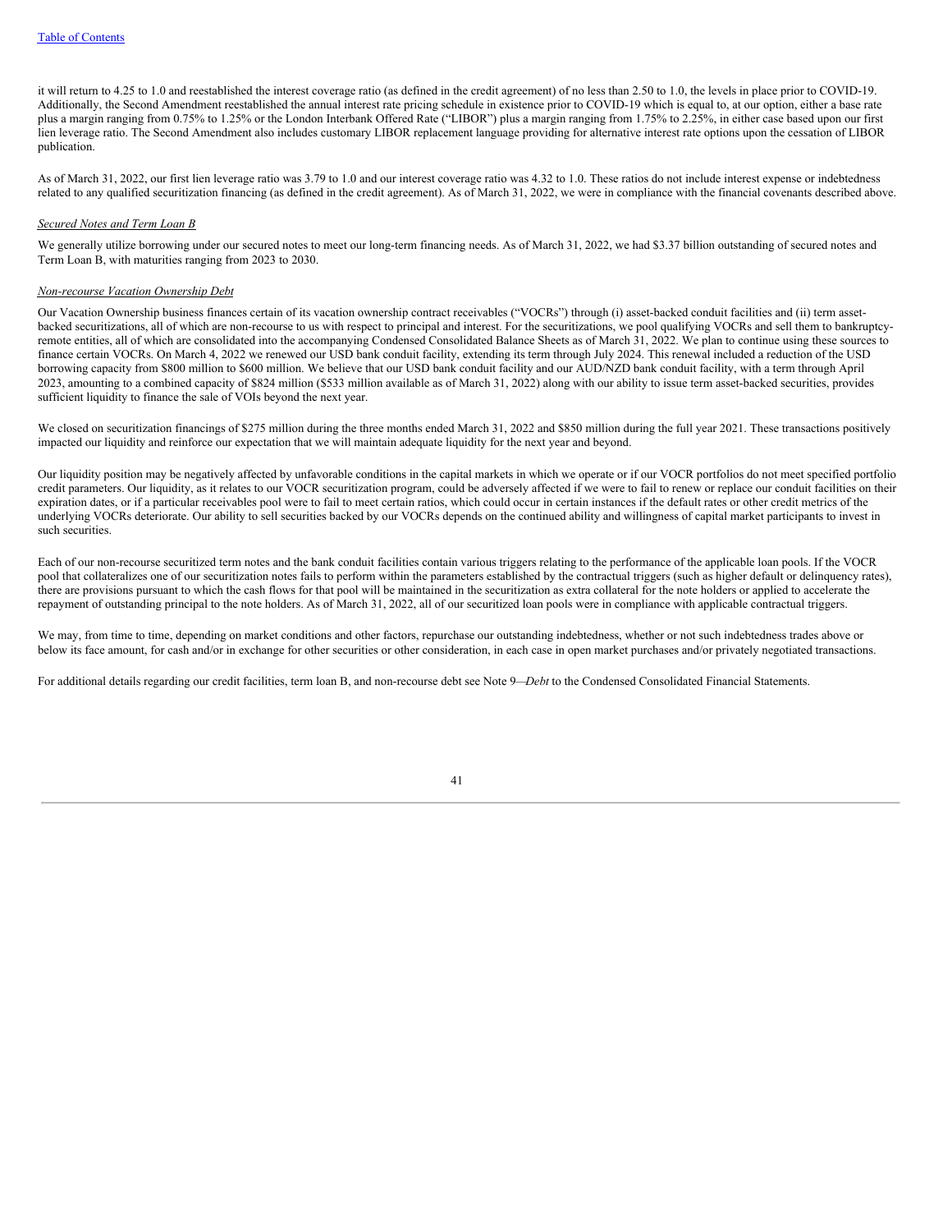it will return to 4.25 to 1.0 and reestablished the interest coverage ratio (as defined in the credit agreement) of no less than 2.50 to 1.0, the levels in place prior to COVID-19. Additionally, the Second Amendment reestablished the annual interest rate pricing schedule in existence prior to COVID-19 which is equal to, at our option, either a base rate plus a margin ranging from 0.75% to 1.25% or the London Interbank Offered Rate ("LIBOR") plus a margin ranging from 1.75% to 2.25%, in either case based upon our first lien leverage ratio. The Second Amendment also includes customary LIBOR replacement language providing for alternative interest rate options upon the cessation of LIBOR publication.

As of March 31, 2022, our first lien leverage ratio was 3.79 to 1.0 and our interest coverage ratio was 4.32 to 1.0. These ratios do not include interest expense or indebtedness related to any qualified securitization financing (as defined in the credit agreement). As of March 31, 2022, we were in compliance with the financial covenants described above.

*Secured Notes and Term Loan B*

We generally utilize borrowing under our secured notes to meet our long-term financing needs. As of March 31, 2022, we had $3.37 billion outstanding of secured notes and Term Loan B, with maturities ranging from 2023 to 2030.

*Non-recourse Vacation Ownership Debt*

Our Vacation Ownership business finances certain of its vacation ownership contract receivables ("VOCRs") through (i) asset-backed conduit facilities and (ii) term asset-backed securitizations, all of which are non-recourse to us with respect to principal and interest. For the securitizations, we pool qualifying VOCRs and sell them to bankruptcy-remote entities, all of which are consolidated into the accompanying Condensed Consolidated Balance Sheets as of March 31, 2022. We plan to continue using these sources to finance certain VOCRs. On March 4, 2022 we renewed our USD bank conduit facility, extending its term through July 2024. This renewal included a reduction of the USD borrowing capacity from $800 million to $600 million. We believe that our USD bank conduit facility and our AUD/NZD bank conduit facility, with a term through April 2023, amounting to a combined capacity of $824 million ($533 million available as of March 31, 2022) along with our ability to issue term asset-backed securities, provides sufficient liquidity to finance the sale of VOIs beyond the next year.

We closed on securitization financings of $275 million during the three months ended March 31, 2022 and $850 million during the full year 2021. These transactions positively impacted our liquidity and reinforce our expectation that we will maintain adequate liquidity for the next year and beyond.

Our liquidity position may be negatively affected by unfavorable conditions in the capital markets in which we operate or if our VOCR portfolios do not meet specified portfolio credit parameters. Our liquidity, as it relates to our VOCR securitization program, could be adversely affected if we were to fail to renew or replace our conduit facilities on their expiration dates, or if a particular receivables pool were to fail to meet certain ratios, which could occur in certain instances if the default rates or other credit metrics of the underlying VOCRs deteriorate. Our ability to sell securities backed by our VOCRs depends on the continued ability and willingness of capital market participants to invest in such securities.

Each of our non-recourse securitized term notes and the bank conduit facilities contain various triggers relating to the performance of the applicable loan pools. If the VOCR pool that collateralizes one of our securitization notes fails to perform within the parameters established by the contractual triggers (such as higher default or delinquency rates), there are provisions pursuant to which the cash flows for that pool will be maintained in the securitization as extra collateral for the note holders or applied to accelerate the repayment of outstanding principal to the note holders. As of March 31, 2022, all of our securitized loan pools were in compliance with applicable contractual triggers.

We may, from time to time, depending on market conditions and other factors, repurchase our outstanding indebtedness, whether or not such indebtedness trades above or below its face amount, for cash and/or in exchange for other securities or other consideration, in each case in open market purchases and/or privately negotiated transactions.

For additional details regarding our credit facilities, term loan B, and non-recourse debt see Note 9—*Debt* to the Condensed Consolidated Financial Statements.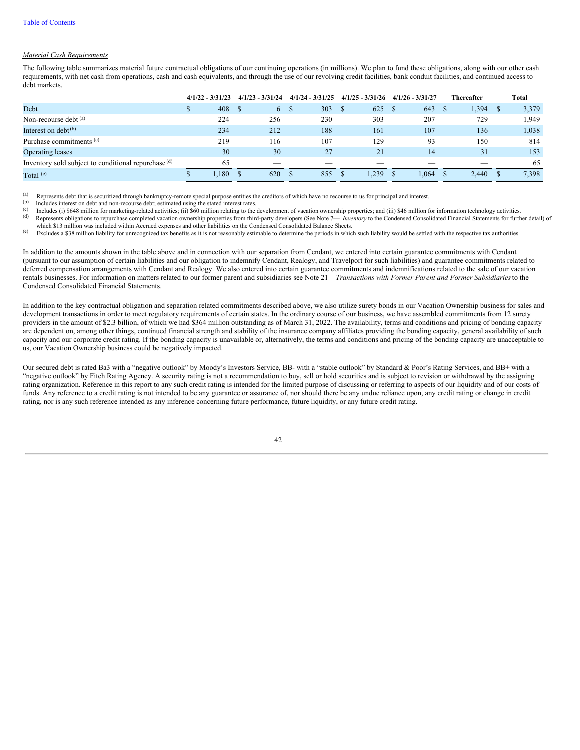[Table of Contents](#)

*Material Cash Requirements*

The following table summarizes material future contractual obligations of our continuing operations (in millions). We plan to fund these obligations, along with our other cash requirements, with net cash from operations, cash and cash equivalents, and through the use of our revolving credit facilities, bank conduit facilities, and continued access to debt markets.

| | 4/1/22 - 3/31/23 | 4/1/23 - 3/31/24 | 4/1/24 - 3/31/25 | 4/1/25 - 3/31/26 | 4/1/26 - 3/31/27 | Thereafter | Total |
|---|---|---|---|---|---|---|---|
| Debt | $ 408 | $ 6 | $ 303 | $ 625 | $ 643 | $ 1,394 | $ 3,379 |
| Non-recourse debt [(a)] | 224 | 256 | 230 | 303 | 207 | 729 | 1,949 |
| Interest on debt [(b)] | 234 | 212 | 188 | 161 | 107 | 136 | 1,038 |
| Purchase commitments [(c)] | 219 | 116 | 107 | 129 | 93 | 150 | 814 |
| Operating leases | 30 | 30 | 27 | 21 | 14 | 31 | 153 |
| Inventory sold subject to conditional repurchase [(d)] | 65 | — | — | — | — | — | 65 |
| Total [(e)] | $ 1,180 | $ 620 | $ 855 | $ 1,239 | $ 1,064 | $ 2,440 | $ 7,398 |

(a) Represents debt that is securitized through bankruptcy-remote special purpose entities the creditors of which have no recourse to us for principal and interest.

(b) Includes interest on debt and non-recourse debt; estimated using the stated interest rates.

(c) Includes (i) $648 million for marketing-related activities; (ii) $60 million relating to the development of vacation ownership properties; and (iii) $46 million for information technology activities.

(d) Represents obligations to repurchase completed vacation ownership properties from third-party developers (See Note 7— *Inventory* to the Condensed Consolidated Financial Statements for further detail) of which $13 million was included within Accrued expenses and other liabilities on the Condensed Consolidated Balance Sheets.

(e) Excludes a $38 million liability for unrecognized tax benefits as it is not reasonably estimable to determine the periods in which such liability would be settled with the respective tax authorities.

In addition to the amounts shown in the table above and in connection with our separation from Cendant, we entered into certain guarantee commitments with Cendant (pursuant to our assumption of certain liabilities and our obligation to indemnify Cendant, Realogy, and Travelport for such liabilities) and guarantee commitments related to deferred compensation arrangements with Cendant and Realogy. We also entered into certain guarantee commitments and indemnifications related to the sale of our vacation rentals businesses. For information on matters related to our former parent and subsidiaries see Note 21—*Transactions with Former Parent and Former Subsidiaries* to the Condensed Consolidated Financial Statements.

In addition to the key contractual obligation and separation related commitments described above, we also utilize surety bonds in our Vacation Ownership business for sales and development transactions in order to meet regulatory requirements of certain states. In the ordinary course of our business, we have assembled commitments from 12 surety providers in the amount of $2.3 billion, of which we had $364 million outstanding as of March 31, 2022. The availability, terms and conditions and pricing of bonding capacity are dependent on, among other things, continued financial strength and stability of the insurance company affiliates providing the bonding capacity, general availability of such capacity and our corporate credit rating. If the bonding capacity is unavailable or, alternatively, the terms and conditions and pricing of the bonding capacity are unacceptable to us, our Vacation Ownership business could be negatively impacted.

Our secured debt is rated Ba3 with a "negative outlook" by Moody's Investors Service, BB- with a "stable outlook" by Standard & Poor's Rating Services, and BB+ with a "negative outlook" by Fitch Rating Agency. A security rating is not a recommendation to buy, sell or hold securities and is subject to revision or withdrawal by the assigning rating organization. Reference in this report to any such credit rating is intended for the limited purpose of discussing or referring to aspects of our liquidity and of our costs of funds. Any reference to a credit rating is not intended to be any guarantee or assurance of, nor should there be any undue reliance upon, any credit rating or change in credit rating, nor is any such reference intended as any inference concerning future performance, future liquidity, or any future credit rating.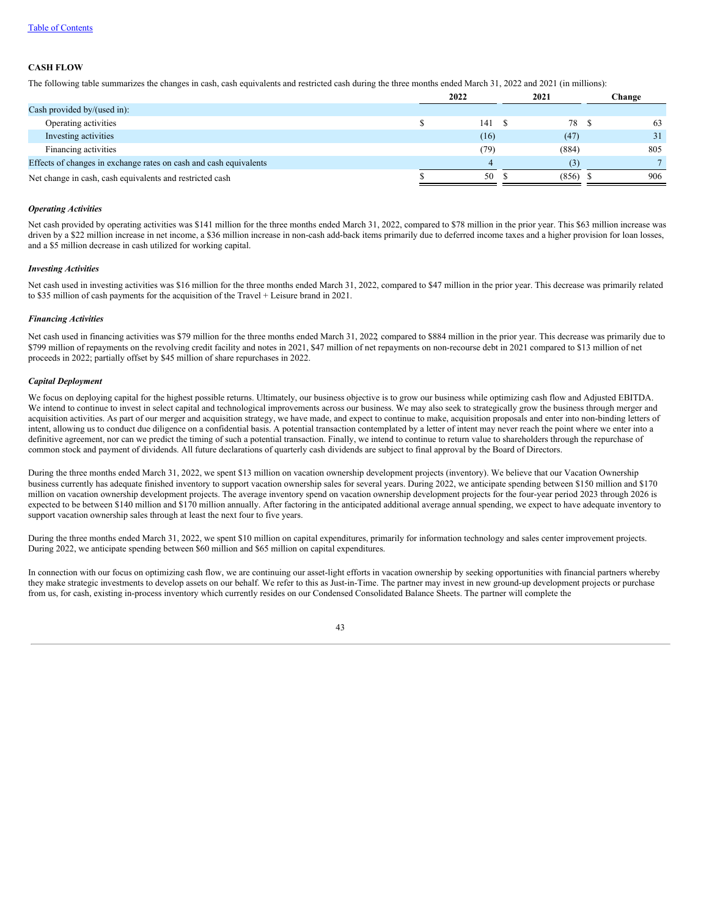## CASH FLOW

The following table summarizes the changes in cash, cash equivalents and restricted cash during the three months ended March 31, 2022 and 2021 (in millions):

| | 2022 | 2021 | Change |
|---|---|---|---|
| Cash provided by/(used in): | | | |
| Operating activities | $ 141 | $ 78 | $ 63 |
| Investing activities | (16) | (47) | 31 |
| Financing activities | (79) | (884) | 805 |
| Effects of changes in exchange rates on cash and cash equivalents | 4 | (3) | 7 |
| Net change in cash, cash equivalents and restricted cash | $ 50 | $ (856) | $ 906 |

***Operating Activities***

Net cash provided by operating activities was $141 million for the three months ended March 31, 2022, compared to $78 million in the prior year. This $63 million increase was driven by a $22 million increase in net income, a $36 million increase in non-cash add-back items primarily due to deferred income taxes and a higher provision for loan losses, and a $5 million decrease in cash utilized for working capital.

***Investing Activities***

Net cash used in investing activities was $16 million for the three months ended March 31, 2022, compared to $47 million in the prior year. This decrease was primarily related to $35 million of cash payments for the acquisition of the Travel + Leisure brand in 2021.

***Financing Activities***

Net cash used in financing activities was $79 million for the three months ended March 31, 2022, compared to $884 million in the prior year. This decrease was primarily due to $799 million of repayments on the revolving credit facility and notes in 2021, $47 million of net repayments on non-recourse debt in 2021 compared to $13 million of net proceeds in 2022; partially offset by $45 million of share repurchases in 2022.

***Capital Deployment***

We focus on deploying capital for the highest possible returns. Ultimately, our business objective is to grow our business while optimizing cash flow and Adjusted EBITDA. We intend to continue to invest in select capital and technological improvements across our business. We may also seek to strategically grow the business through merger and acquisition activities. As part of our merger and acquisition strategy, we have made, and expect to continue to make, acquisition proposals and enter into non-binding letters of intent, allowing us to conduct due diligence on a confidential basis. A potential transaction contemplated by a letter of intent may never reach the point where we enter into a definitive agreement, nor can we predict the timing of such a potential transaction. Finally, we intend to continue to return value to shareholders through the repurchase of common stock and payment of dividends. All future declarations of quarterly cash dividends are subject to final approval by the Board of Directors.

During the three months ended March 31, 2022, we spent $13 million on vacation ownership development projects (inventory). We believe that our Vacation Ownership business currently has adequate finished inventory to support vacation ownership sales for several years. During 2022, we anticipate spending between $150 million and $170 million on vacation ownership development projects. The average inventory spend on vacation ownership development projects for the four-year period 2023 through 2026 is expected to be between $140 million and $170 million annually. After factoring in the anticipated additional average annual spending, we expect to have adequate inventory to support vacation ownership sales through at least the next four to five years.

During the three months ended March 31, 2022, we spent $10 million on capital expenditures, primarily for information technology and sales center improvement projects. During 2022, we anticipate spending between $60 million and $65 million on capital expenditures.

In connection with our focus on optimizing cash flow, we are continuing our asset-light efforts in vacation ownership by seeking opportunities with financial partners whereby they make strategic investments to develop assets on our behalf. We refer to this as Just-in-Time. The partner may invest in new ground-up development projects or purchase from us, for cash, existing in-process inventory which currently resides on our Condensed Consolidated Balance Sheets. The partner will complete the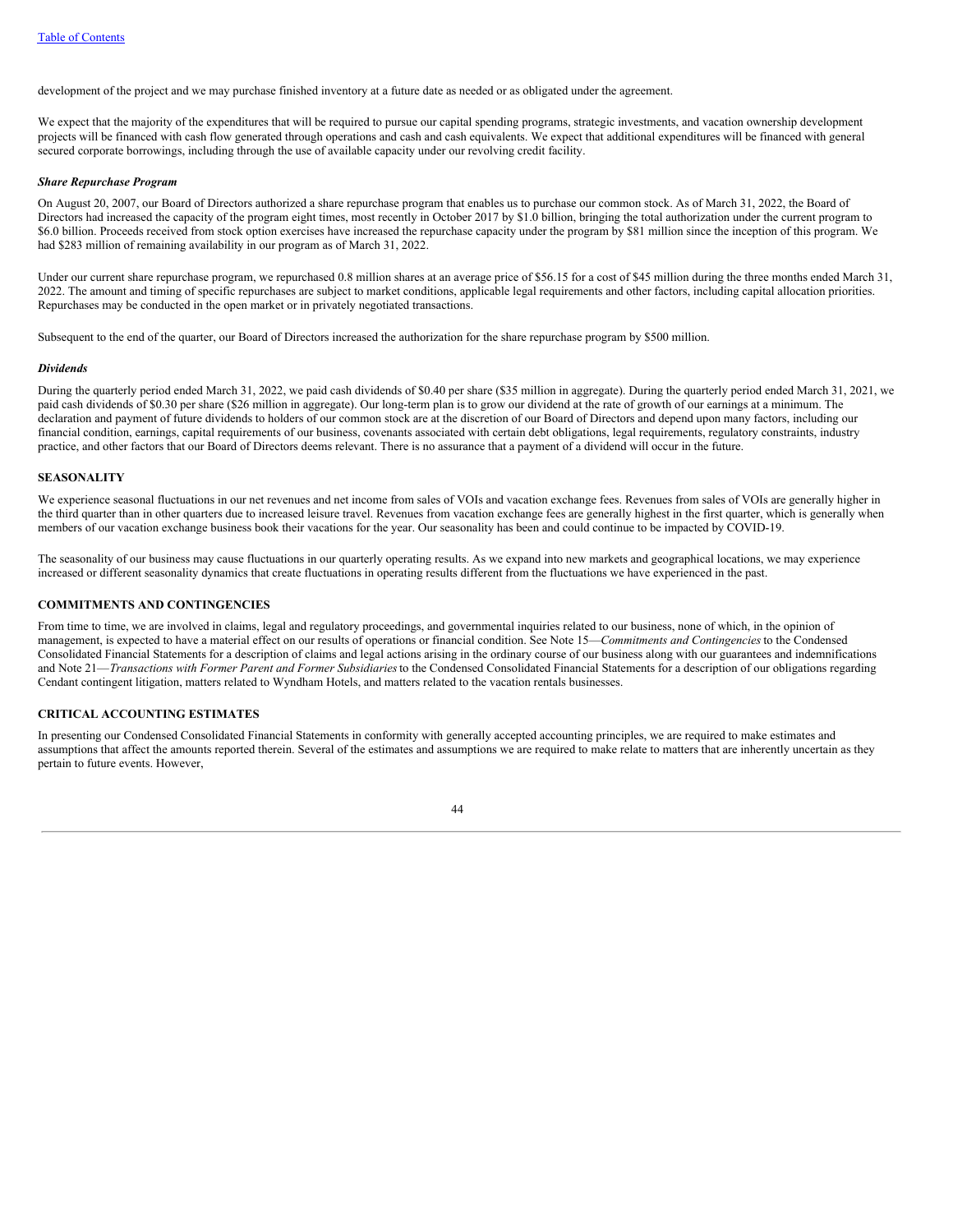development of the project and we may purchase finished inventory at a future date as needed or as obligated under the agreement.

We expect that the majority of the expenditures that will be required to pursue our capital spending programs, strategic investments, and vacation ownership development projects will be financed with cash flow generated through operations and cash and cash equivalents. We expect that additional expenditures will be financed with general secured corporate borrowings, including through the use of available capacity under our revolving credit facility.

***Share Repurchase Program***

On August 20, 2007, our Board of Directors authorized a share repurchase program that enables us to purchase our common stock. As of March 31, 2022, the Board of Directors had increased the capacity of the program eight times, most recently in October 2017 by $1.0 billion, bringing the total authorization under the current program to $6.0 billion. Proceeds received from stock option exercises have increased the repurchase capacity under the program by $81 million since the inception of this program. We had $283 million of remaining availability in our program as of March 31, 2022.

Under our current share repurchase program, we repurchased 0.8 million shares at an average price of $56.15 for a cost of $45 million during the three months ended March 31, 2022. The amount and timing of specific repurchases are subject to market conditions, applicable legal requirements and other factors, including capital allocation priorities. Repurchases may be conducted in the open market or in privately negotiated transactions.

Subsequent to the end of the quarter, our Board of Directors increased the authorization for the share repurchase program by $500 million.

***Dividends***

During the quarterly period ended March 31, 2022, we paid cash dividends of $0.40 per share ($35 million in aggregate). During the quarterly period ended March 31, 2021, we paid cash dividends of $0.30 per share ($26 million in aggregate). Our long-term plan is to grow our dividend at the rate of growth of our earnings at a minimum. The declaration and payment of future dividends to holders of our common stock are at the discretion of our Board of Directors and depend upon many factors, including our financial condition, earnings, capital requirements of our business, covenants associated with certain debt obligations, legal requirements, regulatory constraints, industry practice, and other factors that our Board of Directors deems relevant. There is no assurance that a payment of a dividend will occur in the future.

## SEASONALITY

We experience seasonal fluctuations in our net revenues and net income from sales of VOIs and vacation exchange fees. Revenues from sales of VOIs are generally higher in the third quarter than in other quarters due to increased leisure travel. Revenues from vacation exchange fees are generally highest in the first quarter, which is generally when members of our vacation exchange business book their vacations for the year. Our seasonality has been and could continue to be impacted by COVID-19.

The seasonality of our business may cause fluctuations in our quarterly operating results. As we expand into new markets and geographical locations, we may experience increased or different seasonality dynamics that create fluctuations in operating results different from the fluctuations we have experienced in the past.

## COMMITMENTS AND CONTINGENCIES

From time to time, we are involved in claims, legal and regulatory proceedings, and governmental inquiries related to our business, none of which, in the opinion of management, is expected to have a material effect on our results of operations or financial condition. See Note 15—*Commitments and Contingencies* to the Condensed Consolidated Financial Statements for a description of claims and legal actions arising in the ordinary course of our business along with our guarantees and indemnifications and Note 21—*Transactions with Former Parent and Former Subsidiaries* to the Condensed Consolidated Financial Statements for a description of our obligations regarding Cendant contingent litigation, matters related to Wyndham Hotels, and matters related to the vacation rentals businesses.

## CRITICAL ACCOUNTING ESTIMATES

In presenting our Condensed Consolidated Financial Statements in conformity with generally accepted accounting principles, we are required to make estimates and assumptions that affect the amounts reported therein. Several of the estimates and assumptions we are required to make relate to matters that are inherently uncertain as they pertain to future events. However,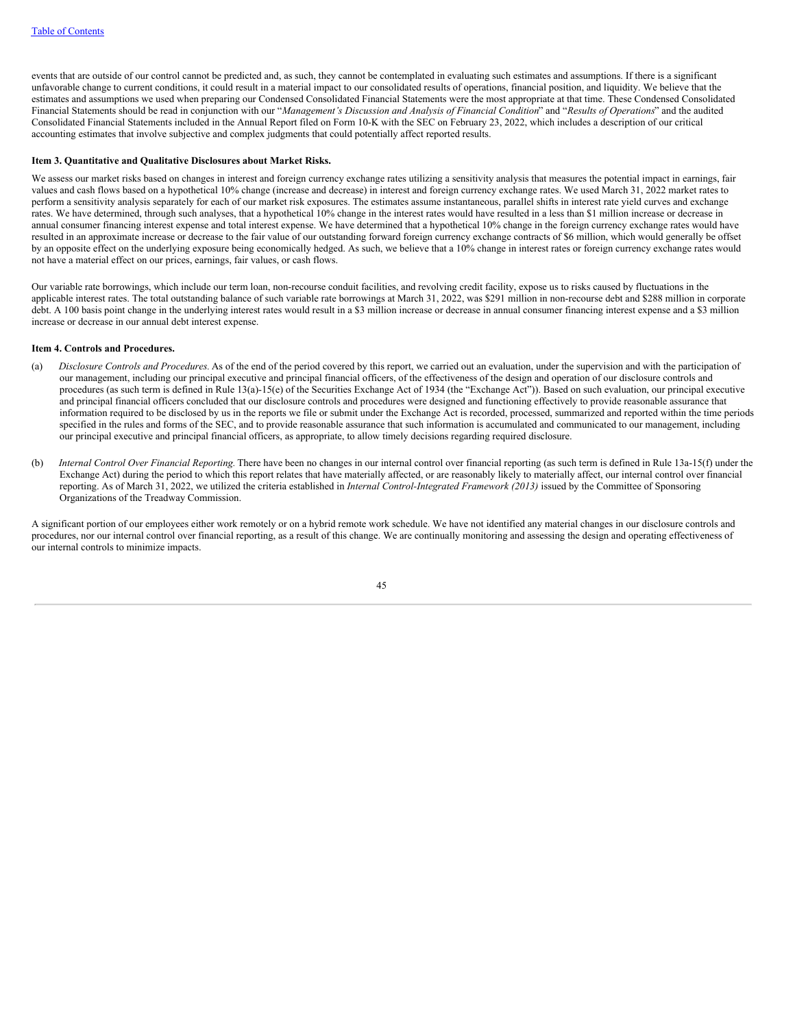events that are outside of our control cannot be predicted and, as such, they cannot be contemplated in evaluating such estimates and assumptions. If there is a significant unfavorable change to current conditions, it could result in a material impact to our consolidated results of operations, financial position, and liquidity. We believe that the estimates and assumptions we used when preparing our Condensed Consolidated Financial Statements were the most appropriate at that time. These Condensed Consolidated Financial Statements should be read in conjunction with our "*Management's Discussion and Analysis of Financial Condition*" and "*Results of Operations*" and the audited Consolidated Financial Statements included in the Annual Report filed on Form 10-K with the SEC on February 23, 2022, which includes a description of our critical accounting estimates that involve subjective and complex judgments that could potentially affect reported results.

**Item 3. Quantitative and Qualitative Disclosures about Market Risks.**

We assess our market risks based on changes in interest and foreign currency exchange rates utilizing a sensitivity analysis that measures the potential impact in earnings, fair values and cash flows based on a hypothetical 10% change (increase and decrease) in interest and foreign currency exchange rates. We used March 31, 2022 market rates to perform a sensitivity analysis separately for each of our market risk exposures. The estimates assume instantaneous, parallel shifts in interest rate yield curves and exchange rates. We have determined, through such analyses, that a hypothetical 10% change in the interest rates would have resulted in a less than $1 million increase or decrease in annual consumer financing interest expense and total interest expense. We have determined that a hypothetical 10% change in the foreign currency exchange rates would have resulted in an approximate increase or decrease to the fair value of our outstanding forward foreign currency exchange contracts of $6 million, which would generally be offset by an opposite effect on the underlying exposure being economically hedged. As such, we believe that a 10% change in interest rates or foreign currency exchange rates would not have a material effect on our prices, earnings, fair values, or cash flows.

Our variable rate borrowings, which include our term loan, non-recourse conduit facilities, and revolving credit facility, expose us to risks caused by fluctuations in the applicable interest rates. The total outstanding balance of such variable rate borrowings at March 31, 2022, was $291 million in non-recourse debt and $288 million in corporate debt. A 100 basis point change in the underlying interest rates would result in a $3 million increase or decrease in annual consumer financing interest expense and a $3 million increase or decrease in our annual debt interest expense.

**Item 4. Controls and Procedures.**

(a) *Disclosure Controls and Procedures.* As of the end of the period covered by this report, we carried out an evaluation, under the supervision and with the participation of our management, including our principal executive and principal financial officers, of the effectiveness of the design and operation of our disclosure controls and procedures (as such term is defined in Rule 13(a)-15(e) of the Securities Exchange Act of 1934 (the "Exchange Act")). Based on such evaluation, our principal executive and principal financial officers concluded that our disclosure controls and procedures were designed and functioning effectively to provide reasonable assurance that information required to be disclosed by us in the reports we file or submit under the Exchange Act is recorded, processed, summarized and reported within the time periods specified in the rules and forms of the SEC, and to provide reasonable assurance that such information is accumulated and communicated to our management, including our principal executive and principal financial officers, as appropriate, to allow timely decisions regarding required disclosure.

(b) *Internal Control Over Financial Reporting.* There have been no changes in our internal control over financial reporting (as such term is defined in Rule 13a-15(f) under the Exchange Act) during the period to which this report relates that have materially affected, or are reasonably likely to materially affect, our internal control over financial reporting. As of March 31, 2022, we utilized the criteria established in *Internal Control-Integrated Framework (2013)* issued by the Committee of Sponsoring Organizations of the Treadway Commission.

A significant portion of our employees either work remotely or on a hybrid remote work schedule. We have not identified any material changes in our disclosure controls and procedures, nor our internal control over financial reporting, as a result of this change. We are continually monitoring and assessing the design and operating effectiveness of our internal controls to minimize impacts.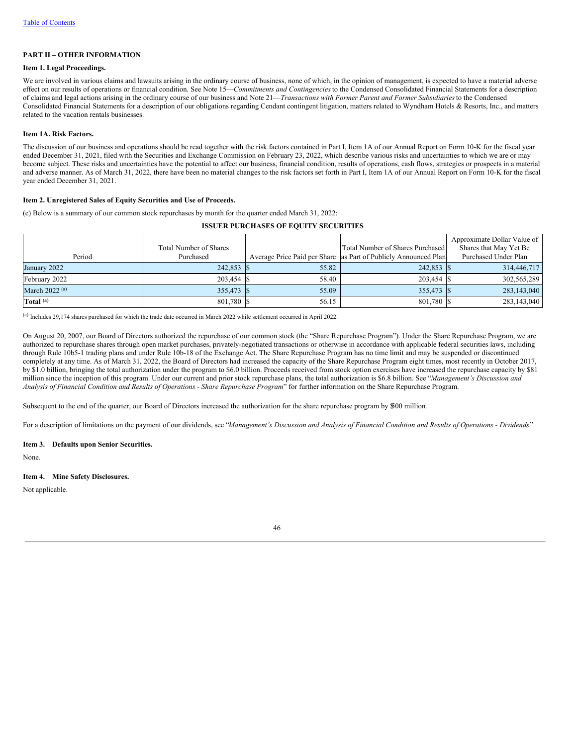[Table of Contents](#)

## PART II – OTHER INFORMATION

### Item 1. Legal Proceedings.

We are involved in various claims and lawsuits arising in the ordinary course of business, none of which, in the opinion of management, is expected to have a material adverse effect on our results of operations or financial condition. See Note 15—*Commitments and Contingencies* to the Condensed Consolidated Financial Statements for a description of claims and legal actions arising in the ordinary course of our business and Note 21—*Transactions with Former Parent and Former Subsidiaries* to the Condensed Consolidated Financial Statements for a description of our obligations regarding Cendant contingent litigation, matters related to Wyndham Hotels & Resorts, Inc., and matters related to the vacation rentals businesses.

### Item 1A. Risk Factors.

The discussion of our business and operations should be read together with the risk factors contained in Part I, Item 1A of our Annual Report on Form 10-K for the fiscal year ended December 31, 2021, filed with the Securities and Exchange Commission on February 23, 2022, which describe various risks and uncertainties to which we are or may become subject. These risks and uncertainties have the potential to affect our business, financial condition, results of operations, cash flows, strategies or prospects in a material and adverse manner. As of March 31, 2022, there have been no material changes to the risk factors set forth in Part I, Item 1A of our Annual Report on Form 10-K for the fiscal year ended December 31, 2021.

### Item 2. Unregistered Sales of Equity Securities and Use of Proceeds.

(c) Below is a summary of our common stock repurchases by month for the quarter ended March 31, 2022:

**ISSUER PURCHASES OF EQUITY SECURITIES**

| Period | Total Number of Shares Purchased | Average Price Paid per Share | Total Number of Shares Purchased as Part of Publicly Announced Plan | Approximate Dollar Value of Shares that May Yet Be Purchased Under Plan |
|---|---|---|---|---|
| January 2022 | 242,853 | $ 55.82 | 242,853 | $ 314,446,717 |
| February 2022 | 203,454 | $ 58.40 | 203,454 | $ 302,565,289 |
| March 2022 [(a)] | 355,473 | $ 55.09 | 355,473 | $ 283,143,040 |
| **Total [(a)]** | 801,780 | $ 56.15 | 801,780 | $ 283,143,040 |

[(a)] Includes 29,174 shares purchased for which the trade date occurred in March 2022 while settlement occurred in April 2022.

On August 20, 2007, our Board of Directors authorized the repurchase of our common stock (the "Share Repurchase Program"). Under the Share Repurchase Program, we are authorized to repurchase shares through open market purchases, privately-negotiated transactions or otherwise in accordance with applicable federal securities laws, including through Rule 10b5-1 trading plans and under Rule 10b-18 of the Exchange Act. The Share Repurchase Program has no time limit and may be suspended or discontinued completely at any time. As of March 31, 2022, the Board of Directors had increased the capacity of the Share Repurchase Program eight times, most recently in October 2017, by $1.0 billion, bringing the total authorization under the program to $6.0 billion. Proceeds received from stock option exercises have increased the repurchase capacity by $81 million since the inception of this program. Under our current and prior stock repurchase plans, the total authorization is $6.8 billion. See "*Management's Discussion and Analysis of Financial Condition and Results of Operations - Share Repurchase Program*" for further information on the Share Repurchase Program.

Subsequent to the end of the quarter, our Board of Directors increased the authorization for the share repurchase program by $500 million.

For a description of limitations on the payment of our dividends, see "*Management's Discussion and Analysis of Financial Condition and Results of Operations - Dividends*."

### Item 3. Defaults upon Senior Securities.

None.

### Item 4. Mine Safety Disclosures.

Not applicable.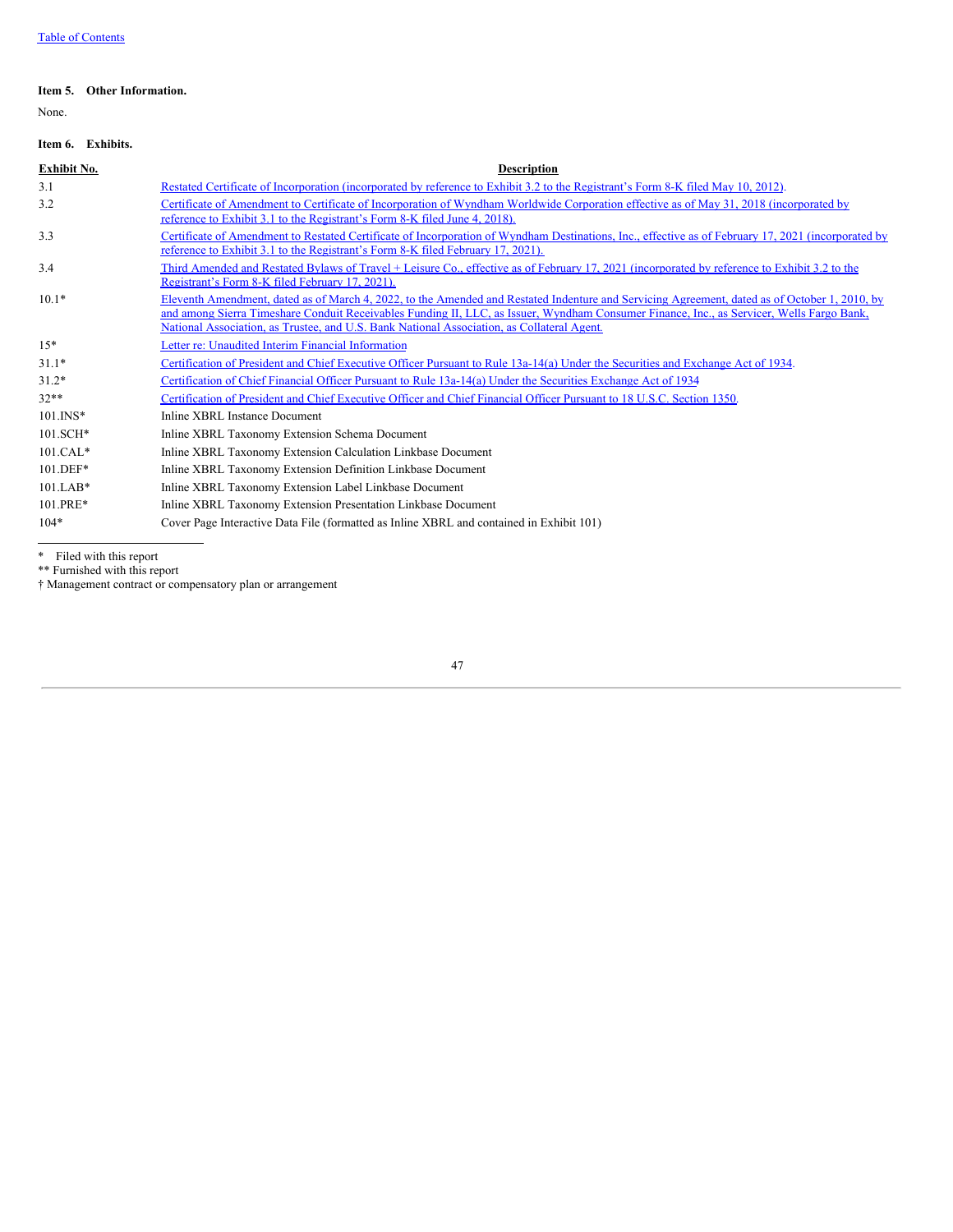**Item 5. Other Information.**

None.

**Item 6. Exhibits.**

| Exhibit No. | Description |
|---|---|
| 3.1 | Restated Certificate of Incorporation (incorporated by reference to Exhibit 3.2 to the Registrant's Form 8-K filed May 10, 2012). |
| 3.2 | Certificate of Amendment to Certificate of Incorporation of Wyndham Worldwide Corporation effective as of May 31, 2018 (incorporated by reference to Exhibit 3.1 to the Registrant's Form 8-K filed June 4, 2018). |
| 3.3 | Certificate of Amendment to Restated Certificate of Incorporation of Wyndham Destinations, Inc., effective as of February 17, 2021 (incorporated by reference to Exhibit 3.1 to the Registrant's Form 8-K filed February 17, 2021). |
| 3.4 | Third Amended and Restated Bylaws of Travel + Leisure Co., effective as of February 17, 2021 (incorporated by reference to Exhibit 3.2 to the Registrant's Form 8-K filed February 17, 2021). |
| 10.1* | Eleventh Amendment, dated as of March 4, 2022, to the Amended and Restated Indenture and Servicing Agreement, dated as of October 1, 2010, by and among Sierra Timeshare Conduit Receivables Funding II, LLC, as Issuer, Wyndham Consumer Finance, Inc., as Servicer, Wells Fargo Bank, National Association, as Trustee, and U.S. Bank National Association, as Collateral Agent. |
| 15* | Letter re: Unaudited Interim Financial Information |
| 31.1* | Certification of President and Chief Executive Officer Pursuant to Rule 13a-14(a) Under the Securities and Exchange Act of 1934. |
| 31.2* | Certification of Chief Financial Officer Pursuant to Rule 13a-14(a) Under the Securities Exchange Act of 1934 |
| 32** | Certification of President and Chief Executive Officer and Chief Financial Officer Pursuant to 18 U.S.C. Section 1350. |
| 101.INS* | Inline XBRL Instance Document |
| 101.SCH* | Inline XBRL Taxonomy Extension Schema Document |
| 101.CAL* | Inline XBRL Taxonomy Extension Calculation Linkbase Document |
| 101.DEF* | Inline XBRL Taxonomy Extension Definition Linkbase Document |
| 101.LAB* | Inline XBRL Taxonomy Extension Label Linkbase Document |
| 101.PRE* | Inline XBRL Taxonomy Extension Presentation Linkbase Document |
| 104* | Cover Page Interactive Data File (formatted as Inline XBRL and contained in Exhibit 101) |

\* Filed with this report

** Furnished with this report

† Management contract or compensatory plan or arrangement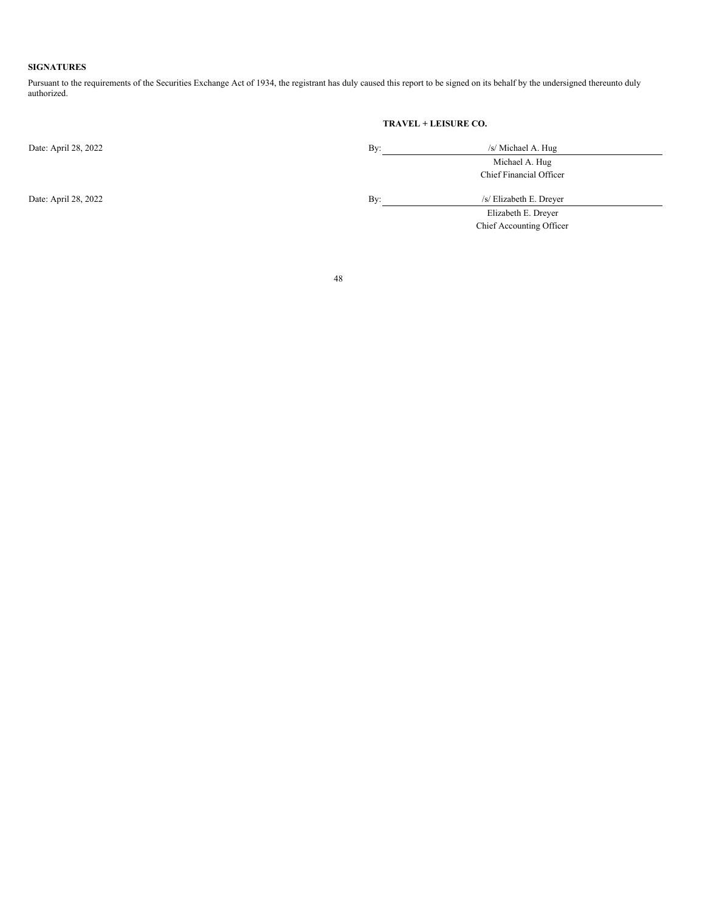**SIGNATURES**

Pursuant to the requirements of the Securities Exchange Act of 1934, the registrant has duly caused this report to be signed on its behalf by the undersigned thereunto duly authorized.

**TRAVEL + LEISURE CO.**

| | |
|---|---|
| Date: April 28, 2022 | By: /s/ Michael A. Hug |
| | Michael A. Hug |
| | Chief Financial Officer |
| Date: April 28, 2022 | By: /s/ Elizabeth E. Dreyer |
| | Elizabeth E. Dreyer |
| | Chief Accounting Officer |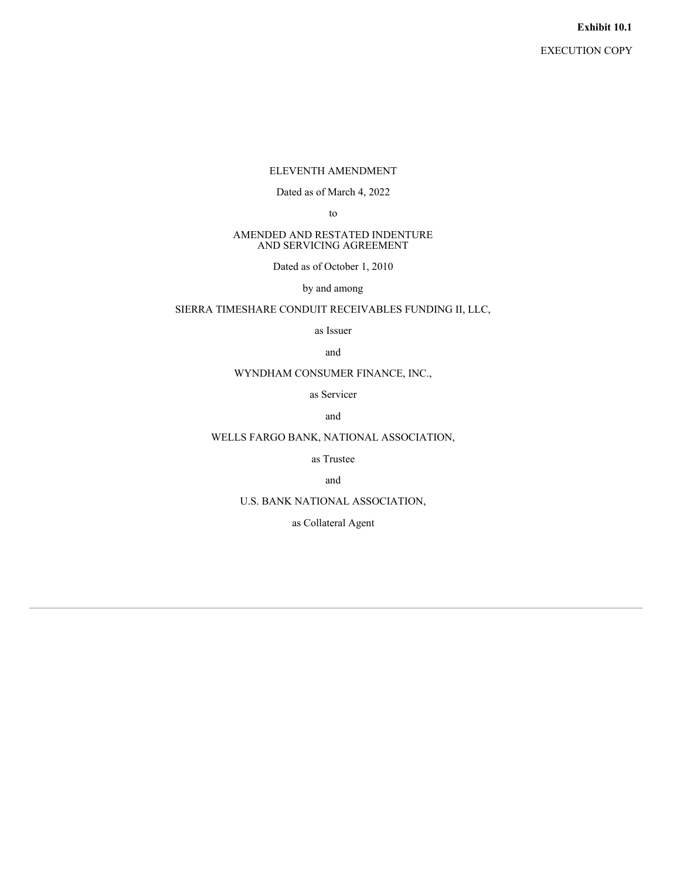**Exhibit 10.1**

EXECUTION COPY

ELEVENTH AMENDMENT

Dated as of March 4, 2022

to

AMENDED AND RESTATED INDENTURE
AND SERVICING AGREEMENT

Dated as of October 1, 2010

by and among

SIERRA TIMESHARE CONDUIT RECEIVABLES FUNDING II, LLC,

as Issuer

and

WYNDHAM CONSUMER FINANCE, INC.,

as Servicer

and

WELLS FARGO BANK, NATIONAL ASSOCIATION,

as Trustee

and

U.S. BANK NATIONAL ASSOCIATION,

as Collateral Agent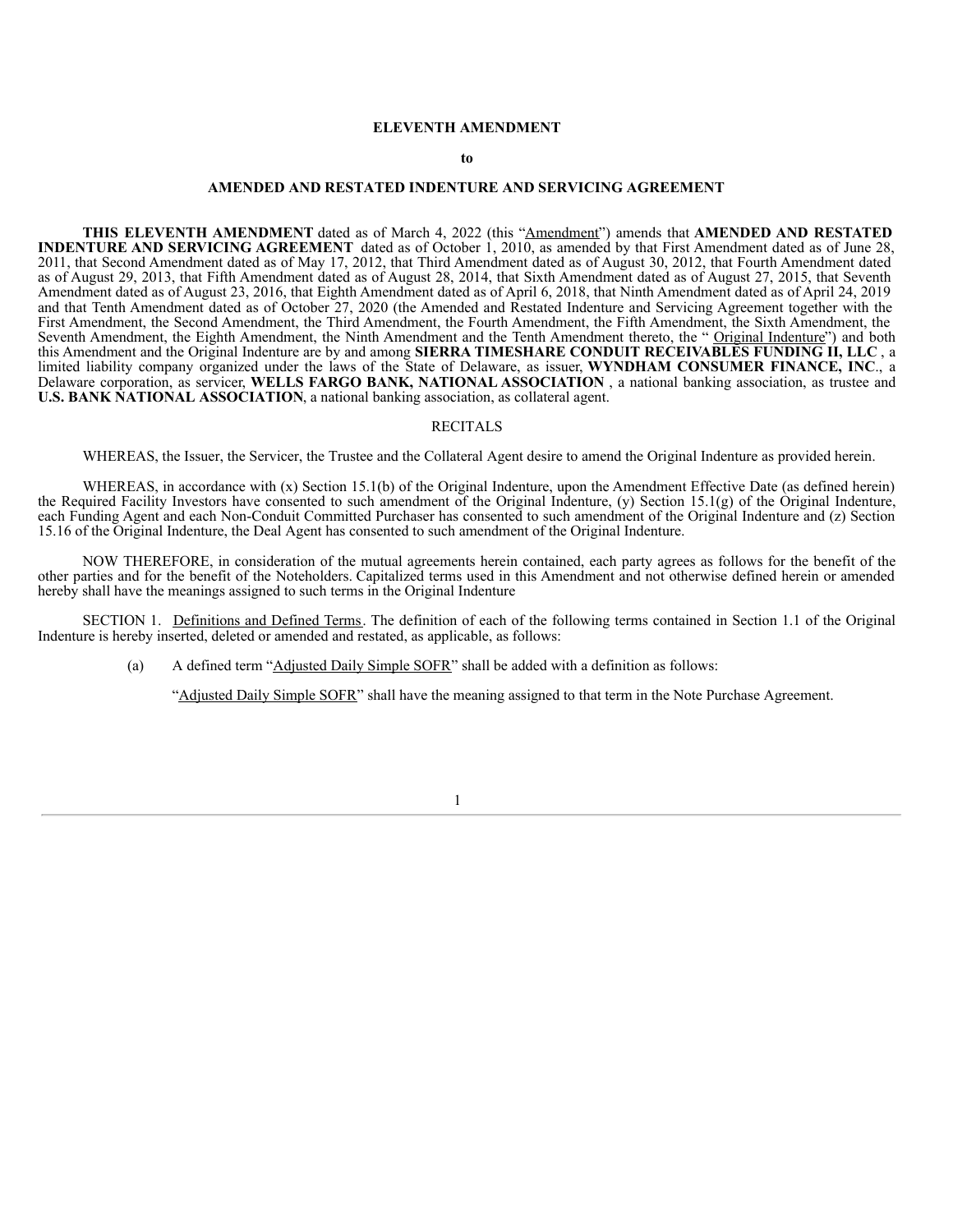**ELEVENTH AMENDMENT**

**to**

**AMENDED AND RESTATED INDENTURE AND SERVICING AGREEMENT**

**THIS ELEVENTH AMENDMENT** dated as of March 4, 2022 (this "Amendment") amends that **AMENDED AND RESTATED INDENTURE AND SERVICING AGREEMENT** dated as of October 1, 2010, as amended by that First Amendment dated as of June 28, 2011, that Second Amendment dated as of May 17, 2012, that Third Amendment dated as of August 30, 2012, that Fourth Amendment dated as of August 29, 2013, that Fifth Amendment dated as of August 28, 2014, that Sixth Amendment dated as of August 27, 2015, that Seventh Amendment dated as of August 23, 2016, that Eighth Amendment dated as of April 6, 2018, that Ninth Amendment dated as of April 24, 2019 and that Tenth Amendment dated as of October 27, 2020 (the Amended and Restated Indenture and Servicing Agreement together with the First Amendment, the Second Amendment, the Third Amendment, the Fourth Amendment, the Fifth Amendment, the Sixth Amendment, the Seventh Amendment, the Eighth Amendment, the Ninth Amendment and the Tenth Amendment thereto, the "Original Indenture") and both this Amendment and the Original Indenture are by and among **SIERRA TIMESHARE CONDUIT RECEIVABLES FUNDING II, LLC**, a limited liability company organized under the laws of the State of Delaware, as issuer, **WYNDHAM CONSUMER FINANCE, INC**., a Delaware corporation, as servicer, **WELLS FARGO BANK, NATIONAL ASSOCIATION**, a national banking association, as trustee and **U.S. BANK NATIONAL ASSOCIATION**, a national banking association, as collateral agent.

RECITALS

WHEREAS, the Issuer, the Servicer, the Trustee and the Collateral Agent desire to amend the Original Indenture as provided herein.

WHEREAS, in accordance with (x) Section 15.1(b) of the Original Indenture, upon the Amendment Effective Date (as defined herein) the Required Facility Investors have consented to such amendment of the Original Indenture, (y) Section 15.1(g) of the Original Indenture, each Funding Agent and each Non-Conduit Committed Purchaser has consented to such amendment of the Original Indenture and (z) Section 15.16 of the Original Indenture, the Deal Agent has consented to such amendment of the Original Indenture.

NOW THEREFORE, in consideration of the mutual agreements herein contained, each party agrees as follows for the benefit of the other parties and for the benefit of the Noteholders. Capitalized terms used in this Amendment and not otherwise defined herein or amended hereby shall have the meanings assigned to such terms in the Original Indenture

SECTION 1. Definitions and Defined Terms. The definition of each of the following terms contained in Section 1.1 of the Original Indenture is hereby inserted, deleted or amended and restated, as applicable, as follows:

(a) A defined term "Adjusted Daily Simple SOFR" shall be added with a definition as follows:

"Adjusted Daily Simple SOFR" shall have the meaning assigned to that term in the Note Purchase Agreement.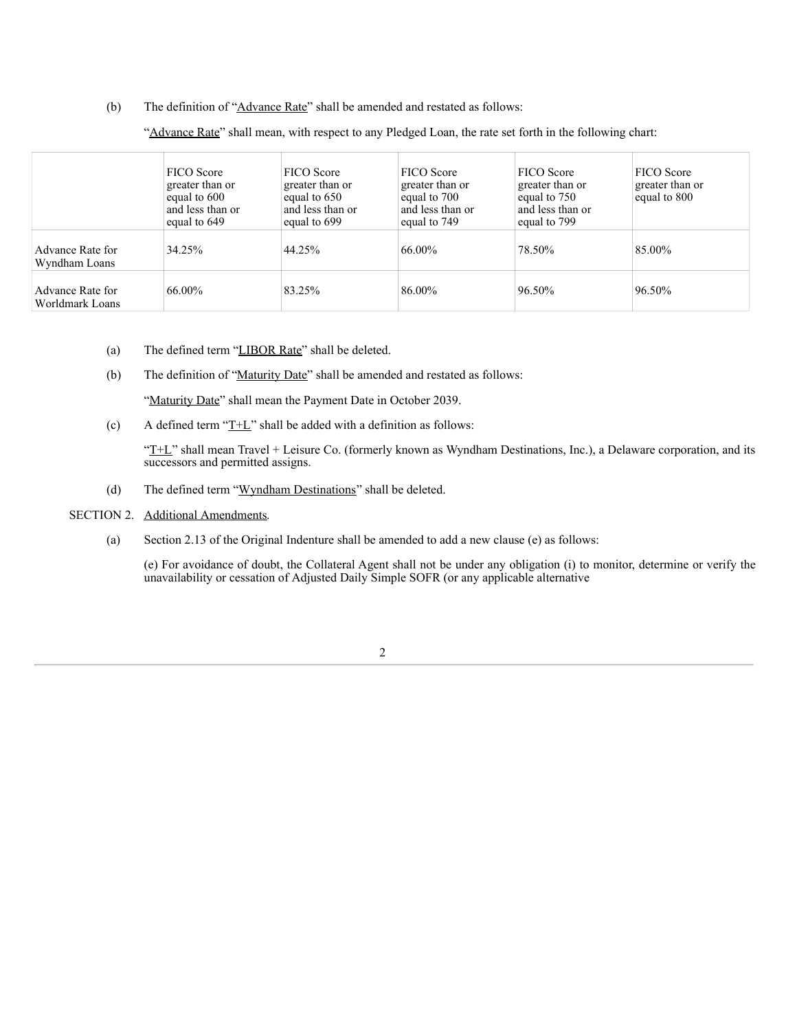(b) The definition of "Advance Rate" shall be amended and restated as follows:

"Advance Rate" shall mean, with respect to any Pledged Loan, the rate set forth in the following chart:

| | FICO Score greater than or equal to 600 and less than or equal to 649 | FICO Score greater than or equal to 650 and less than or equal to 699 | FICO Score greater than or equal to 700 and less than or equal to 749 | FICO Score greater than or equal to 750 and less than or equal to 799 | FICO Score greater than or equal to 800 |
|---|---|---|---|---|---|
| Advance Rate for Wyndham Loans | 34.25% | 44.25% | 66.00% | 78.50% | 85.00% |
| Advance Rate for Worldmark Loans | 66.00% | 83.25% | 86.00% | 96.50% | 96.50% |

(a) The defined term "LIBOR Rate" shall be deleted.

(b) The definition of "Maturity Date" shall be amended and restated as follows:

"Maturity Date" shall mean the Payment Date in October 2039.

(c) A defined term "T+L" shall be added with a definition as follows:

"T+L" shall mean Travel + Leisure Co. (formerly known as Wyndham Destinations, Inc.), a Delaware corporation, and its successors and permitted assigns.

(d) The defined term "Wyndham Destinations" shall be deleted.

SECTION 2. Additional Amendments.

(a) Section 2.13 of the Original Indenture shall be amended to add a new clause (e) as follows:

(e) For avoidance of doubt, the Collateral Agent shall not be under any obligation (i) to monitor, determine or verify the unavailability or cessation of Adjusted Daily Simple SOFR (or any applicable alternative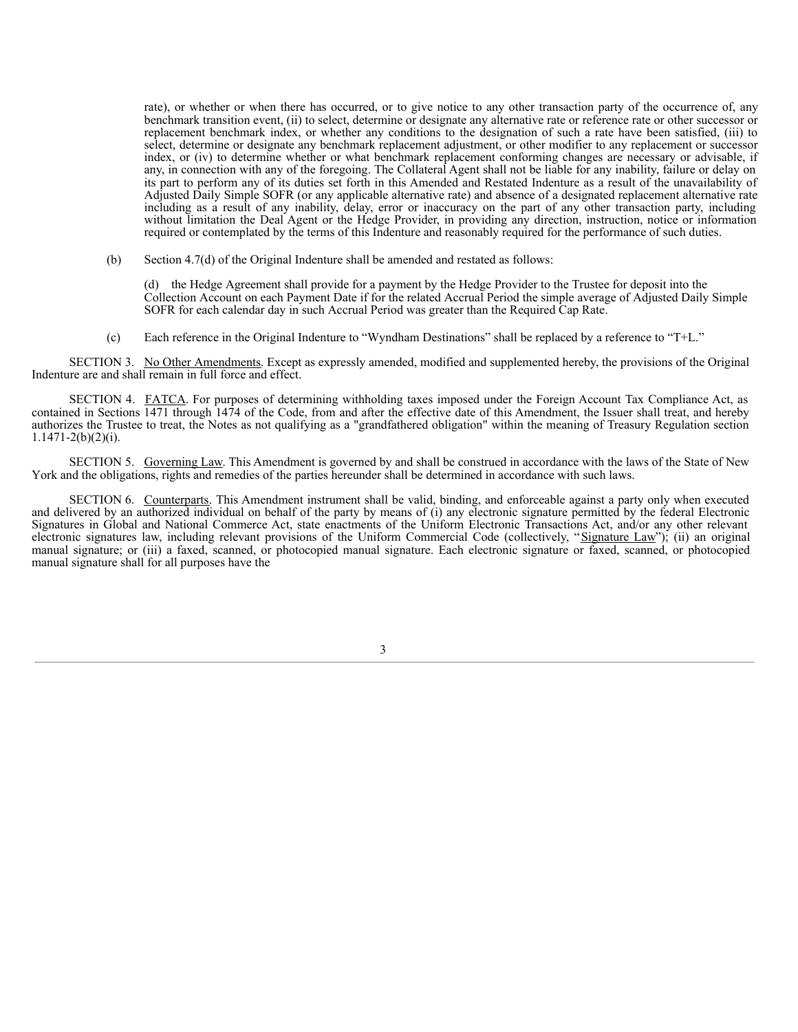rate), or whether or when there has occurred, or to give notice to any other transaction party of the occurrence of, any benchmark transition event, (ii) to select, determine or designate any alternative rate or reference rate or other successor or replacement benchmark index, or whether any conditions to the designation of such a rate have been satisfied, (iii) to select, determine or designate any benchmark replacement adjustment, or other modifier to any replacement or successor index, or (iv) to determine whether or what benchmark replacement conforming changes are necessary or advisable, if any, in connection with any of the foregoing. The Collateral Agent shall not be liable for any inability, failure or delay on its part to perform any of its duties set forth in this Amended and Restated Indenture as a result of the unavailability of Adjusted Daily Simple SOFR (or any applicable alternative rate) and absence of a designated replacement alternative rate including as a result of any inability, delay, error or inaccuracy on the part of any other transaction party, including without limitation the Deal Agent or the Hedge Provider, in providing any direction, instruction, notice or information required or contemplated by the terms of this Indenture and reasonably required for the performance of such duties.

(b) Section 4.7(d) of the Original Indenture shall be amended and restated as follows:

(d) the Hedge Agreement shall provide for a payment by the Hedge Provider to the Trustee for deposit into the Collection Account on each Payment Date if for the related Accrual Period the simple average of Adjusted Daily Simple SOFR for each calendar day in such Accrual Period was greater than the Required Cap Rate.

(c) Each reference in the Original Indenture to "Wyndham Destinations" shall be replaced by a reference to "T+L."

SECTION 3. No Other Amendments. Except as expressly amended, modified and supplemented hereby, the provisions of the Original Indenture are and shall remain in full force and effect.

SECTION 4. FATCA. For purposes of determining withholding taxes imposed under the Foreign Account Tax Compliance Act, as contained in Sections 1471 through 1474 of the Code, from and after the effective date of this Amendment, the Issuer shall treat, and hereby authorizes the Trustee to treat, the Notes as not qualifying as a "grandfathered obligation" within the meaning of Treasury Regulation section 1.1471-2(b)(2)(i).

SECTION 5. Governing Law. This Amendment is governed by and shall be construed in accordance with the laws of the State of New York and the obligations, rights and remedies of the parties hereunder shall be determined in accordance with such laws.

SECTION 6. Counterparts. This Amendment instrument shall be valid, binding, and enforceable against a party only when executed and delivered by an authorized individual on behalf of the party by means of (i) any electronic signature permitted by the federal Electronic Signatures in Global and National Commerce Act, state enactments of the Uniform Electronic Transactions Act, and/or any other relevant electronic signatures law, including relevant provisions of the Uniform Commercial Code (collectively, "Signature Law"); (ii) an original manual signature; or (iii) a faxed, scanned, or photocopied manual signature. Each electronic signature or faxed, scanned, or photocopied manual signature shall for all purposes have the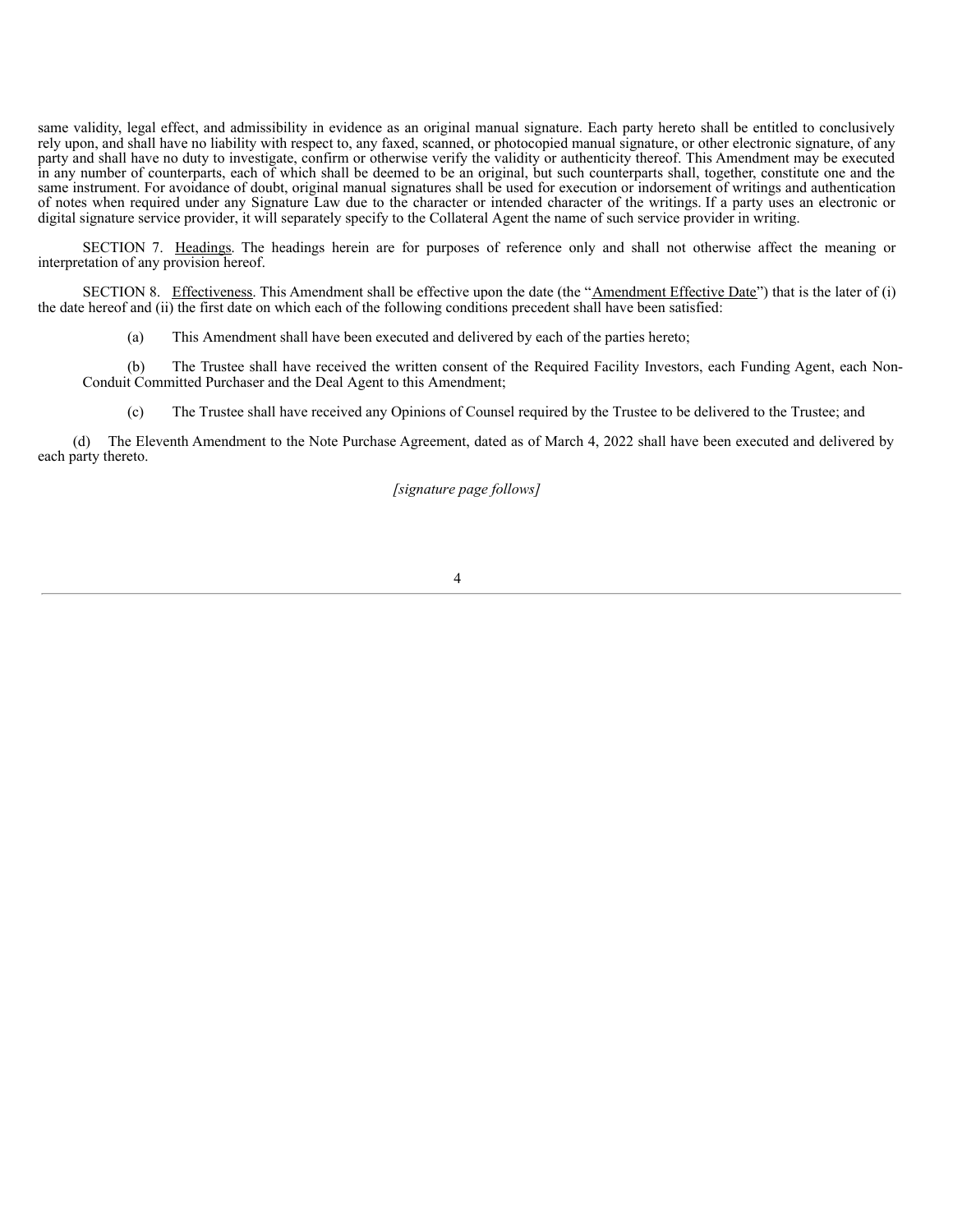same validity, legal effect, and admissibility in evidence as an original manual signature. Each party hereto shall be entitled to conclusively rely upon, and shall have no liability with respect to, any faxed, scanned, or photocopied manual signature, or other electronic signature, of any party and shall have no duty to investigate, confirm or otherwise verify the validity or authenticity thereof. This Amendment may be executed in any number of counterparts, each of which shall be deemed to be an original, but such counterparts shall, together, constitute one and the same instrument. For avoidance of doubt, original manual signatures shall be used for execution or indorsement of writings and authentication of notes when required under any Signature Law due to the character or intended character of the writings. If a party uses an electronic or digital signature service provider, it will separately specify to the Collateral Agent the name of such service provider in writing.

SECTION 7. Headings. The headings herein are for purposes of reference only and shall not otherwise affect the meaning or interpretation of any provision hereof.

SECTION 8. Effectiveness. This Amendment shall be effective upon the date (the "Amendment Effective Date") that is the later of (i) the date hereof and (ii) the first date on which each of the following conditions precedent shall have been satisfied:

(a) This Amendment shall have been executed and delivered by each of the parties hereto;

(b) The Trustee shall have received the written consent of the Required Facility Investors, each Funding Agent, each Non-Conduit Committed Purchaser and the Deal Agent to this Amendment;

(c) The Trustee shall have received any Opinions of Counsel required by the Trustee to be delivered to the Trustee; and

(d) The Eleventh Amendment to the Note Purchase Agreement, dated as of March 4, 2022 shall have been executed and delivered by each party thereto.

*[signature page follows]*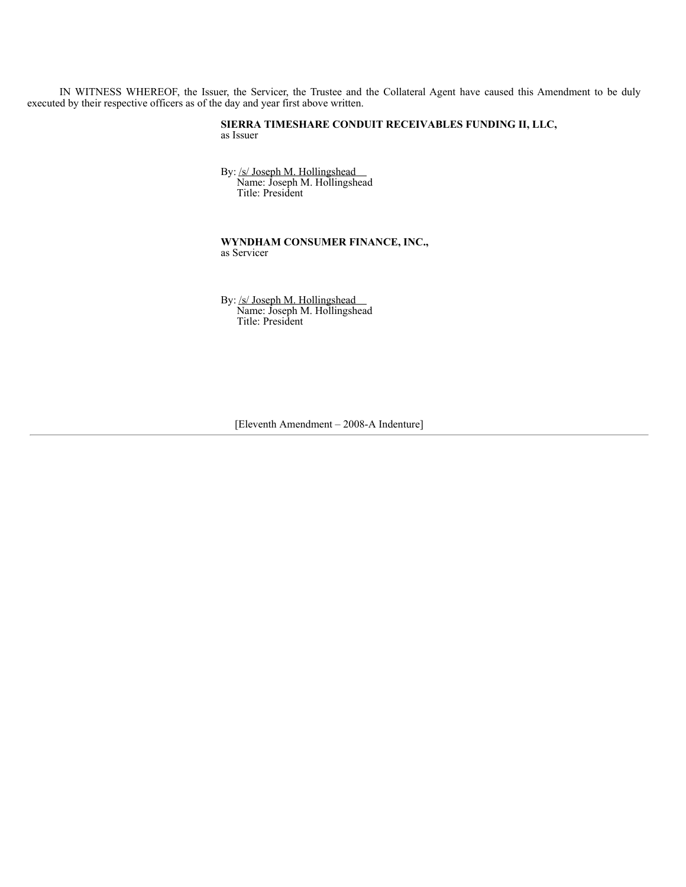IN WITNESS WHEREOF, the Issuer, the Servicer, the Trustee and the Collateral Agent have caused this Amendment to be duly executed by their respective officers as of the day and year first above written.

**SIERRA TIMESHARE CONDUIT RECEIVABLES FUNDING II, LLC,**
as Issuer

By: /s/ Joseph M. Hollingshead
Name: Joseph M. Hollingshead
Title: President

**WYNDHAM CONSUMER FINANCE, INC.,**
as Servicer

By: /s/ Joseph M. Hollingshead
Name: Joseph M. Hollingshead
Title: President

[Eleventh Amendment – 2008-A Indenture]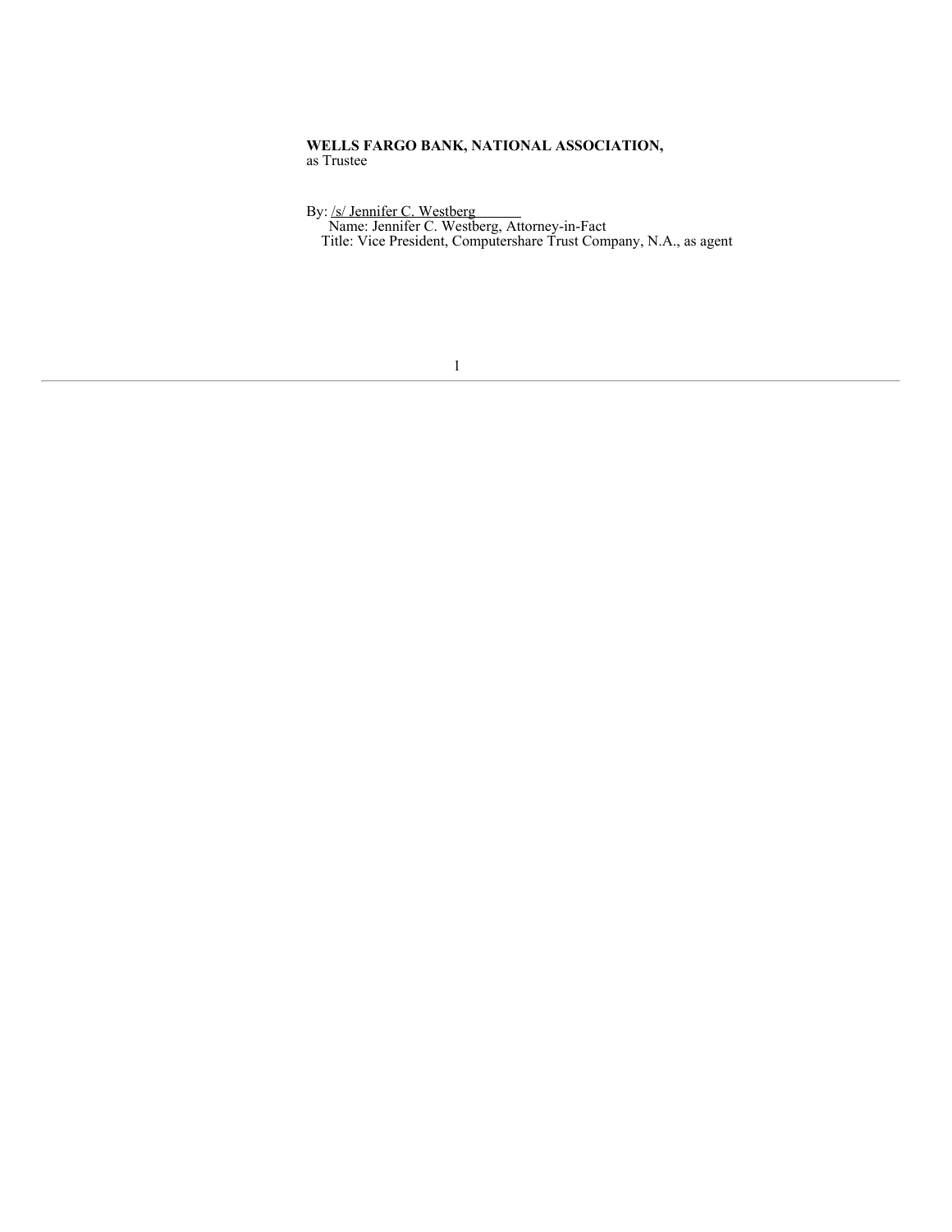**WELLS FARGO BANK, NATIONAL ASSOCIATION,**
as Trustee

By: /s/ Jennifer C. Westberg
Name: Jennifer C. Westberg, Attorney-in-Fact
Title: Vice President, Computershare Trust Company, N.A., as agent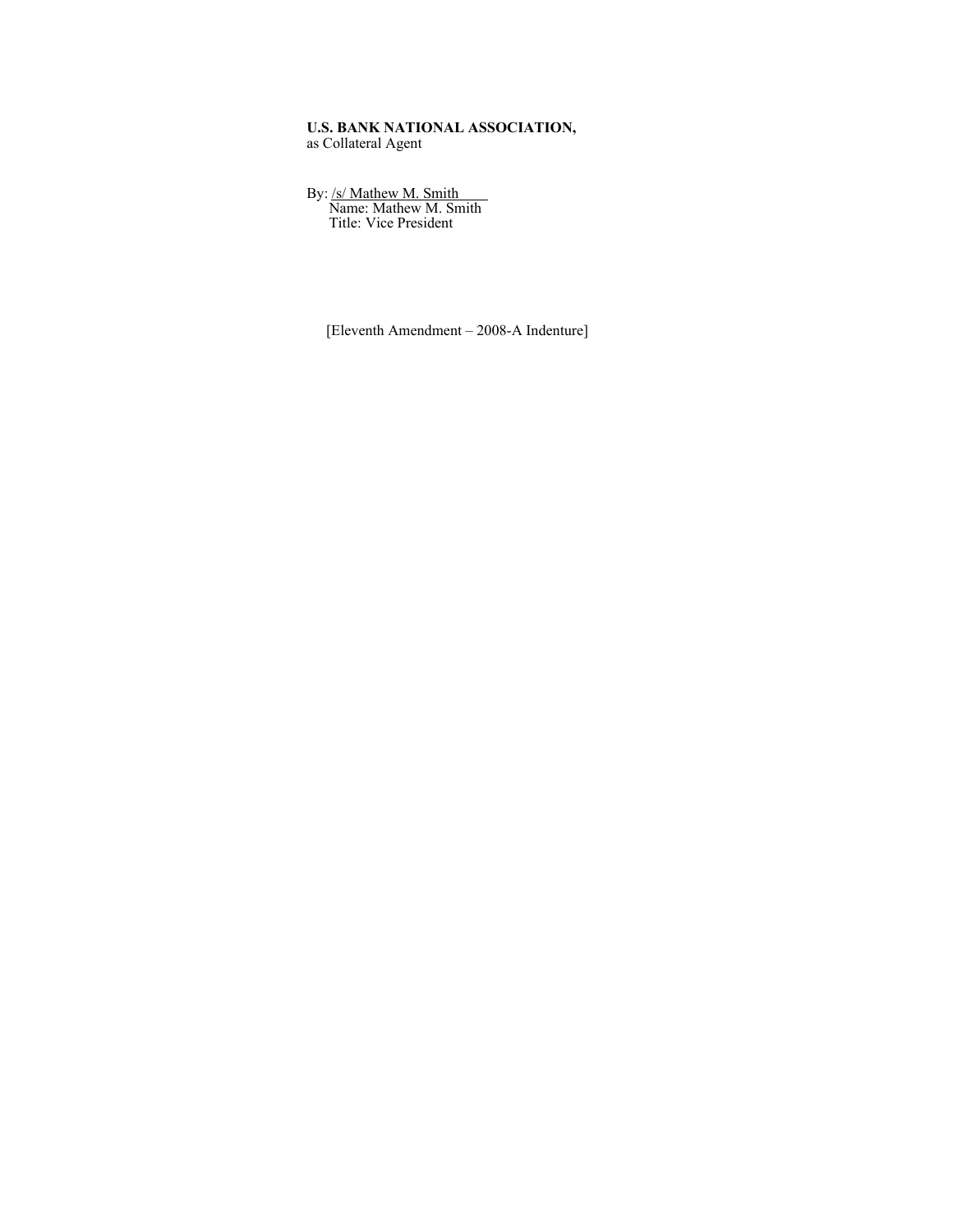**U.S. BANK NATIONAL ASSOCIATION,**
as Collateral Agent

By: /s/ Mathew M. Smith
Name: Mathew M. Smith
Title: Vice President

[Eleventh Amendment – 2008-A Indenture]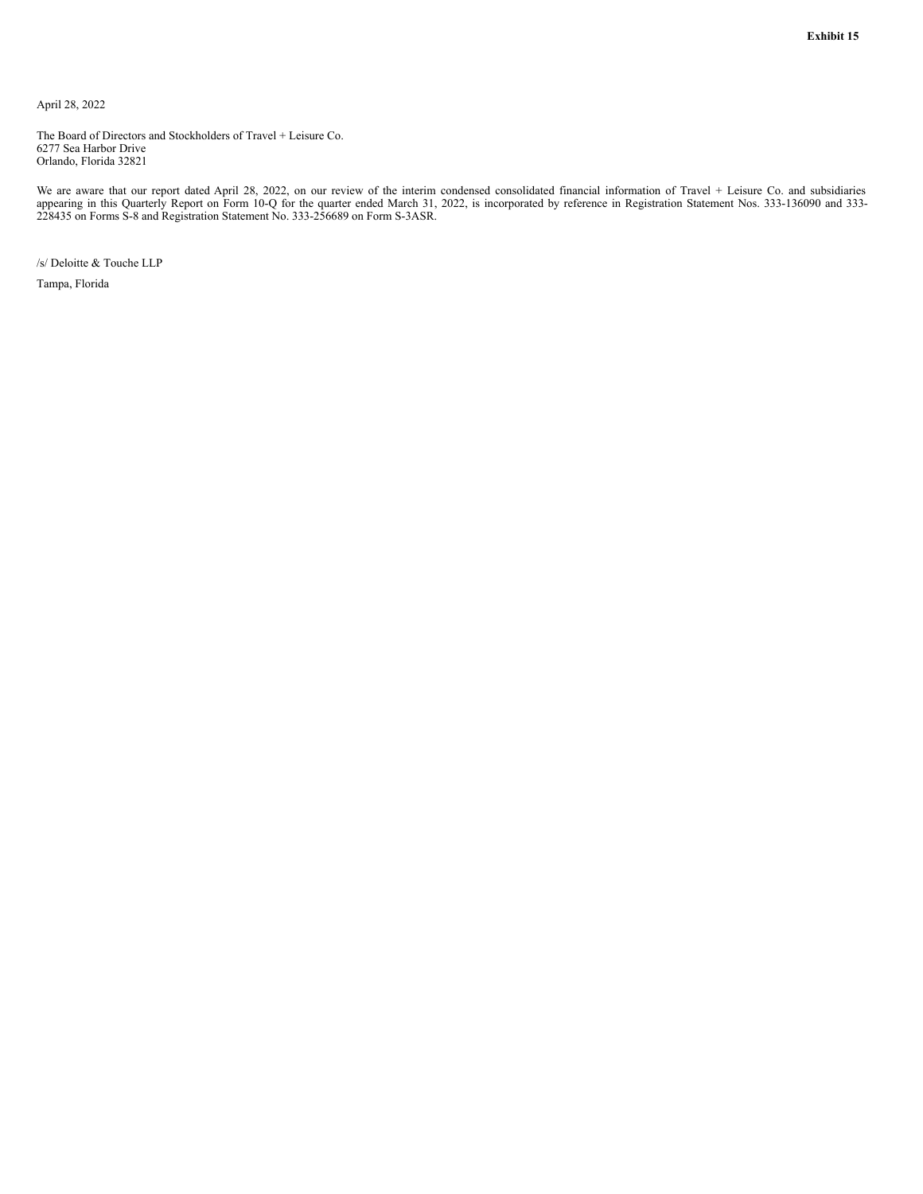**Exhibit 15**

April 28, 2022

The Board of Directors and Stockholders of Travel + Leisure Co.
6277 Sea Harbor Drive
Orlando, Florida 32821

We are aware that our report dated April 28, 2022, on our review of the interim condensed consolidated financial information of Travel + Leisure Co. and subsidiaries appearing in this Quarterly Report on Form 10-Q for the quarter ended March 31, 2022, is incorporated by reference in Registration Statement Nos. 333-136090 and 333-228435 on Forms S-8 and Registration Statement No. 333-256689 on Form S-3ASR.

/s/ Deloitte & Touche LLP

Tampa, Florida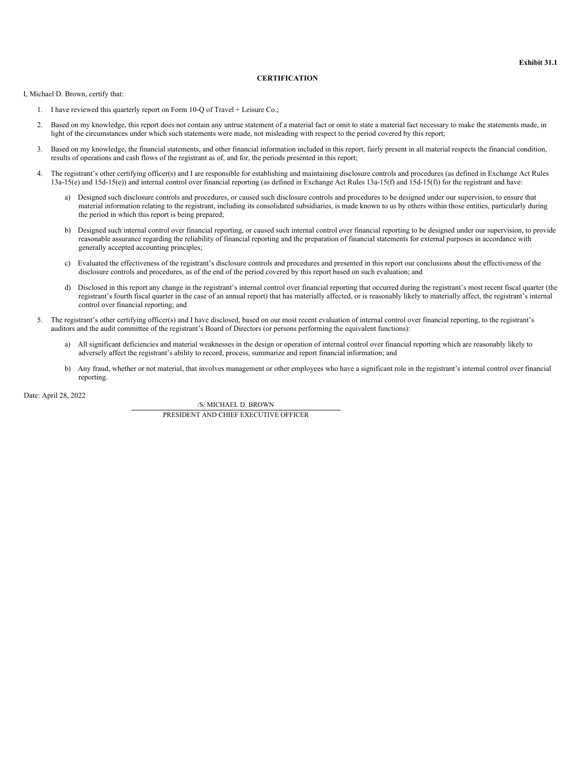**Exhibit 31.1**

**CERTIFICATION**

I, Michael D. Brown, certify that:

1. I have reviewed this quarterly report on Form 10-Q of Travel + Leisure Co.;
2. Based on my knowledge, this report does not contain any untrue statement of a material fact or omit to state a material fact necessary to make the statements made, in light of the circumstances under which such statements were made, not misleading with respect to the period covered by this report;
3. Based on my knowledge, the financial statements, and other financial information included in this report, fairly present in all material respects the financial condition, results of operations and cash flows of the registrant as of, and for, the periods presented in this report;
4. The registrant's other certifying officer(s) and I are responsible for establishing and maintaining disclosure controls and procedures (as defined in Exchange Act Rules 13a-15(e) and 15d-15(e)) and internal control over financial reporting (as defined in Exchange Act Rules 13a-15(f) and 15d-15(f)) for the registrant and have:
   a) Designed such disclosure controls and procedures, or caused such disclosure controls and procedures to be designed under our supervision, to ensure that material information relating to the registrant, including its consolidated subsidiaries, is made known to us by others within those entities, particularly during the period in which this report is being prepared;
   b) Designed such internal control over financial reporting, or caused such internal control over financial reporting to be designed under our supervision, to provide reasonable assurance regarding the reliability of financial reporting and the preparation of financial statements for external purposes in accordance with generally accepted accounting principles;
   c) Evaluated the effectiveness of the registrant's disclosure controls and procedures and presented in this report our conclusions about the effectiveness of the disclosure controls and procedures, as of the end of the period covered by this report based on such evaluation; and
   d) Disclosed in this report any change in the registrant's internal control over financial reporting that occurred during the registrant's most recent fiscal quarter (the registrant's fourth fiscal quarter in the case of an annual report) that has materially affected, or is reasonably likely to materially affect, the registrant's internal control over financial reporting; and
5. The registrant's other certifying officer(s) and I have disclosed, based on our most recent evaluation of internal control over financial reporting, to the registrant's auditors and the audit committee of the registrant's Board of Directors (or persons performing the equivalent functions):
   a) All significant deficiencies and material weaknesses in the design or operation of internal control over financial reporting which are reasonably likely to adversely affect the registrant's ability to record, process, summarize and report financial information; and
   b) Any fraud, whether or not material, that involves management or other employees who have a significant role in the registrant's internal control over financial reporting.

Date: April 28, 2022

/S/ MICHAEL D. BROWN

PRESIDENT AND CHIEF EXECUTIVE OFFICER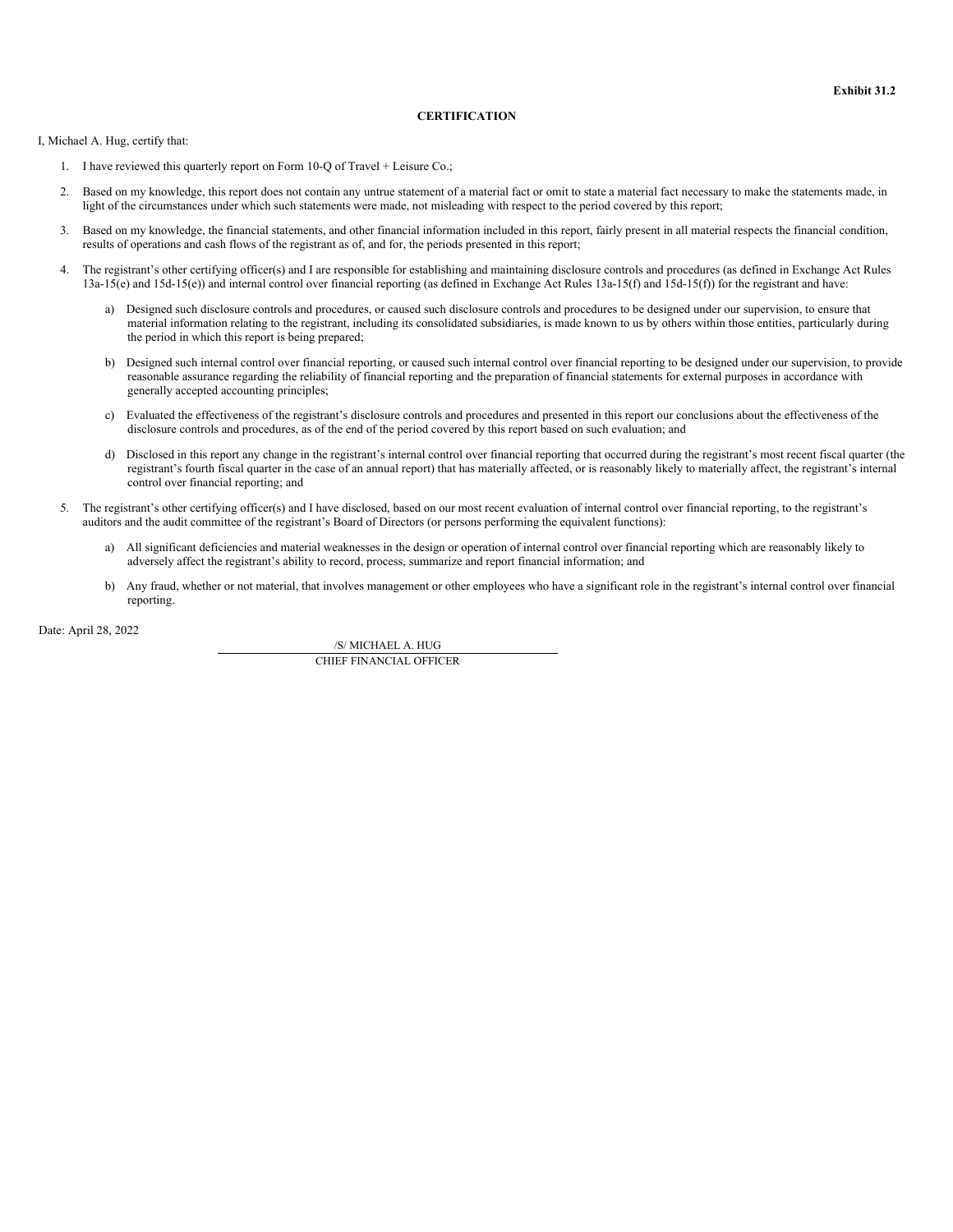**Exhibit 31.2**

**CERTIFICATION**

I, Michael A. Hug, certify that:

1. I have reviewed this quarterly report on Form 10-Q of Travel + Leisure Co.;
2. Based on my knowledge, this report does not contain any untrue statement of a material fact or omit to state a material fact necessary to make the statements made, in light of the circumstances under which such statements were made, not misleading with respect to the period covered by this report;
3. Based on my knowledge, the financial statements, and other financial information included in this report, fairly present in all material respects the financial condition, results of operations and cash flows of the registrant as of, and for, the periods presented in this report;
4. The registrant's other certifying officer(s) and I are responsible for establishing and maintaining disclosure controls and procedures (as defined in Exchange Act Rules 13a-15(e) and 15d-15(e)) and internal control over financial reporting (as defined in Exchange Act Rules 13a-15(f) and 15d-15(f)) for the registrant and have:
   a) Designed such disclosure controls and procedures, or caused such disclosure controls and procedures to be designed under our supervision, to ensure that material information relating to the registrant, including its consolidated subsidiaries, is made known to us by others within those entities, particularly during the period in which this report is being prepared;
   b) Designed such internal control over financial reporting, or caused such internal control over financial reporting to be designed under our supervision, to provide reasonable assurance regarding the reliability of financial reporting and the preparation of financial statements for external purposes in accordance with generally accepted accounting principles;
   c) Evaluated the effectiveness of the registrant's disclosure controls and procedures and presented in this report our conclusions about the effectiveness of the disclosure controls and procedures, as of the end of the period covered by this report based on such evaluation; and
   d) Disclosed in this report any change in the registrant's internal control over financial reporting that occurred during the registrant's most recent fiscal quarter (the registrant's fourth fiscal quarter in the case of an annual report) that has materially affected, or is reasonably likely to materially affect, the registrant's internal control over financial reporting; and
5. The registrant's other certifying officer(s) and I have disclosed, based on our most recent evaluation of internal control over financial reporting, to the registrant's auditors and the audit committee of the registrant's Board of Directors (or persons performing the equivalent functions):
   a) All significant deficiencies and material weaknesses in the design or operation of internal control over financial reporting which are reasonably likely to adversely affect the registrant's ability to record, process, summarize and report financial information; and
   b) Any fraud, whether or not material, that involves management or other employees who have a significant role in the registrant's internal control over financial reporting.

Date: April 28, 2022

/S/ MICHAEL A. HUG

CHIEF FINANCIAL OFFICER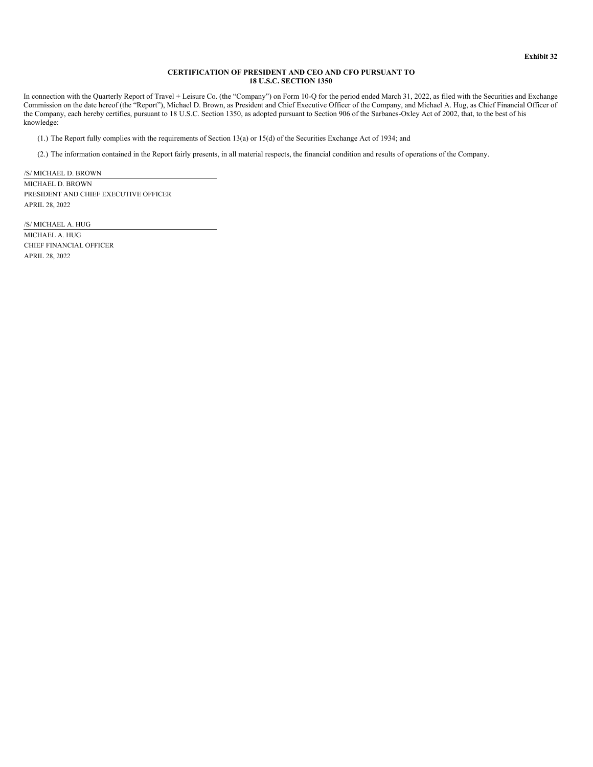**Exhibit 32**

**CERTIFICATION OF PRESIDENT AND CEO AND CFO PURSUANT TO 18 U.S.C. SECTION 1350**

In connection with the Quarterly Report of Travel + Leisure Co. (the "Company") on Form 10-Q for the period ended March 31, 2022, as filed with the Securities and Exchange Commission on the date hereof (the "Report"), Michael D. Brown, as President and Chief Executive Officer of the Company, and Michael A. Hug, as Chief Financial Officer of the Company, each hereby certifies, pursuant to 18 U.S.C. Section 1350, as adopted pursuant to Section 906 of the Sarbanes-Oxley Act of 2002, that, to the best of his knowledge:

(1.) The Report fully complies with the requirements of Section 13(a) or 15(d) of the Securities Exchange Act of 1934; and

(2.) The information contained in the Report fairly presents, in all material respects, the financial condition and results of operations of the Company.

/S/ MICHAEL D. BROWN

MICHAEL D. BROWN
PRESIDENT AND CHIEF EXECUTIVE OFFICER
APRIL 28, 2022

/S/ MICHAEL A. HUG

MICHAEL A. HUG
CHIEF FINANCIAL OFFICER
APRIL 28, 2022